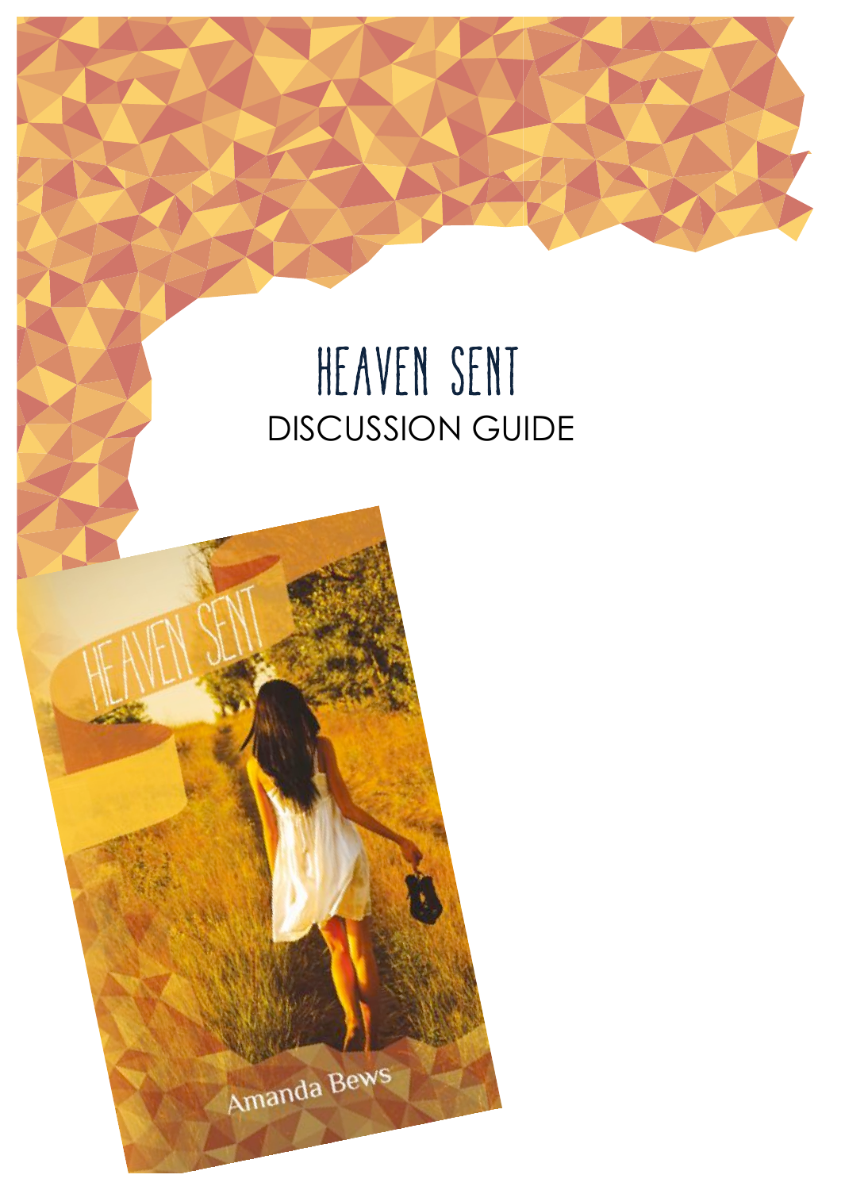# HEAVEN SENT

DISCUSSION GUIDE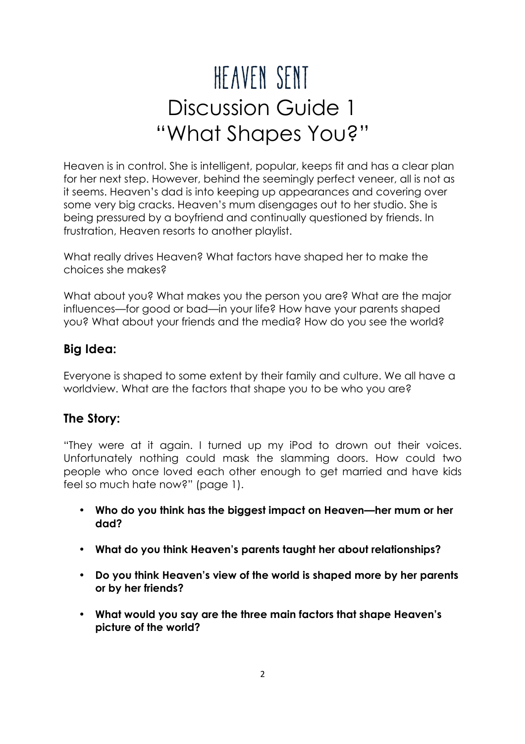# Heaven Sent

# Discussion Guide 1

# "What Shapes You?"

Heaven is in control. She is intelligent, popular, keeps fit and has a clear plan for her next step. However, behind the seemingly perfect veneer, all is not as it seems. Heaven's dad is into keeping up appearances and covering over some very big cracks. Heaven's mum disengages out to her studio. She is being pressured by a boyfriend and continually questioned by friends. In frustration, Heaven resorts to another playlist.

What really drives Heaven? What factors have shaped her to make the choices she makes?

What about you? What makes you the person you are? What are the major influences—for good or bad—in your life? How have your parents shaped you? What about your friends and the media? How do you see the world?

## Big Idea:

Everyone is shaped to some extent by their family and culture. We all have a worldview. What are the factors that shape you to be who you are?

## The Story:

"They were at it again. I turned up my iPod to drown out their voices. Unfortunately nothing could mask the slamming doors. How could two people who once loved each other enough to get married and have kids feel so much hate now?" (page 1).

- **Who do you think has the biggest impact on Heaven—her mum or her dad?**
- **What do you think Heaven's parents taught her about relationships?**
- **Do you think Heaven's view of the world is shaped more by her parents or by her friends?**
- **What would you say are the three main factors that shape Heaven's picture of the world?**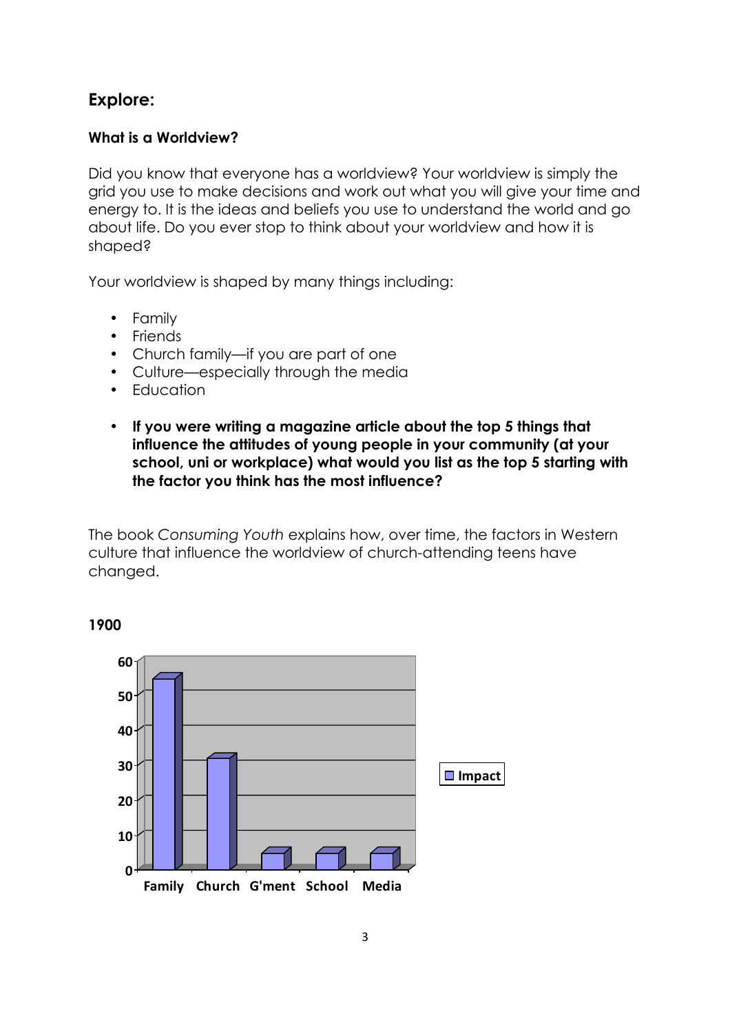## Explore:

### What is a Worldview?

Did you know that everyone has a worldview? Your worldview is simply the grid you use to make decisions and work out what you will give your time and energy to. It is the ideas and beliefs you use to understand the world and go about life. Do you ever stop to think about your worldview and how it is shaped?

Your worldview is shaped by many things including:

- Family
- Friends
- Church family—if you are part of one
- Culture—especially through the media
- Education

- **If you were writing a magazine article about the top 5 things that influence the attitudes of young people in your community (at your school, uni or workplace) what would you list as the top 5 starting with the factor you think has the most influence?**

The book *Consuming Youth* explains how, over time, the factors in Western culture that influence the worldview of church-attending teens have changed.

**1900**

| | Impact |
|---|---|
| Family | 55 |
| Church | 32 |
| G'ment | 5 |
| School | 5 |
| Media | 5 |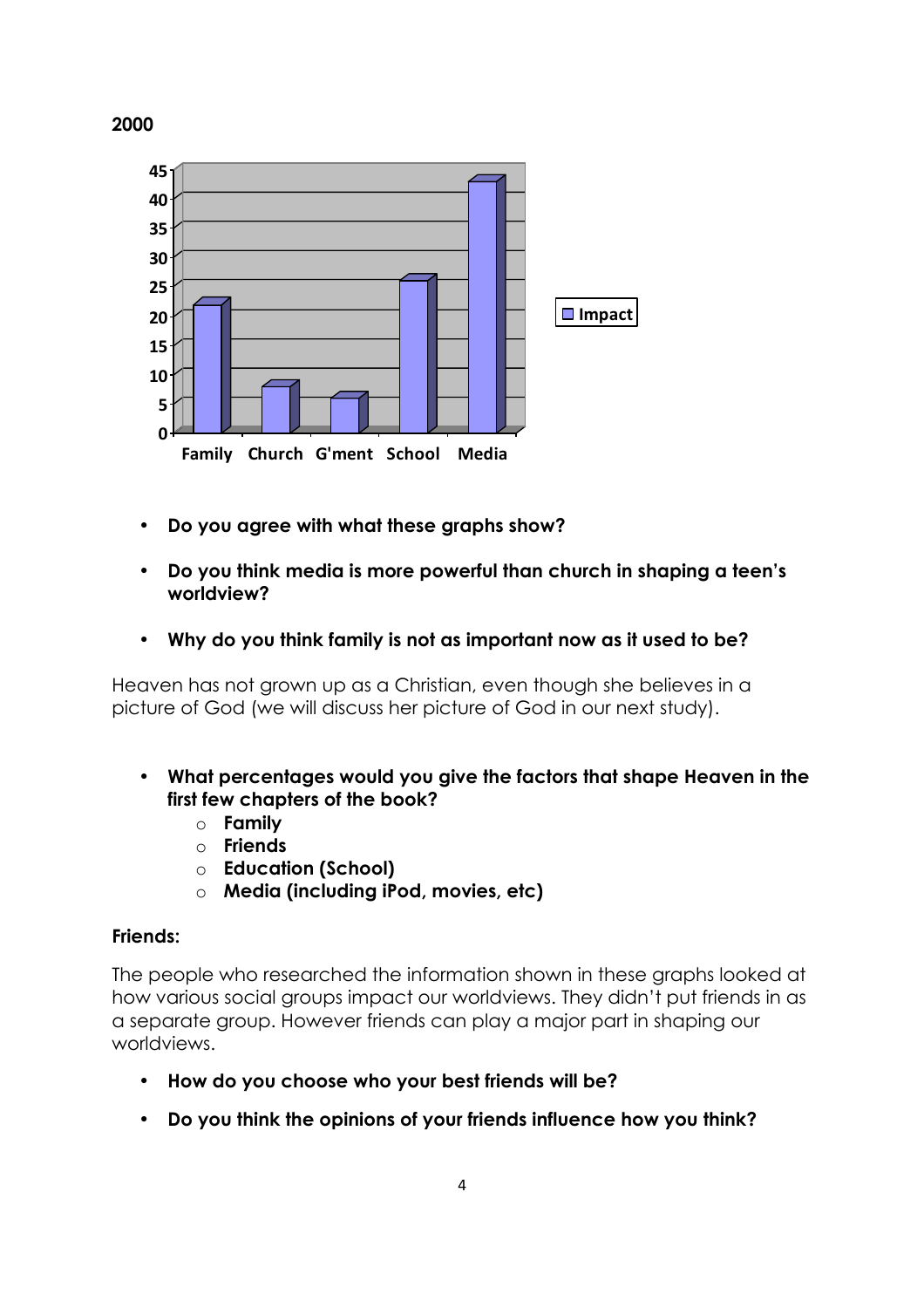**2000**

- **Do you agree with what these graphs show?**
- **Do you think media is more powerful than church in shaping a teen's worldview?**
- **Why do you think family is not as important now as it used to be?**

Heaven has not grown up as a Christian, even though she believes in a picture of God (we will discuss her picture of God in our next study).

- **What percentages would you give the factors that shape Heaven in the first few chapters of the book?**
  - **Family**
  - **Friends**
  - **Education (School)**
  - **Media (including iPod, movies, etc)**

**Friends:**

The people who researched the information shown in these graphs looked at how various social groups impact our worldviews. They didn't put friends in as a separate group. However friends can play a major part in shaping our worldviews.

- **How do you choose who your best friends will be?**
- **Do you think the opinions of your friends influence how you think?**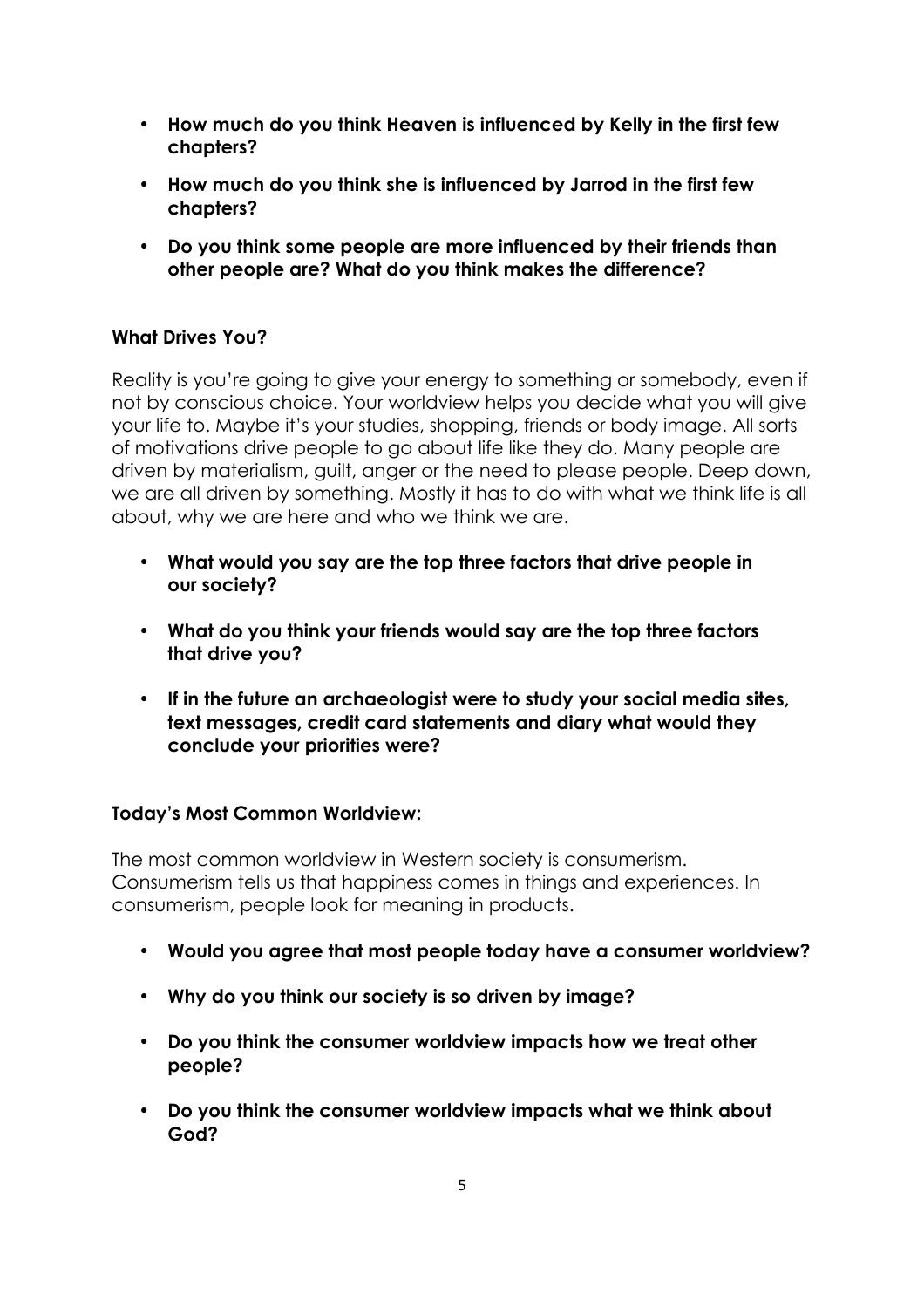- **How much do you think Heaven is influenced by Kelly in the first few chapters?**
- **How much do you think she is influenced by Jarrod in the first few chapters?**
- **Do you think some people are more influenced by their friends than other people are? What do you think makes the difference?**

**What Drives You?**

Reality is you're going to give your energy to something or somebody, even if not by conscious choice. Your worldview helps you decide what you will give your life to. Maybe it's your studies, shopping, friends or body image. All sorts of motivations drive people to go about life like they do. Many people are driven by materialism, guilt, anger or the need to please people. Deep down, we are all driven by something. Mostly it has to do with what we think life is all about, why we are here and who we think we are.

- **What would you say are the top three factors that drive people in our society?**
- **What do you think your friends would say are the top three factors that drive you?**
- **If in the future an archaeologist were to study your social media sites, text messages, credit card statements and diary what would they conclude your priorities were?**

**Today's Most Common Worldview:**

The most common worldview in Western society is consumerism. Consumerism tells us that happiness comes in things and experiences. In consumerism, people look for meaning in products.

- **Would you agree that most people today have a consumer worldview?**
- **Why do you think our society is so driven by image?**
- **Do you think the consumer worldview impacts how we treat other people?**
- **Do you think the consumer worldview impacts what we think about God?**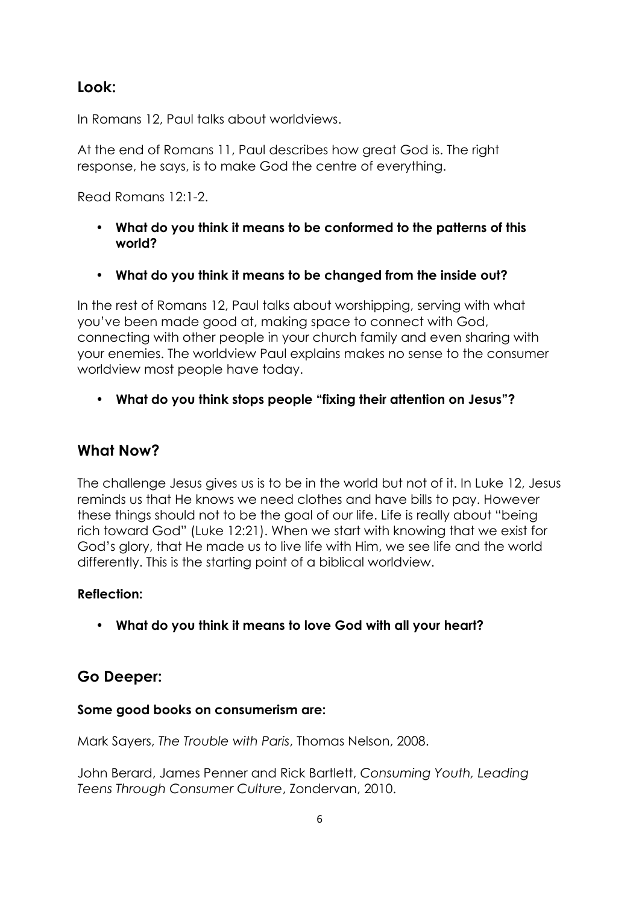## Look:

In Romans 12, Paul talks about worldviews.

At the end of Romans 11, Paul describes how great God is. The right response, he says, is to make God the centre of everything.

Read Romans 12:1-2.

- **What do you think it means to be conformed to the patterns of this world?**
- **What do you think it means to be changed from the inside out?**

In the rest of Romans 12, Paul talks about worshipping, serving with what you've been made good at, making space to connect with God, connecting with other people in your church family and even sharing with your enemies. The worldview Paul explains makes no sense to the consumer worldview most people have today.

- **What do you think stops people "fixing their attention on Jesus"?**

## What Now?

The challenge Jesus gives us is to be in the world but not of it. In Luke 12, Jesus reminds us that He knows we need clothes and have bills to pay. However these things should not to be the goal of our life. Life is really about "being rich toward God" (Luke 12:21). When we start with knowing that we exist for God's glory, that He made us to live life with Him, we see life and the world differently. This is the starting point of a biblical worldview.

**Reflection:**

- **What do you think it means to love God with all your heart?**

## Go Deeper:

**Some good books on consumerism are:**

Mark Sayers, *The Trouble with Paris*, Thomas Nelson, 2008.

John Berard, James Penner and Rick Bartlett, *Consuming Youth, Leading Teens Through Consumer Culture*, Zondervan, 2010.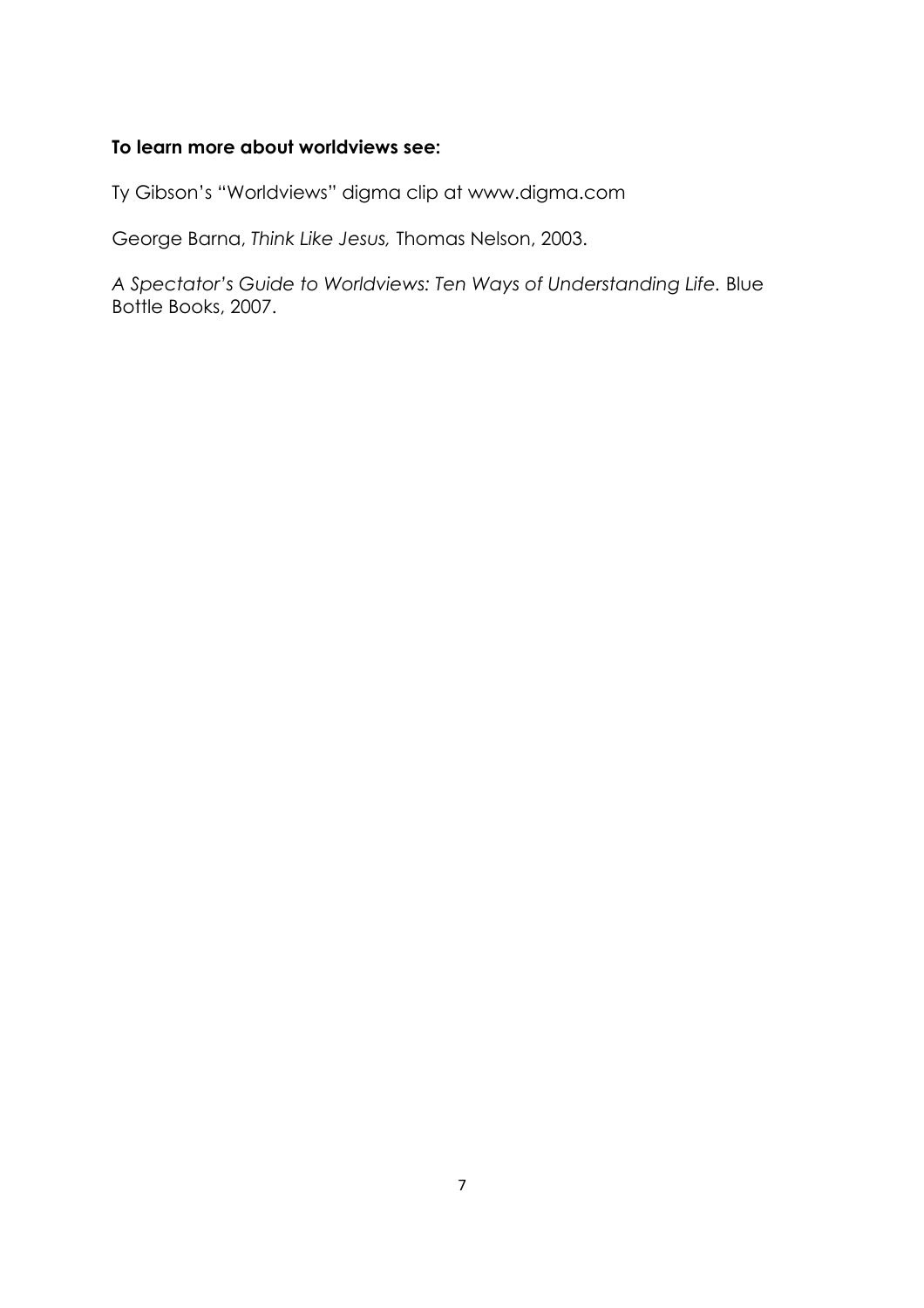**To learn more about worldviews see:**

Ty Gibson's "Worldviews" digma clip at www.digma.com

George Barna, *Think Like Jesus,* Thomas Nelson, 2003.

*A Spectator's Guide to Worldviews: Ten Ways of Understanding Life*. Blue Bottle Books, 2007.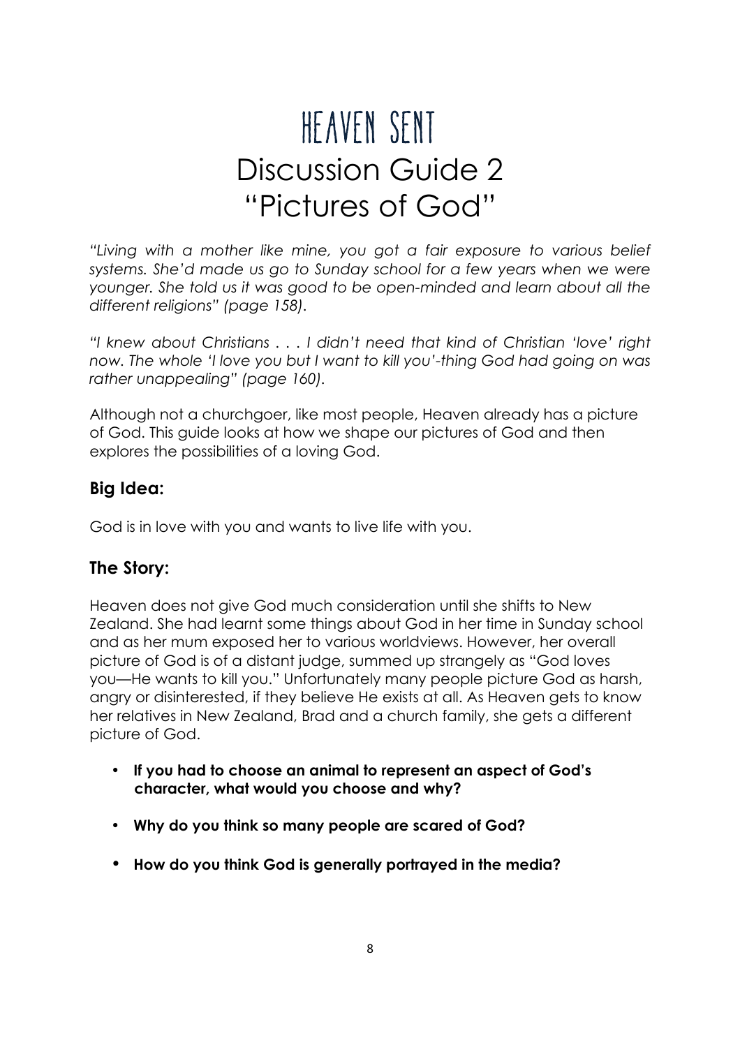# HEAVEN SENT

# Discussion Guide 2

# "Pictures of God"

*"Living with a mother like mine, you got a fair exposure to various belief systems. She'd made us go to Sunday school for a few years when we were younger. She told us it was good to be open-minded and learn about all the different religions" (page 158).*

*"I knew about Christians . . . I didn't need that kind of Christian 'love' right now. The whole 'I love you but I want to kill you'-thing God had going on was rather unappealing" (page 160).*

Although not a churchgoer, like most people, Heaven already has a picture of God. This guide looks at how we shape our pictures of God and then explores the possibilities of a loving God.

## Big Idea:

God is in love with you and wants to live life with you.

## The Story:

Heaven does not give God much consideration until she shifts to New Zealand. She had learnt some things about God in her time in Sunday school and as her mum exposed her to various worldviews. However, her overall picture of God is of a distant judge, summed up strangely as "God loves you—He wants to kill you." Unfortunately many people picture God as harsh, angry or disinterested, if they believe He exists at all. As Heaven gets to know her relatives in New Zealand, Brad and a church family, she gets a different picture of God.

- **If you had to choose an animal to represent an aspect of God's character, what would you choose and why?**
- **Why do you think so many people are scared of God?**
- **How do you think God is generally portrayed in the media?**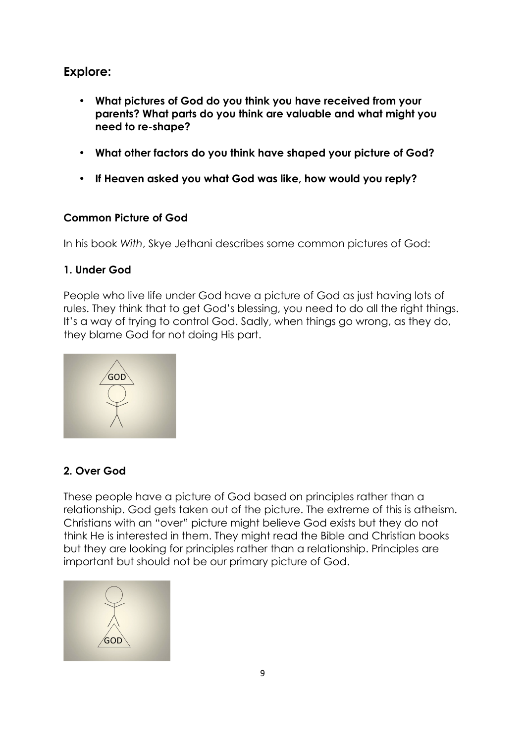## Explore:

- **What pictures of God do you think you have received from your parents? What parts do you think are valuable and what might you need to re-shape?**
- **What other factors do you think have shaped your picture of God?**
- **If Heaven asked you what God was like, how would you reply?**

### Common Picture of God

In his book *With*, Skye Jethani describes some common pictures of God:

#### 1. Under God

People who live life under God have a picture of God as just having lots of rules. They think that to get God's blessing, you need to do all the right things. It's a way of trying to control God. Sadly, when things go wrong, as they do, they blame God for not doing His part.

#### 2. Over God

These people have a picture of God based on principles rather than a relationship. God gets taken out of the picture. The extreme of this is atheism. Christians with an "over" picture might believe God exists but they do not think He is interested in them. They might read the Bible and Christian books but they are looking for principles rather than a relationship. Principles are important but should not be our primary picture of God.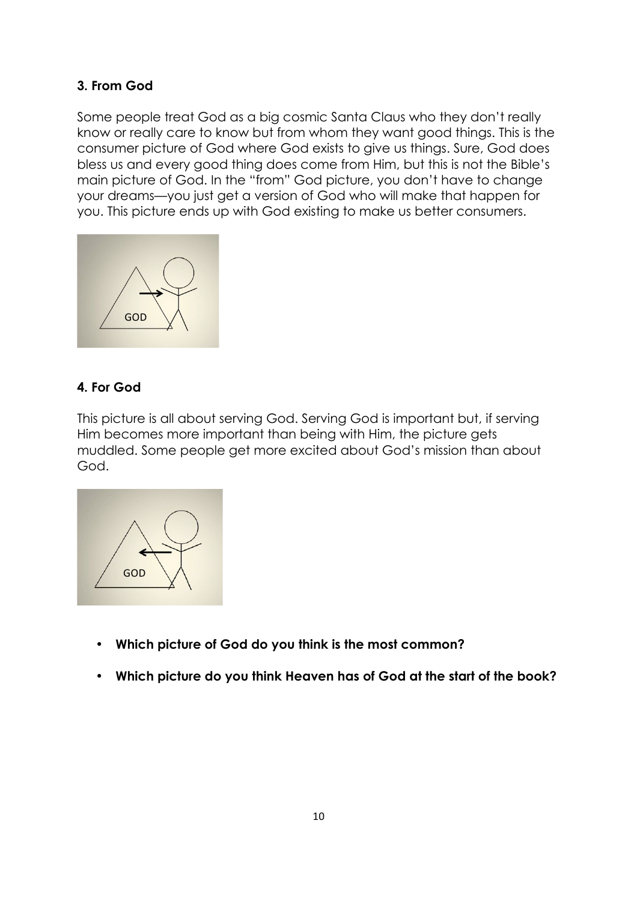### 3. From God

Some people treat God as a big cosmic Santa Claus who they don't really know or really care to know but from whom they want good things. This is the consumer picture of God where God exists to give us things. Sure, God does bless us and every good thing does come from Him, but this is not the Bible's main picture of God. In the "from" God picture, you don't have to change your dreams—you just get a version of God who will make that happen for you. This picture ends up with God existing to make us better consumers.

### 4. For God

This picture is all about serving God. Serving God is important but, if serving Him becomes more important than being with Him, the picture gets muddled. Some people get more excited about God's mission than about God.

- **Which picture of God do you think is the most common?**
- **Which picture do you think Heaven has of God at the start of the book?**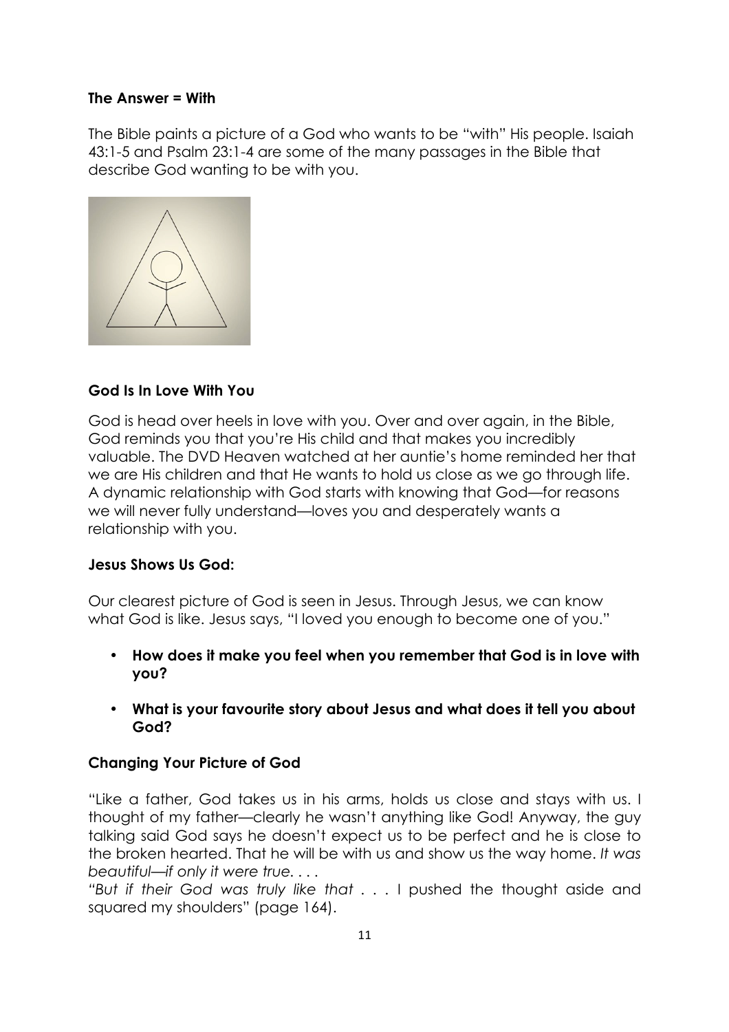**The Answer = With**

The Bible paints a picture of a God who wants to be "with" His people. Isaiah 43:1-5 and Psalm 23:1-4 are some of the many passages in the Bible that describe God wanting to be with you.

**God Is In Love With You**

God is head over heels in love with you. Over and over again, in the Bible, God reminds you that you're His child and that makes you incredibly valuable. The DVD Heaven watched at her auntie's home reminded her that we are His children and that He wants to hold us close as we go through life. A dynamic relationship with God starts with knowing that God—for reasons we will never fully understand—loves you and desperately wants a relationship with you.

**Jesus Shows Us God:**

Our clearest picture of God is seen in Jesus. Through Jesus, we can know what God is like. Jesus says, "I loved you enough to become one of you."

- **How does it make you feel when you remember that God is in love with you?**
- **What is your favourite story about Jesus and what does it tell you about God?**

**Changing Your Picture of God**

"Like a father, God takes us in his arms, holds us close and stays with us. I thought of my father—clearly he wasn't anything like God! Anyway, the guy talking said God says he doesn't expect us to be perfect and he is close to the broken hearted. That he will be with us and show us the way home. *It was beautiful—if only it were true. . . .*

*"But if their God was truly like that* . . . I pushed the thought aside and squared my shoulders" (page 164).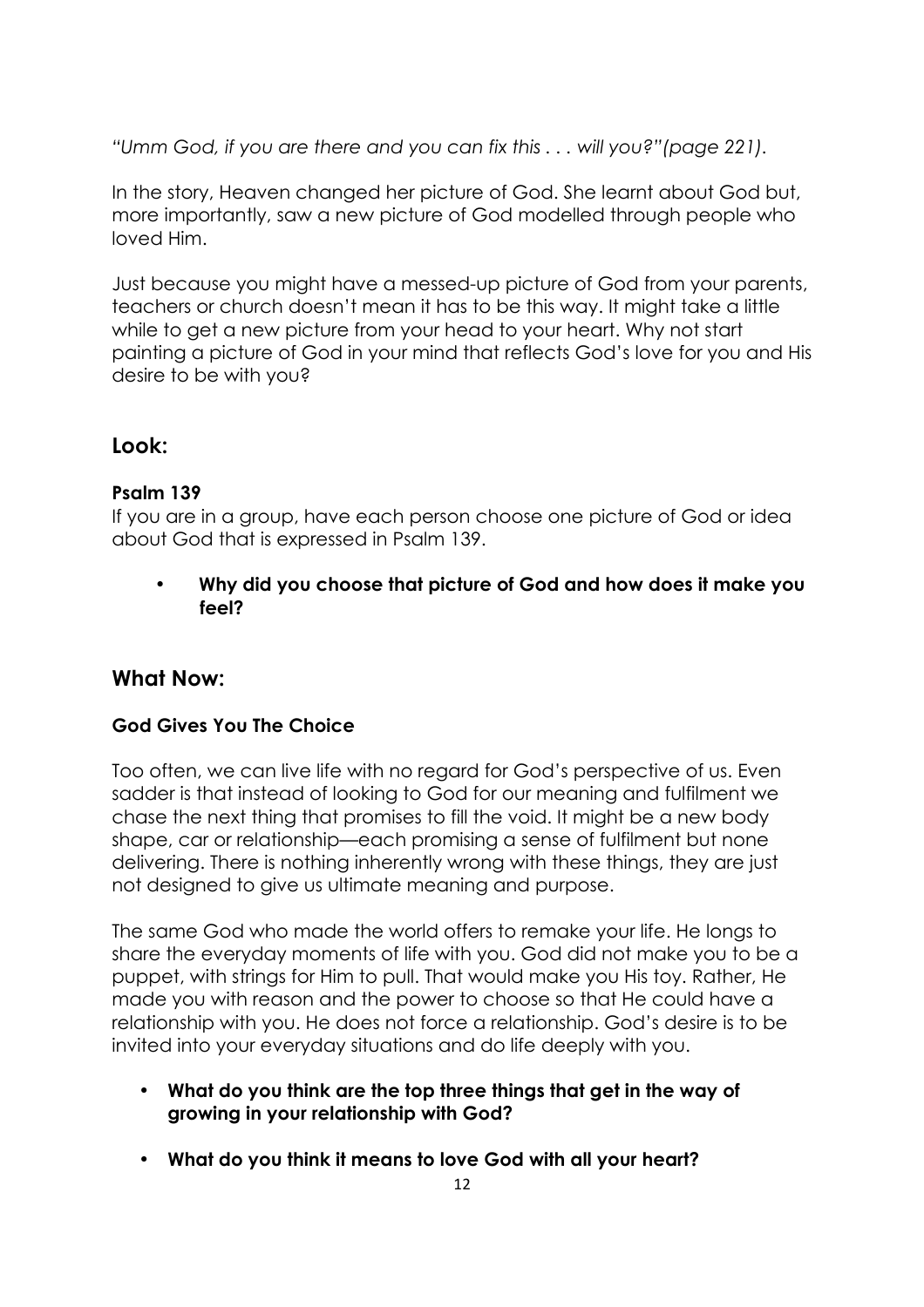*"Umm God, if you are there and you can fix this . . . will you?"(page 221).*

In the story, Heaven changed her picture of God. She learnt about God but, more importantly, saw a new picture of God modelled through people who loved Him.

Just because you might have a messed-up picture of God from your parents, teachers or church doesn't mean it has to be this way. It might take a little while to get a new picture from your head to your heart. Why not start painting a picture of God in your mind that reflects God's love for you and His desire to be with you?

## Look:

**Psalm 139**

If you are in a group, have each person choose one picture of God or idea about God that is expressed in Psalm 139.

- **Why did you choose that picture of God and how does it make you feel?**

## What Now:

**God Gives You The Choice**

Too often, we can live life with no regard for God's perspective of us. Even sadder is that instead of looking to God for our meaning and fulfilment we chase the next thing that promises to fill the void. It might be a new body shape, car or relationship—each promising a sense of fulfilment but none delivering. There is nothing inherently wrong with these things, they are just not designed to give us ultimate meaning and purpose.

The same God who made the world offers to remake your life. He longs to share the everyday moments of life with you. God did not make you to be a puppet, with strings for Him to pull. That would make you His toy. Rather, He made you with reason and the power to choose so that He could have a relationship with you. He does not force a relationship. God's desire is to be invited into your everyday situations and do life deeply with you.

- **What do you think are the top three things that get in the way of growing in your relationship with God?**
- **What do you think it means to love God with all your heart?**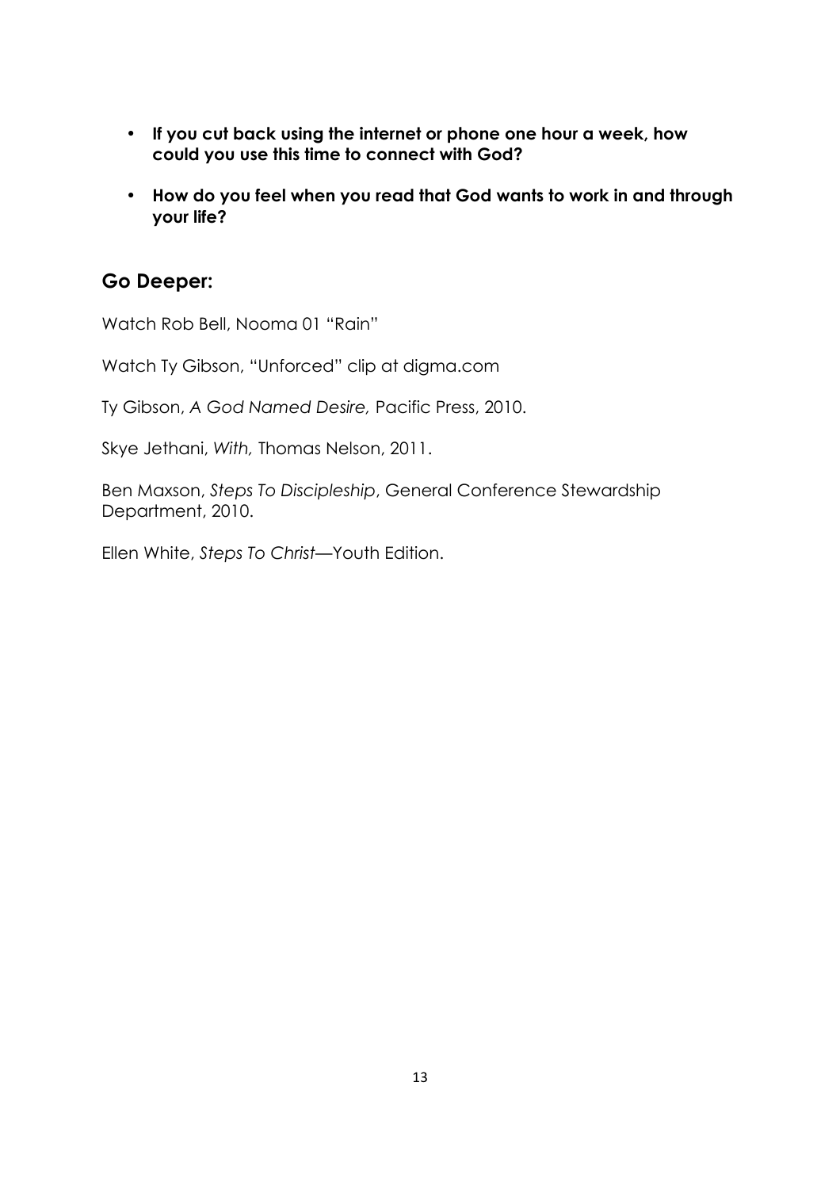- **If you cut back using the internet or phone one hour a week, how could you use this time to connect with God?**

- **How do you feel when you read that God wants to work in and through your life?**

## Go Deeper:

Watch Rob Bell, Nooma 01 "Rain"

Watch Ty Gibson, "Unforced" clip at digma.com

Ty Gibson, *A God Named Desire,* Pacific Press, 2010.

Skye Jethani, *With,* Thomas Nelson, 2011.

Ben Maxson, *Steps To Discipleship*, General Conference Stewardship Department, 2010.

Ellen White, *Steps To Christ*—Youth Edition.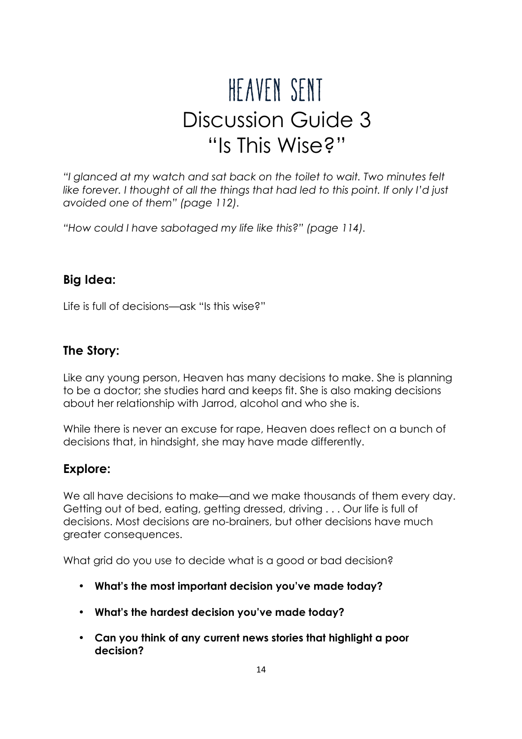# HEAVEN SENT
# Discussion Guide 3
# "Is This Wise?"

*"I glanced at my watch and sat back on the toilet to wait. Two minutes felt like forever. I thought of all the things that had led to this point. If only I'd just avoided one of them" (page 112).*

*"How could I have sabotaged my life like this?" (page 114).*

## Big Idea:

Life is full of decisions—ask "Is this wise?"

## The Story:

Like any young person, Heaven has many decisions to make. She is planning to be a doctor; she studies hard and keeps fit. She is also making decisions about her relationship with Jarrod, alcohol and who she is.

While there is never an excuse for rape, Heaven does reflect on a bunch of decisions that, in hindsight, she may have made differently.

## Explore:

We all have decisions to make—and we make thousands of them every day. Getting out of bed, eating, getting dressed, driving . . . Our life is full of decisions. Most decisions are no-brainers, but other decisions have much greater consequences.

What grid do you use to decide what is a good or bad decision?

- **What's the most important decision you've made today?**
- **What's the hardest decision you've made today?**
- **Can you think of any current news stories that highlight a poor decision?**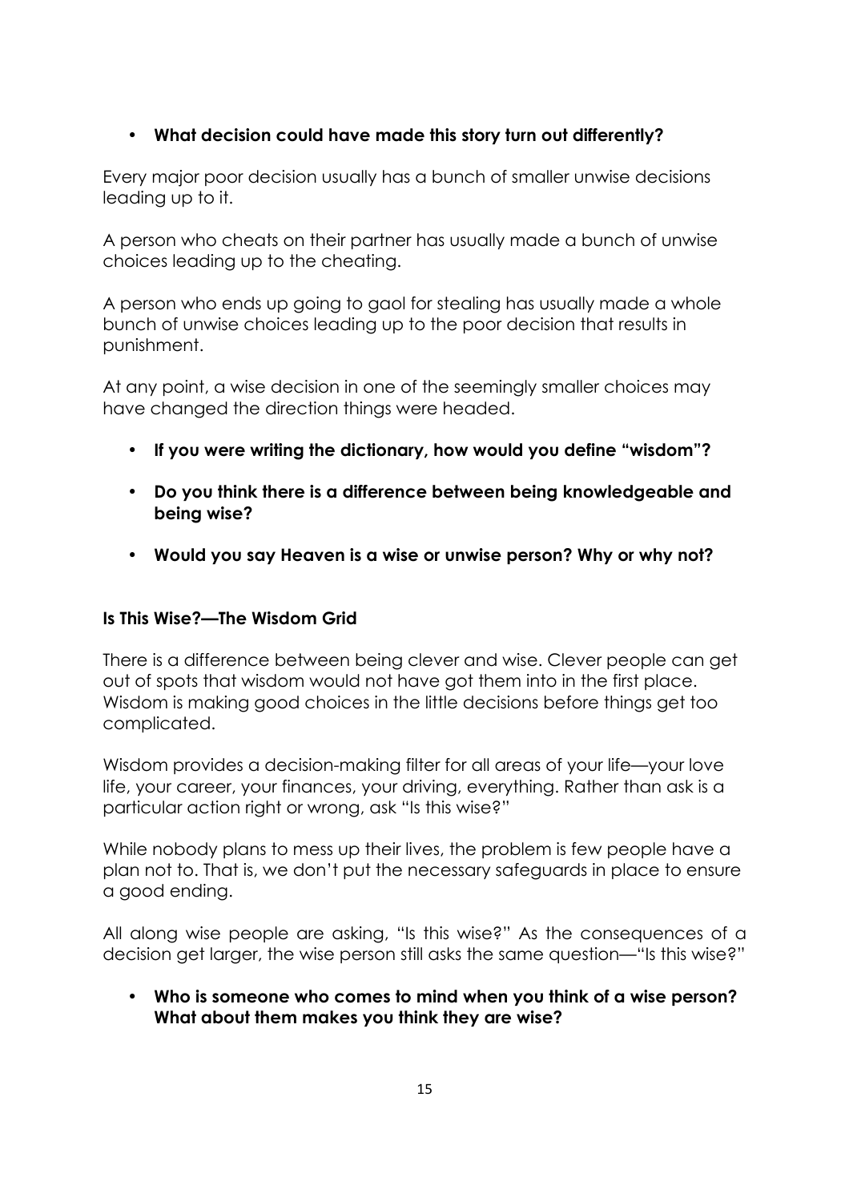- **What decision could have made this story turn out differently?**

Every major poor decision usually has a bunch of smaller unwise decisions leading up to it.

A person who cheats on their partner has usually made a bunch of unwise choices leading up to the cheating.

A person who ends up going to gaol for stealing has usually made a whole bunch of unwise choices leading up to the poor decision that results in punishment.

At any point, a wise decision in one of the seemingly smaller choices may have changed the direction things were headed.

- **If you were writing the dictionary, how would you define "wisdom"?**
- **Do you think there is a difference between being knowledgeable and being wise?**
- **Would you say Heaven is a wise or unwise person? Why or why not?**

### Is This Wise?—The Wisdom Grid

There is a difference between being clever and wise. Clever people can get out of spots that wisdom would not have got them into in the first place. Wisdom is making good choices in the little decisions before things get too complicated.

Wisdom provides a decision-making filter for all areas of your life—your love life, your career, your finances, your driving, everything. Rather than ask is a particular action right or wrong, ask "Is this wise?"

While nobody plans to mess up their lives, the problem is few people have a plan not to. That is, we don't put the necessary safeguards in place to ensure a good ending.

All along wise people are asking, "Is this wise?" As the consequences of a decision get larger, the wise person still asks the same question—"Is this wise?"

- **Who is someone who comes to mind when you think of a wise person? What about them makes you think they are wise?**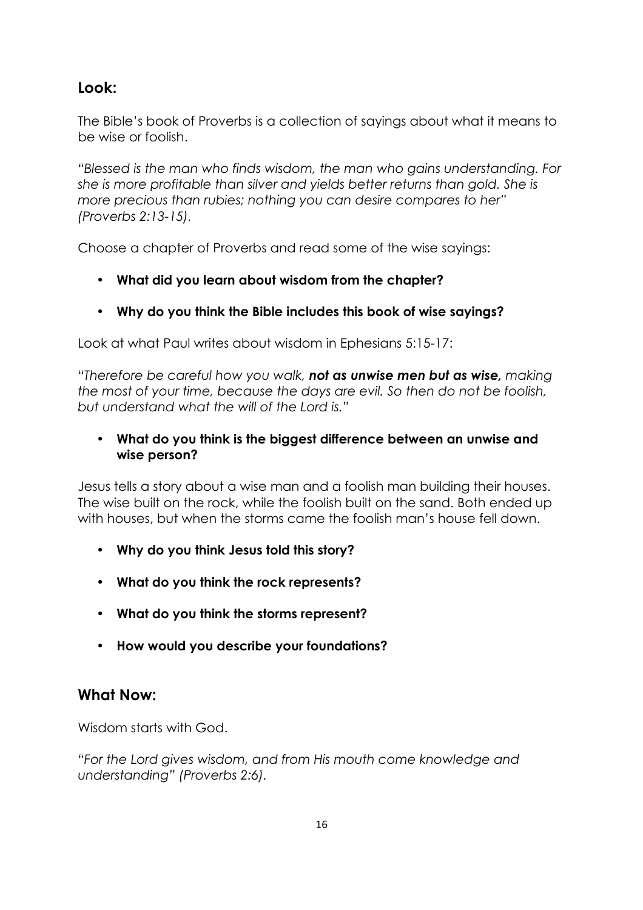## Look:

The Bible's book of Proverbs is a collection of sayings about what it means to be wise or foolish.

*"Blessed is the man who finds wisdom, the man who gains understanding. For she is more profitable than silver and yields better returns than gold. She is more precious than rubies; nothing you can desire compares to her" (Proverbs 2:13-15).*

Choose a chapter of Proverbs and read some of the wise sayings:

- **What did you learn about wisdom from the chapter?**
- **Why do you think the Bible includes this book of wise sayings?**

Look at what Paul writes about wisdom in Ephesians 5:15-17:

*"Therefore be careful how you walk, **not as unwise men but as wise,** making the most of your time, because the days are evil. So then do not be foolish, but understand what the will of the Lord is."*

- **What do you think is the biggest difference between an unwise and wise person?**

Jesus tells a story about a wise man and a foolish man building their houses. The wise built on the rock, while the foolish built on the sand. Both ended up with houses, but when the storms came the foolish man's house fell down.

- **Why do you think Jesus told this story?**
- **What do you think the rock represents?**
- **What do you think the storms represent?**
- **How would you describe your foundations?**

## What Now:

Wisdom starts with God.

*"For the Lord gives wisdom, and from His mouth come knowledge and understanding" (Proverbs 2:6).*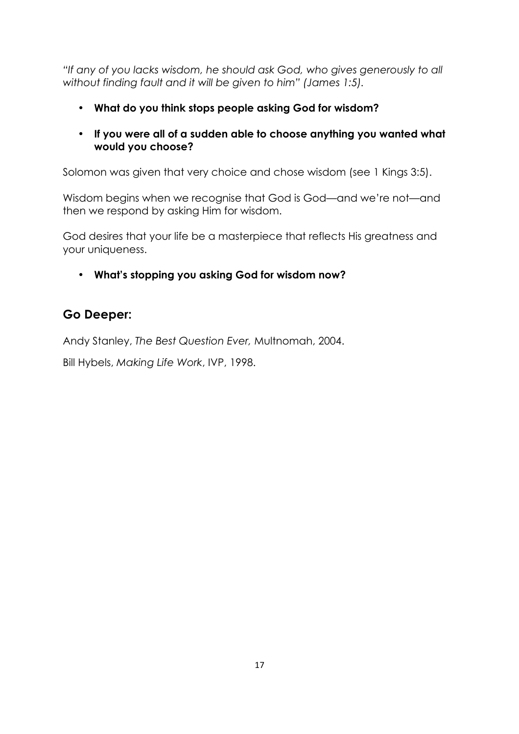*"If any of you lacks wisdom, he should ask God, who gives generously to all without finding fault and it will be given to him" (James 1:5).*

- **What do you think stops people asking God for wisdom?**
- **If you were all of a sudden able to choose anything you wanted what would you choose?**

Solomon was given that very choice and chose wisdom (see 1 Kings 3:5).

Wisdom begins when we recognise that God is God—and we're not—and then we respond by asking Him for wisdom.

God desires that your life be a masterpiece that reflects His greatness and your uniqueness.

- **What's stopping you asking God for wisdom now?**

## Go Deeper:

Andy Stanley, *The Best Question Ever,* Multnomah, 2004.

Bill Hybels, *Making Life Work*, IVP, 1998.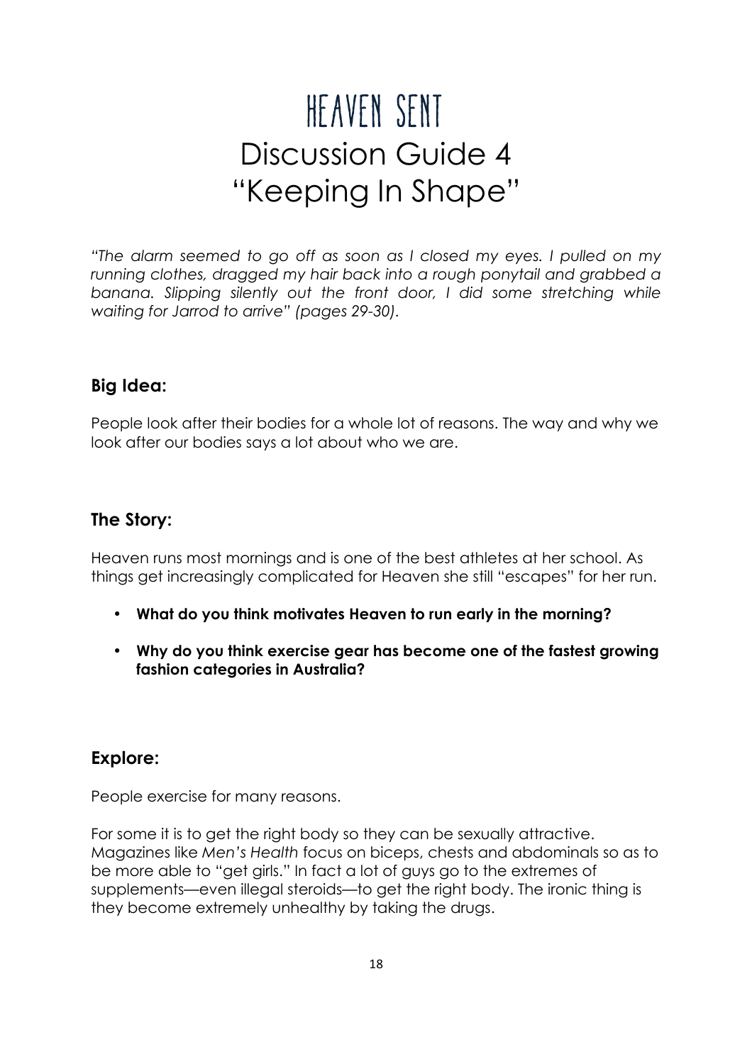# HEAVEN SENT

# Discussion Guide 4

# "Keeping In Shape"

*"The alarm seemed to go off as soon as I closed my eyes. I pulled on my running clothes, dragged my hair back into a rough ponytail and grabbed a banana. Slipping silently out the front door, I did some stretching while waiting for Jarrod to arrive" (pages 29-30).*

## Big Idea:

People look after their bodies for a whole lot of reasons. The way and why we look after our bodies says a lot about who we are.

## The Story:

Heaven runs most mornings and is one of the best athletes at her school. As things get increasingly complicated for Heaven she still "escapes" for her run.

- **What do you think motivates Heaven to run early in the morning?**
- **Why do you think exercise gear has become one of the fastest growing fashion categories in Australia?**

## Explore:

People exercise for many reasons.

For some it is to get the right body so they can be sexually attractive. Magazines like *Men's Health* focus on biceps, chests and abdominals so as to be more able to "get girls." In fact a lot of guys go to the extremes of supplements—even illegal steroids—to get the right body. The ironic thing is they become extremely unhealthy by taking the drugs.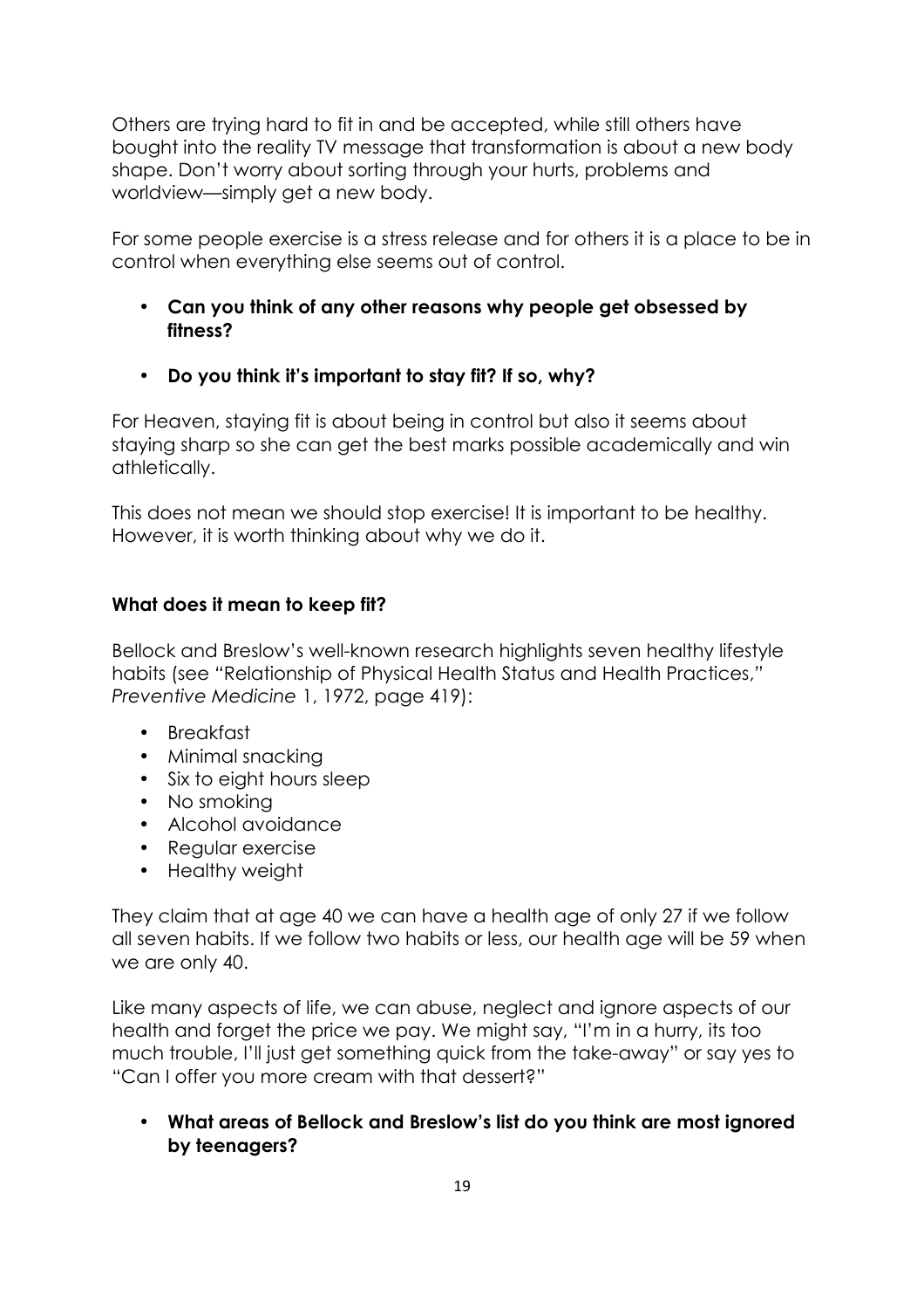Others are trying hard to fit in and be accepted, while still others have bought into the reality TV message that transformation is about a new body shape. Don't worry about sorting through your hurts, problems and worldview—simply get a new body.

For some people exercise is a stress release and for others it is a place to be in control when everything else seems out of control.

- **Can you think of any other reasons why people get obsessed by fitness?**
- **Do you think it's important to stay fit? If so, why?**

For Heaven, staying fit is about being in control but also it seems about staying sharp so she can get the best marks possible academically and win athletically.

This does not mean we should stop exercise! It is important to be healthy. However, it is worth thinking about why we do it.

**What does it mean to keep fit?**

Bellock and Breslow's well-known research highlights seven healthy lifestyle habits (see "Relationship of Physical Health Status and Health Practices," *Preventive Medicine* 1, 1972, page 419):

- Breakfast
- Minimal snacking
- Six to eight hours sleep
- No smoking
- Alcohol avoidance
- Regular exercise
- Healthy weight

They claim that at age 40 we can have a health age of only 27 if we follow all seven habits. If we follow two habits or less, our health age will be 59 when we are only 40.

Like many aspects of life, we can abuse, neglect and ignore aspects of our health and forget the price we pay. We might say, "I'm in a hurry, its too much trouble, I'll just get something quick from the take-away" or say yes to "Can I offer you more cream with that dessert?"

- **What areas of Bellock and Breslow's list do you think are most ignored by teenagers?**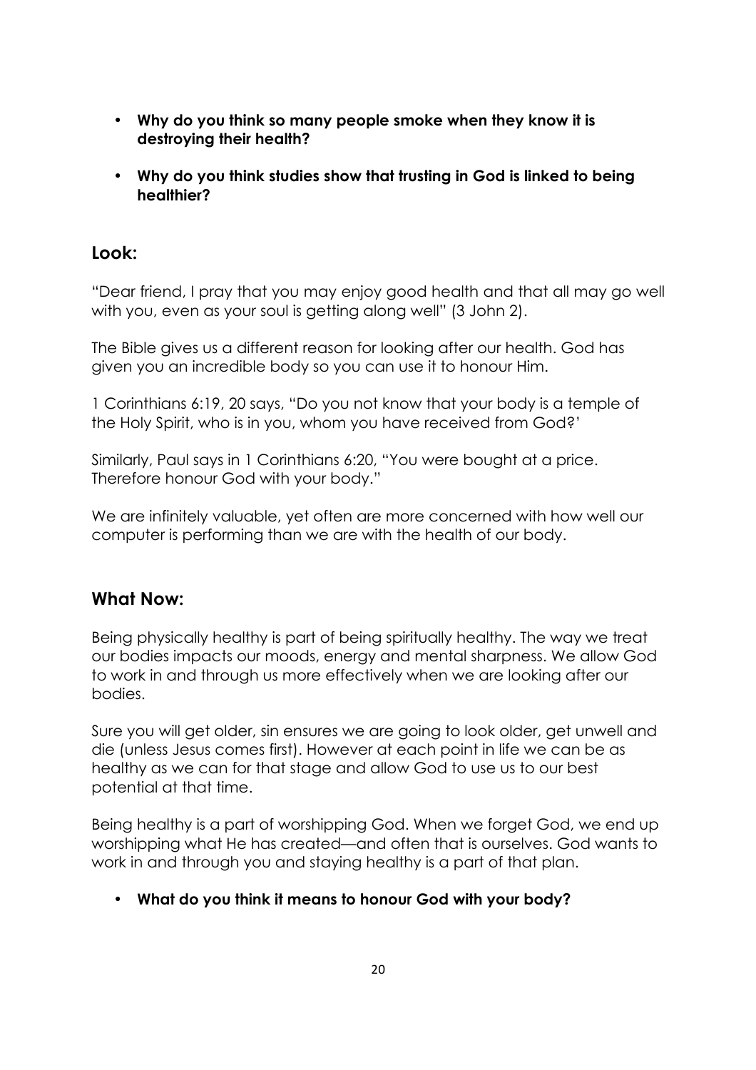- **Why do you think so many people smoke when they know it is destroying their health?**
- **Why do you think studies show that trusting in God is linked to being healthier?**

## Look:

"Dear friend, I pray that you may enjoy good health and that all may go well with you, even as your soul is getting along well" (3 John 2).

The Bible gives us a different reason for looking after our health. God has given you an incredible body so you can use it to honour Him.

1 Corinthians 6:19, 20 says, "Do you not know that your body is a temple of the Holy Spirit, who is in you, whom you have received from God?'

Similarly, Paul says in 1 Corinthians 6:20, "You were bought at a price. Therefore honour God with your body."

We are infinitely valuable, yet often are more concerned with how well our computer is performing than we are with the health of our body.

## What Now:

Being physically healthy is part of being spiritually healthy. The way we treat our bodies impacts our moods, energy and mental sharpness. We allow God to work in and through us more effectively when we are looking after our bodies.

Sure you will get older, sin ensures we are going to look older, get unwell and die (unless Jesus comes first). However at each point in life we can be as healthy as we can for that stage and allow God to use us to our best potential at that time.

Being healthy is a part of worshipping God. When we forget God, we end up worshipping what He has created—and often that is ourselves. God wants to work in and through you and staying healthy is a part of that plan.

- **What do you think it means to honour God with your body?**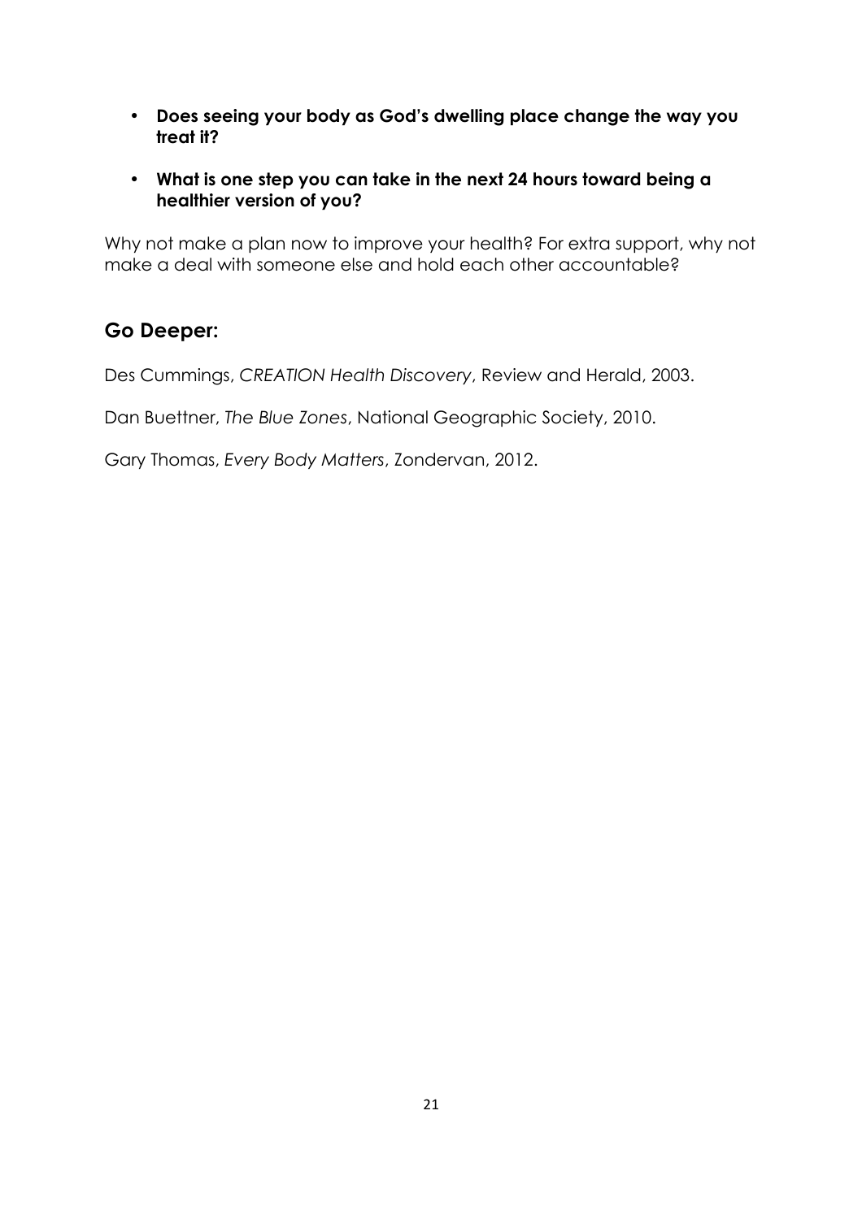- **Does seeing your body as God's dwelling place change the way you treat it?**
- **What is one step you can take in the next 24 hours toward being a healthier version of you?**

Why not make a plan now to improve your health? For extra support, why not make a deal with someone else and hold each other accountable?

## Go Deeper:

Des Cummings, *CREATION Health Discovery*, Review and Herald, 2003.

Dan Buettner, *The Blue Zones*, National Geographic Society, 2010.

Gary Thomas, *Every Body Matters*, Zondervan, 2012.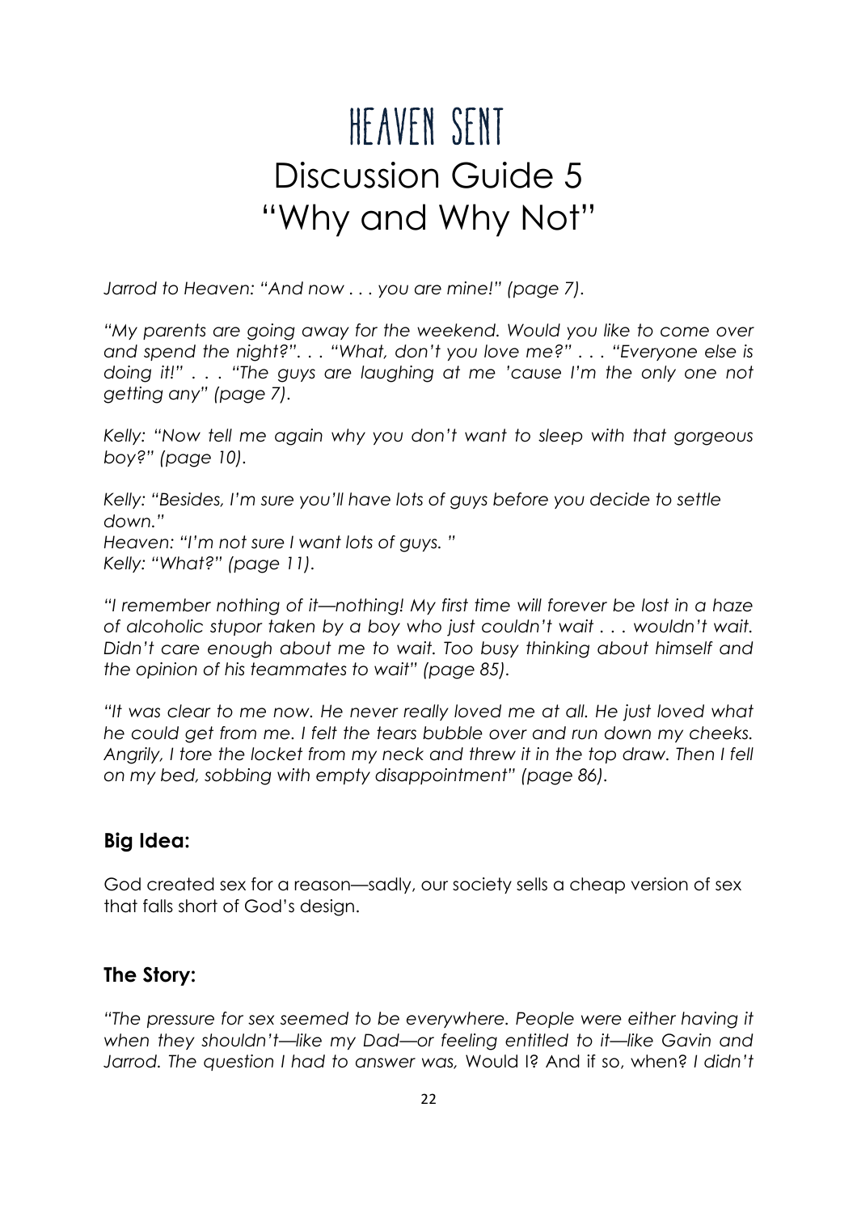# Heaven Sent

# Discussion Guide 5

# "Why and Why Not"

*Jarrod to Heaven: "And now . . . you are mine!" (page 7).*

*"My parents are going away for the weekend. Would you like to come over and spend the night?". . . "What, don't you love me?" . . . "Everyone else is doing it!" . . . "The guys are laughing at me 'cause I'm the only one not getting any" (page 7).*

*Kelly: "Now tell me again why you don't want to sleep with that gorgeous boy?" (page 10).*

*Kelly: "Besides, I'm sure you'll have lots of guys before you decide to settle down."*
*Heaven: "I'm not sure I want lots of guys. "*
*Kelly: "What?" (page 11).*

*"I remember nothing of it—nothing! My first time will forever be lost in a haze of alcoholic stupor taken by a boy who just couldn't wait . . . wouldn't wait. Didn't care enough about me to wait. Too busy thinking about himself and the opinion of his teammates to wait" (page 85).*

*"It was clear to me now. He never really loved me at all. He just loved what he could get from me. I felt the tears bubble over and run down my cheeks. Angrily, I tore the locket from my neck and threw it in the top draw. Then I fell on my bed, sobbing with empty disappointment" (page 86).*

### Big Idea:

God created sex for a reason—sadly, our society sells a cheap version of sex that falls short of God's design.

### The Story:

*"The pressure for sex seemed to be everywhere. People were either having it when they shouldn't—like my Dad—or feeling entitled to it—like Gavin and Jarrod. The question I had to answer was,* Would I? And if so, when? *I didn't*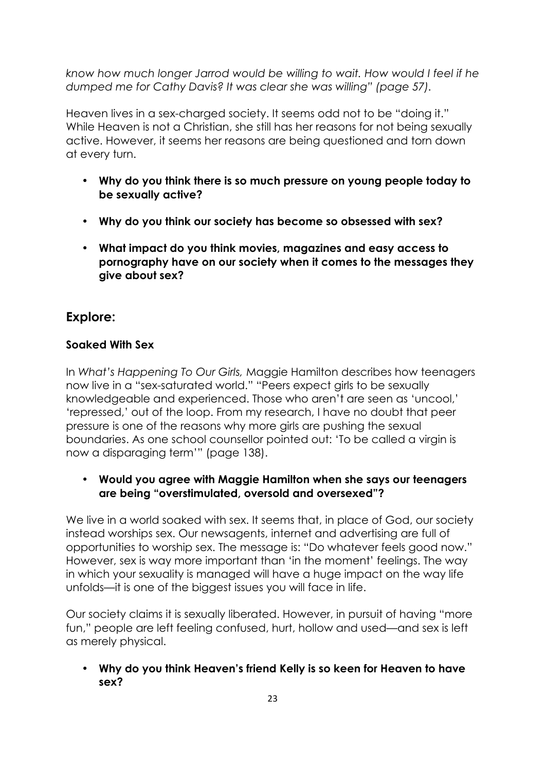*know how much longer Jarrod would be willing to wait. How would I feel if he dumped me for Cathy Davis? It was clear she was willing" (page 57).*

Heaven lives in a sex-charged society. It seems odd not to be "doing it." While Heaven is not a Christian, she still has her reasons for not being sexually active. However, it seems her reasons are being questioned and torn down at every turn.

- **Why do you think there is so much pressure on young people today to be sexually active?**
- **Why do you think our society has become so obsessed with sex?**
- **What impact do you think movies, magazines and easy access to pornography have on our society when it comes to the messages they give about sex?**

## Explore:

### Soaked With Sex

In *What's Happening To Our Girls,* Maggie Hamilton describes how teenagers now live in a "sex-saturated world." "Peers expect girls to be sexually knowledgeable and experienced. Those who aren't are seen as 'uncool,' 'repressed,' out of the loop. From my research, I have no doubt that peer pressure is one of the reasons why more girls are pushing the sexual boundaries. As one school counsellor pointed out: 'To be called a virgin is now a disparaging term'" (page 138).

- **Would you agree with Maggie Hamilton when she says our teenagers are being "overstimulated, oversold and oversexed"?**

We live in a world soaked with sex. It seems that, in place of God, our society instead worships sex. Our newsagents, internet and advertising are full of opportunities to worship sex. The message is: "Do whatever feels good now." However, sex is way more important than 'in the moment' feelings. The way in which your sexuality is managed will have a huge impact on the way life unfolds—it is one of the biggest issues you will face in life.

Our society claims it is sexually liberated. However, in pursuit of having "more fun," people are left feeling confused, hurt, hollow and used—and sex is left as merely physical.

- **Why do you think Heaven's friend Kelly is so keen for Heaven to have sex?**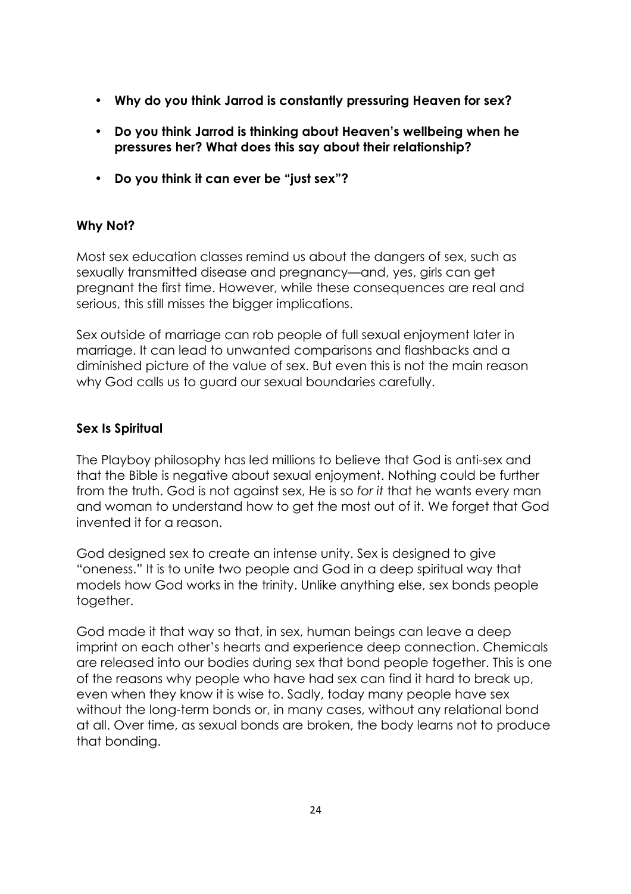- **Why do you think Jarrod is constantly pressuring Heaven for sex?**
- **Do you think Jarrod is thinking about Heaven's wellbeing when he pressures her? What does this say about their relationship?**
- **Do you think it can ever be "just sex"?**

**Why Not?**

Most sex education classes remind us about the dangers of sex, such as sexually transmitted disease and pregnancy—and, yes, girls can get pregnant the first time. However, while these consequences are real and serious, this still misses the bigger implications.

Sex outside of marriage can rob people of full sexual enjoyment later in marriage. It can lead to unwanted comparisons and flashbacks and a diminished picture of the value of sex. But even this is not the main reason why God calls us to guard our sexual boundaries carefully.

**Sex Is Spiritual**

The Playboy philosophy has led millions to believe that God is anti-sex and that the Bible is negative about sexual enjoyment. Nothing could be further from the truth. God is not against sex, He is so *for it* that he wants every man and woman to understand how to get the most out of it. We forget that God invented it for a reason.

God designed sex to create an intense unity. Sex is designed to give "oneness." It is to unite two people and God in a deep spiritual way that models how God works in the trinity. Unlike anything else, sex bonds people together.

God made it that way so that, in sex, human beings can leave a deep imprint on each other's hearts and experience deep connection. Chemicals are released into our bodies during sex that bond people together. This is one of the reasons why people who have had sex can find it hard to break up, even when they know it is wise to. Sadly, today many people have sex without the long-term bonds or, in many cases, without any relational bond at all. Over time, as sexual bonds are broken, the body learns not to produce that bonding.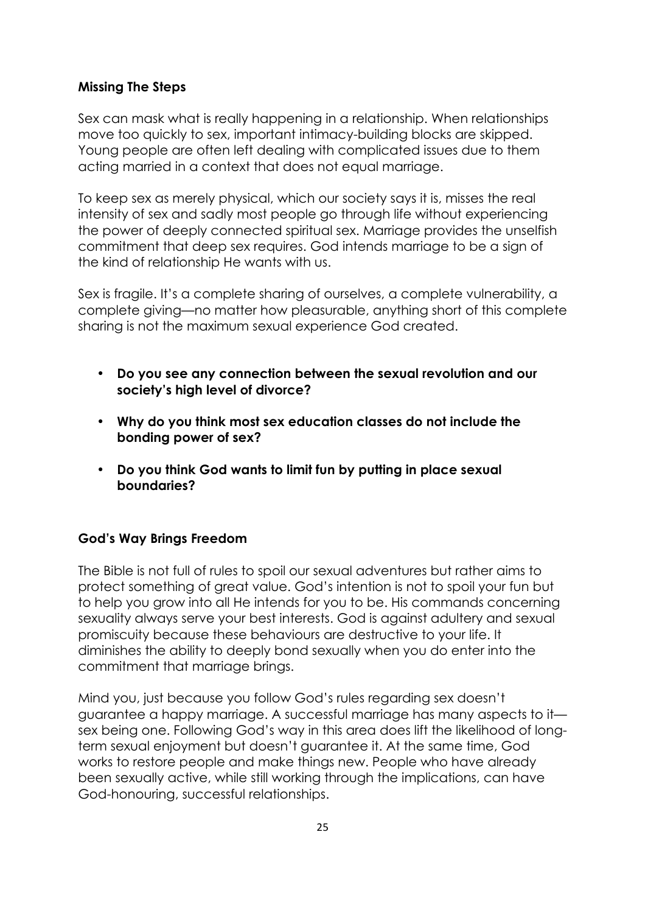**Missing The Steps**

Sex can mask what is really happening in a relationship. When relationships move too quickly to sex, important intimacy-building blocks are skipped. Young people are often left dealing with complicated issues due to them acting married in a context that does not equal marriage.

To keep sex as merely physical, which our society says it is, misses the real intensity of sex and sadly most people go through life without experiencing the power of deeply connected spiritual sex. Marriage provides the unselfish commitment that deep sex requires. God intends marriage to be a sign of the kind of relationship He wants with us.

Sex is fragile. It's a complete sharing of ourselves, a complete vulnerability, a complete giving—no matter how pleasurable, anything short of this complete sharing is not the maximum sexual experience God created.

- **Do you see any connection between the sexual revolution and our society's high level of divorce?**
- **Why do you think most sex education classes do not include the bonding power of sex?**
- **Do you think God wants to limit fun by putting in place sexual boundaries?**

**God's Way Brings Freedom**

The Bible is not full of rules to spoil our sexual adventures but rather aims to protect something of great value. God's intention is not to spoil your fun but to help you grow into all He intends for you to be. His commands concerning sexuality always serve your best interests. God is against adultery and sexual promiscuity because these behaviours are destructive to your life. It diminishes the ability to deeply bond sexually when you do enter into the commitment that marriage brings.

Mind you, just because you follow God's rules regarding sex doesn't guarantee a happy marriage. A successful marriage has many aspects to it—sex being one. Following God's way in this area does lift the likelihood of long-term sexual enjoyment but doesn't guarantee it. At the same time, God works to restore people and make things new. People who have already been sexually active, while still working through the implications, can have God-honouring, successful relationships.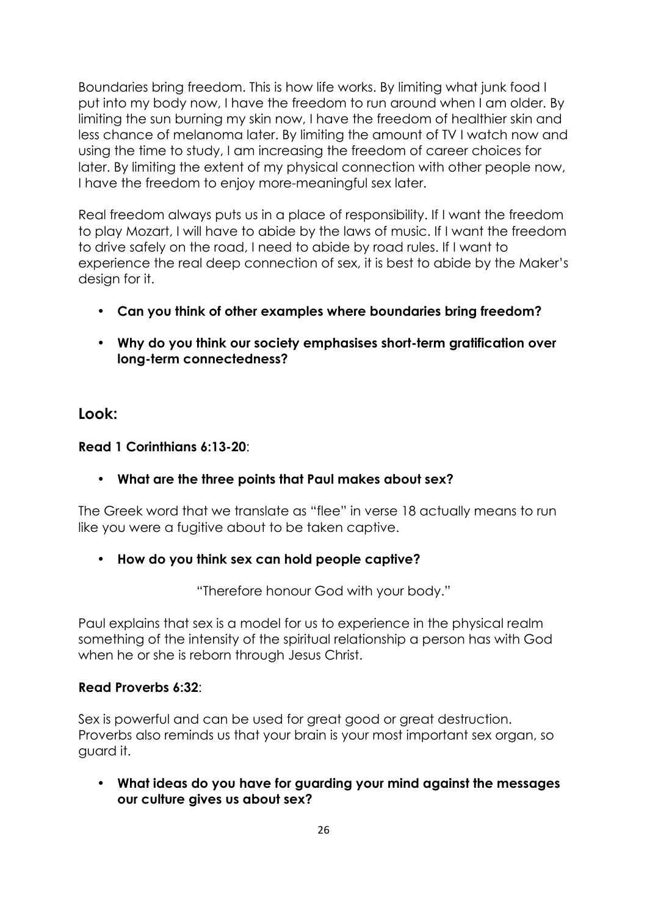Boundaries bring freedom. This is how life works. By limiting what junk food I put into my body now, I have the freedom to run around when I am older. By limiting the sun burning my skin now, I have the freedom of healthier skin and less chance of melanoma later. By limiting the amount of TV I watch now and using the time to study, I am increasing the freedom of career choices for later. By limiting the extent of my physical connection with other people now, I have the freedom to enjoy more-meaningful sex later.

Real freedom always puts us in a place of responsibility. If I want the freedom to play Mozart, I will have to abide by the laws of music. If I want the freedom to drive safely on the road, I need to abide by road rules. If I want to experience the real deep connection of sex, it is best to abide by the Maker's design for it.

- **Can you think of other examples where boundaries bring freedom?**
- **Why do you think our society emphasises short-term gratification over long-term connectedness?**

## Look:

**Read 1 Corinthians 6:13-20**:

- **What are the three points that Paul makes about sex?**

The Greek word that we translate as "flee" in verse 18 actually means to run like you were a fugitive about to be taken captive.

- **How do you think sex can hold people captive?**

"Therefore honour God with your body."

Paul explains that sex is a model for us to experience in the physical realm something of the intensity of the spiritual relationship a person has with God when he or she is reborn through Jesus Christ.

**Read Proverbs 6:32**:

Sex is powerful and can be used for great good or great destruction. Proverbs also reminds us that your brain is your most important sex organ, so guard it.

- **What ideas do you have for guarding your mind against the messages our culture gives us about sex?**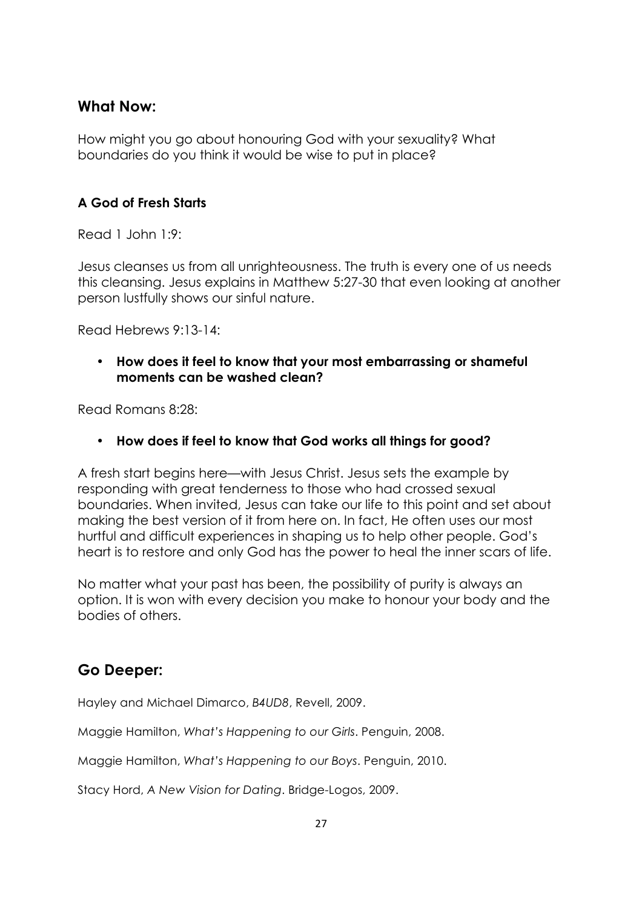## What Now:

How might you go about honouring God with your sexuality? What boundaries do you think it would be wise to put in place?

### A God of Fresh Starts

Read 1 John 1:9:

Jesus cleanses us from all unrighteousness. The truth is every one of us needs this cleansing. Jesus explains in Matthew 5:27-30 that even looking at another person lustfully shows our sinful nature.

Read Hebrews 9:13-14:

- **How does it feel to know that your most embarrassing or shameful moments can be washed clean?**

Read Romans 8:28:

- **How does if feel to know that God works all things for good?**

A fresh start begins here—with Jesus Christ. Jesus sets the example by responding with great tenderness to those who had crossed sexual boundaries. When invited, Jesus can take our life to this point and set about making the best version of it from here on. In fact, He often uses our most hurtful and difficult experiences in shaping us to help other people. God's heart is to restore and only God has the power to heal the inner scars of life.

No matter what your past has been, the possibility of purity is always an option. It is won with every decision you make to honour your body and the bodies of others.

## Go Deeper:

Hayley and Michael Dimarco, *B4UD8*, Revell, 2009.

Maggie Hamilton, *What's Happening to our Girls*. Penguin, 2008.

Maggie Hamilton, *What's Happening to our Boys*. Penguin, 2010.

Stacy Hord, *A New Vision for Dating*. Bridge-Logos, 2009.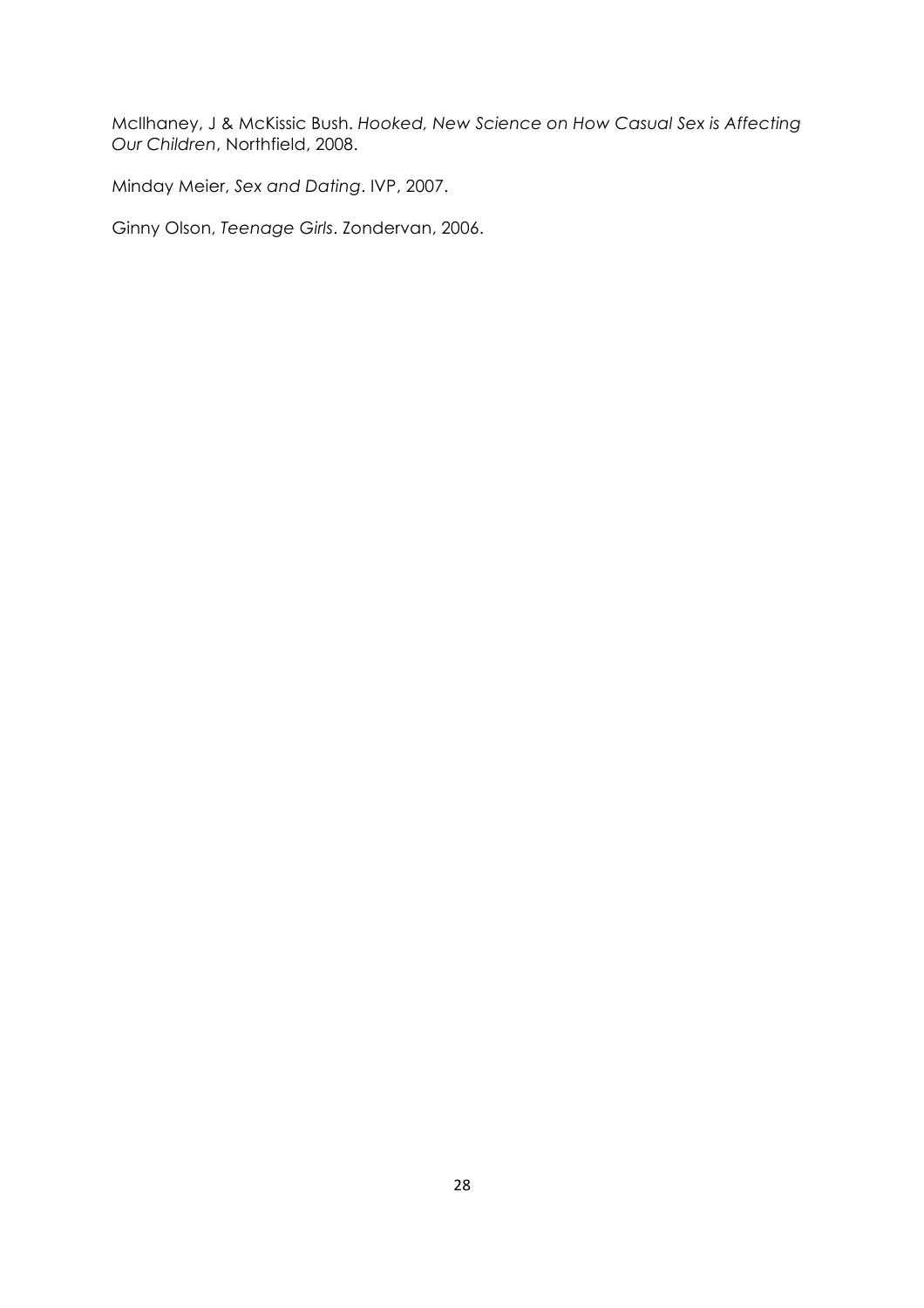McIlhaney, J & McKissic Bush. *Hooked, New Science on How Casual Sex is Affecting Our Children*, Northfield, 2008.

Minday Meier, *Sex and Dating*. IVP, 2007.

Ginny Olson, *Teenage Girls*. Zondervan, 2006.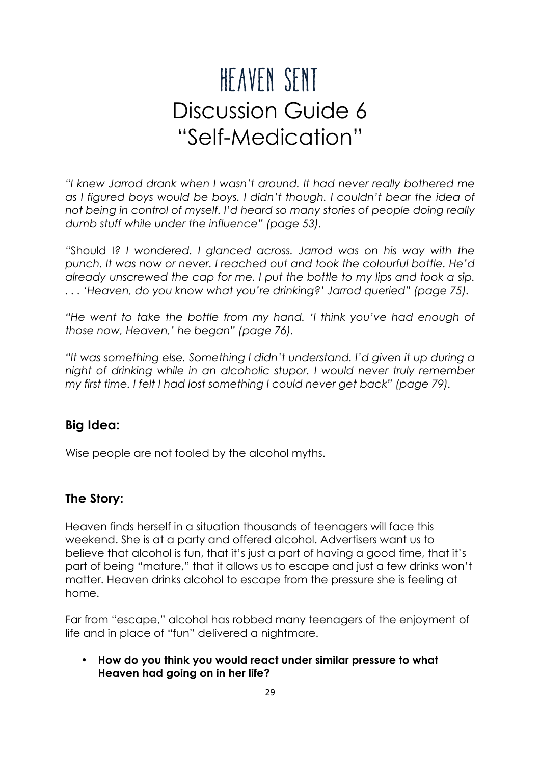# HEAVEN SENT

# Discussion Guide 6

# "Self-Medication"

*"I knew Jarrod drank when I wasn't around. It had never really bothered me as I figured boys would be boys. I didn't though. I couldn't bear the idea of not being in control of myself. I'd heard so many stories of people doing really dumb stuff while under the influence" (page 53).*

*"*Should I*? I wondered. I glanced across. Jarrod was on his way with the punch. It was now or never. I reached out and took the colourful bottle. He'd already unscrewed the cap for me. I put the bottle to my lips and took a sip. . . . 'Heaven, do you know what you're drinking?' Jarrod queried" (page 75).*

*"He went to take the bottle from my hand. 'I think you've had enough of those now, Heaven,' he began" (page 76).*

*"It was something else. Something I didn't understand. I'd given it up during a night of drinking while in an alcoholic stupor. I would never truly remember my first time. I felt I had lost something I could never get back" (page 79).*

## Big Idea:

Wise people are not fooled by the alcohol myths.

## The Story:

Heaven finds herself in a situation thousands of teenagers will face this weekend. She is at a party and offered alcohol. Advertisers want us to believe that alcohol is fun, that it's just a part of having a good time, that it's part of being "mature," that it allows us to escape and just a few drinks won't matter. Heaven drinks alcohol to escape from the pressure she is feeling at home.

Far from "escape," alcohol has robbed many teenagers of the enjoyment of life and in place of "fun" delivered a nightmare.

- **How do you think you would react under similar pressure to what Heaven had going on in her life?**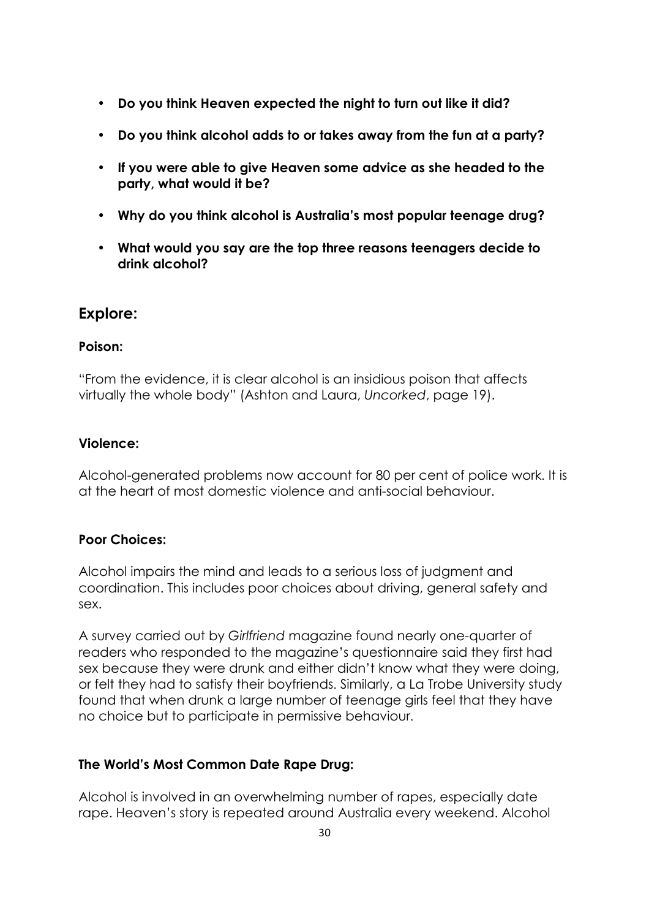- **Do you think Heaven expected the night to turn out like it did?**
- **Do you think alcohol adds to or takes away from the fun at a party?**
- **If you were able to give Heaven some advice as she headed to the party, what would it be?**
- **Why do you think alcohol is Australia's most popular teenage drug?**
- **What would you say are the top three reasons teenagers decide to drink alcohol?**

## Explore:

### Poison:

"From the evidence, it is clear alcohol is an insidious poison that affects virtually the whole body" (Ashton and Laura, *Uncorked*, page 19).

### Violence:

Alcohol-generated problems now account for 80 per cent of police work. It is at the heart of most domestic violence and anti-social behaviour.

### Poor Choices:

Alcohol impairs the mind and leads to a serious loss of judgment and coordination. This includes poor choices about driving, general safety and sex.

A survey carried out by *Girlfriend* magazine found nearly one-quarter of readers who responded to the magazine's questionnaire said they first had sex because they were drunk and either didn't know what they were doing, or felt they had to satisfy their boyfriends. Similarly, a La Trobe University study found that when drunk a large number of teenage girls feel that they have no choice but to participate in permissive behaviour.

### The World's Most Common Date Rape Drug:

Alcohol is involved in an overwhelming number of rapes, especially date rape. Heaven's story is repeated around Australia every weekend. Alcohol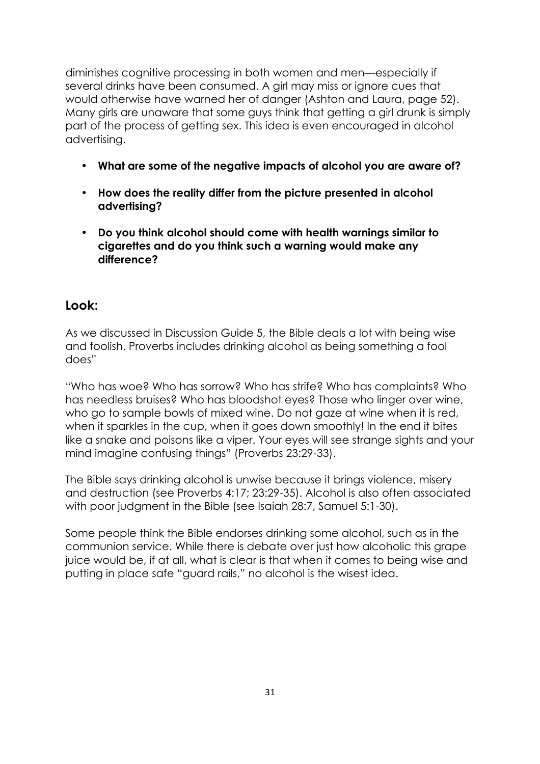diminishes cognitive processing in both women and men—especially if several drinks have been consumed. A girl may miss or ignore cues that would otherwise have warned her of danger (Ashton and Laura, page 52). Many girls are unaware that some guys think that getting a girl drunk is simply part of the process of getting sex. This idea is even encouraged in alcohol advertising.

- **What are some of the negative impacts of alcohol you are aware of?**
- **How does the reality differ from the picture presented in alcohol advertising?**
- **Do you think alcohol should come with health warnings similar to cigarettes and do you think such a warning would make any difference?**

## Look:

As we discussed in Discussion Guide 5, the Bible deals a lot with being wise and foolish. Proverbs includes drinking alcohol as being something a fool does"

"Who has woe? Who has sorrow? Who has strife? Who has complaints? Who has needless bruises? Who has bloodshot eyes? Those who linger over wine, who go to sample bowls of mixed wine. Do not gaze at wine when it is red, when it sparkles in the cup, when it goes down smoothly! In the end it bites like a snake and poisons like a viper. Your eyes will see strange sights and your mind imagine confusing things" (Proverbs 23:29-33).

The Bible says drinking alcohol is unwise because it brings violence, misery and destruction (see Proverbs 4:17; 23:29-35). Alcohol is also often associated with poor judgment in the Bible (see Isaiah 28:7, Samuel 5:1-30).

Some people think the Bible endorses drinking some alcohol, such as in the communion service. While there is debate over just how alcoholic this grape juice would be, if at all, what is clear is that when it comes to being wise and putting in place safe "guard rails," no alcohol is the wisest idea.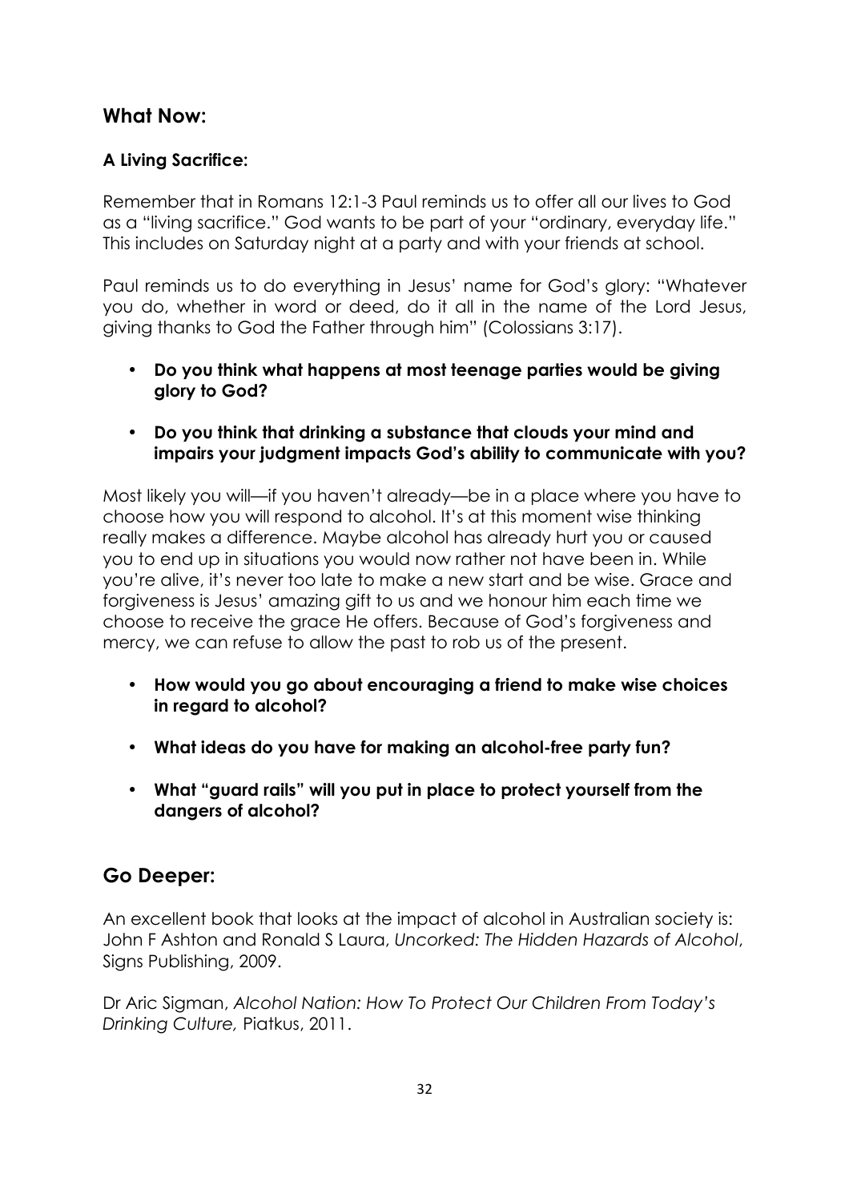## What Now:

### A Living Sacrifice:

Remember that in Romans 12:1-3 Paul reminds us to offer all our lives to God as a "living sacrifice." God wants to be part of your "ordinary, everyday life." This includes on Saturday night at a party and with your friends at school.

Paul reminds us to do everything in Jesus' name for God's glory: "Whatever you do, whether in word or deed, do it all in the name of the Lord Jesus, giving thanks to God the Father through him" (Colossians 3:17).

- **Do you think what happens at most teenage parties would be giving glory to God?**
- **Do you think that drinking a substance that clouds your mind and impairs your judgment impacts God's ability to communicate with you?**

Most likely you will—if you haven't already—be in a place where you have to choose how you will respond to alcohol. It's at this moment wise thinking really makes a difference. Maybe alcohol has already hurt you or caused you to end up in situations you would now rather not have been in. While you're alive, it's never too late to make a new start and be wise. Grace and forgiveness is Jesus' amazing gift to us and we honour him each time we choose to receive the grace He offers. Because of God's forgiveness and mercy, we can refuse to allow the past to rob us of the present.

- **How would you go about encouraging a friend to make wise choices in regard to alcohol?**
- **What ideas do you have for making an alcohol-free party fun?**
- **What "guard rails" will you put in place to protect yourself from the dangers of alcohol?**

## Go Deeper:

An excellent book that looks at the impact of alcohol in Australian society is: John F Ashton and Ronald S Laura, *Uncorked: The Hidden Hazards of Alcohol*, Signs Publishing, 2009.

Dr Aric Sigman, *Alcohol Nation: How To Protect Our Children From Today's Drinking Culture,* Piatkus, 2011.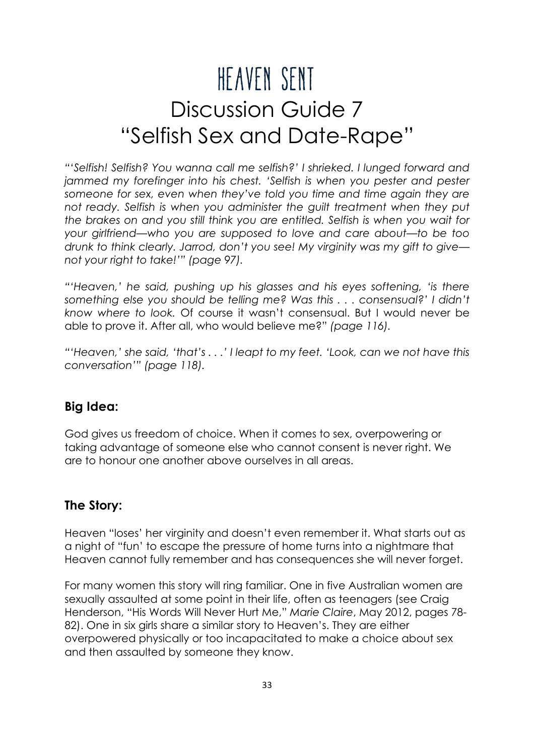# Heaven Sent

# Discussion Guide 7

# "Selfish Sex and Date-Rape"

*"'Selfish! Selfish? You wanna call me selfish?' I shrieked. I lunged forward and jammed my forefinger into his chest. 'Selfish is when you pester and pester someone for sex, even when they've told you time and time again they are not ready. Selfish is when you administer the guilt treatment when they put the brakes on and you still think you are entitled. Selfish is when you wait for your girlfriend—who you are supposed to love and care about—to be too drunk to think clearly. Jarrod, don't you see! My virginity was my gift to give—not your right to take!'" (page 97).*

*"'Heaven,' he said, pushing up his glasses and his eyes softening, 'is there something else you should be telling me? Was this . . . consensual?' I didn't know where to look.* Of course it wasn't consensual. But I would never be able to prove it. After all, who would believe me?" *(page 116).*

*"'Heaven,' she said, 'that's . . .' I leapt to my feet. 'Look, can we not have this conversation'" (page 118).*

## Big Idea:

God gives us freedom of choice. When it comes to sex, overpowering or taking advantage of someone else who cannot consent is never right. We are to honour one another above ourselves in all areas.

## The Story:

Heaven "loses' her virginity and doesn't even remember it. What starts out as a night of "fun' to escape the pressure of home turns into a nightmare that Heaven cannot fully remember and has consequences she will never forget.

For many women this story will ring familiar. One in five Australian women are sexually assaulted at some point in their life, often as teenagers (see Craig Henderson, "His Words Will Never Hurt Me," *Marie Claire*, May 2012, pages 78-82). One in six girls share a similar story to Heaven's. They are either overpowered physically or too incapacitated to make a choice about sex and then assaulted by someone they know.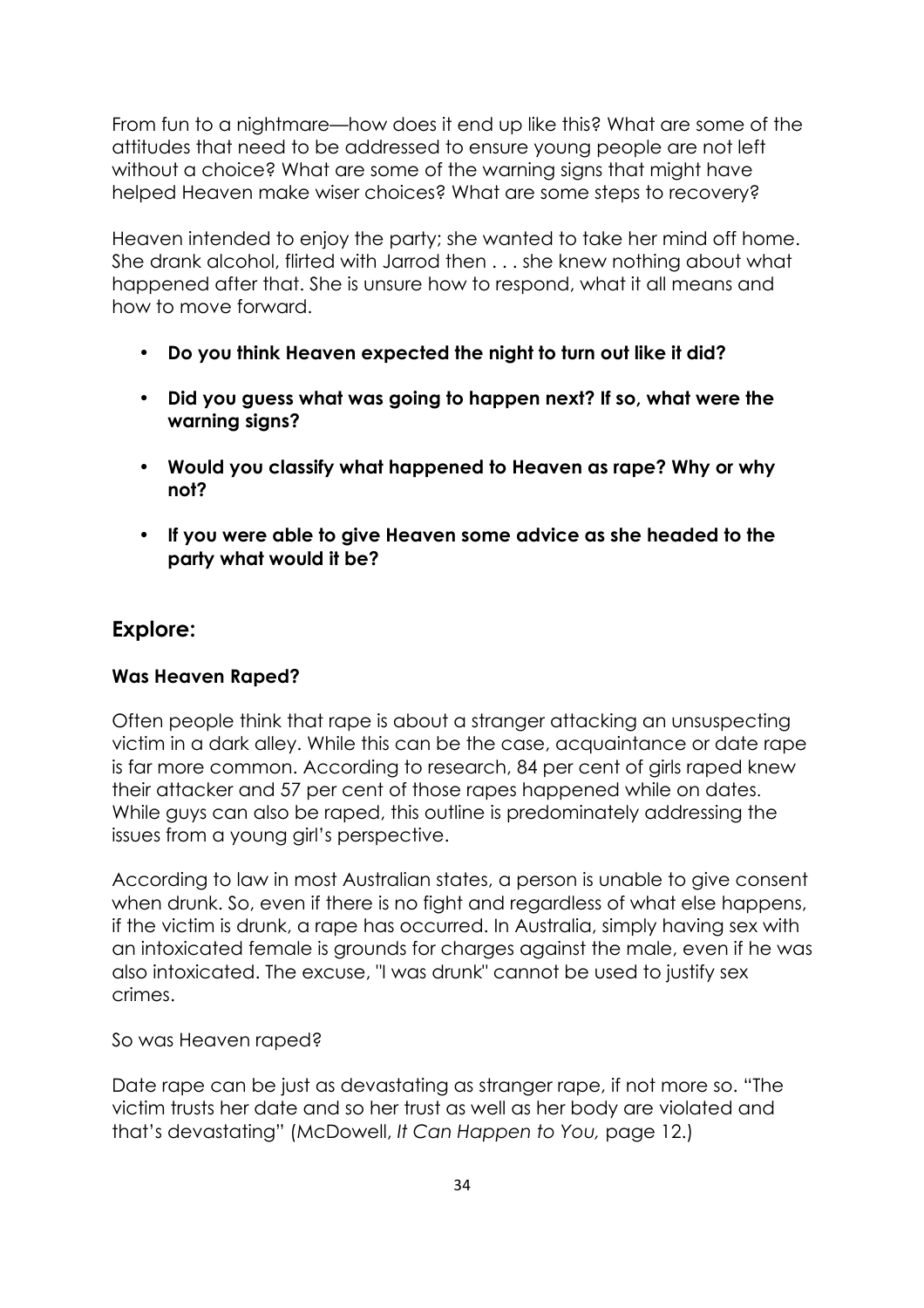From fun to a nightmare—how does it end up like this? What are some of the attitudes that need to be addressed to ensure young people are not left without a choice? What are some of the warning signs that might have helped Heaven make wiser choices? What are some steps to recovery?

Heaven intended to enjoy the party; she wanted to take her mind off home. She drank alcohol, flirted with Jarrod then . . . she knew nothing about what happened after that. She is unsure how to respond, what it all means and how to move forward.

- **Do you think Heaven expected the night to turn out like it did?**
- **Did you guess what was going to happen next? If so, what were the warning signs?**
- **Would you classify what happened to Heaven as rape? Why or why not?**
- **If you were able to give Heaven some advice as she headed to the party what would it be?**

## Explore:

### Was Heaven Raped?

Often people think that rape is about a stranger attacking an unsuspecting victim in a dark alley. While this can be the case, acquaintance or date rape is far more common. According to research, 84 per cent of girls raped knew their attacker and 57 per cent of those rapes happened while on dates. While guys can also be raped, this outline is predominately addressing the issues from a young girl's perspective.

According to law in most Australian states, a person is unable to give consent when drunk. So, even if there is no fight and regardless of what else happens, if the victim is drunk, a rape has occurred. In Australia, simply having sex with an intoxicated female is grounds for charges against the male, even if he was also intoxicated. The excuse, "I was drunk" cannot be used to justify sex crimes.

So was Heaven raped?

Date rape can be just as devastating as stranger rape, if not more so. "The victim trusts her date and so her trust as well as her body are violated and that's devastating" (McDowell, *It Can Happen to You,* page 12.)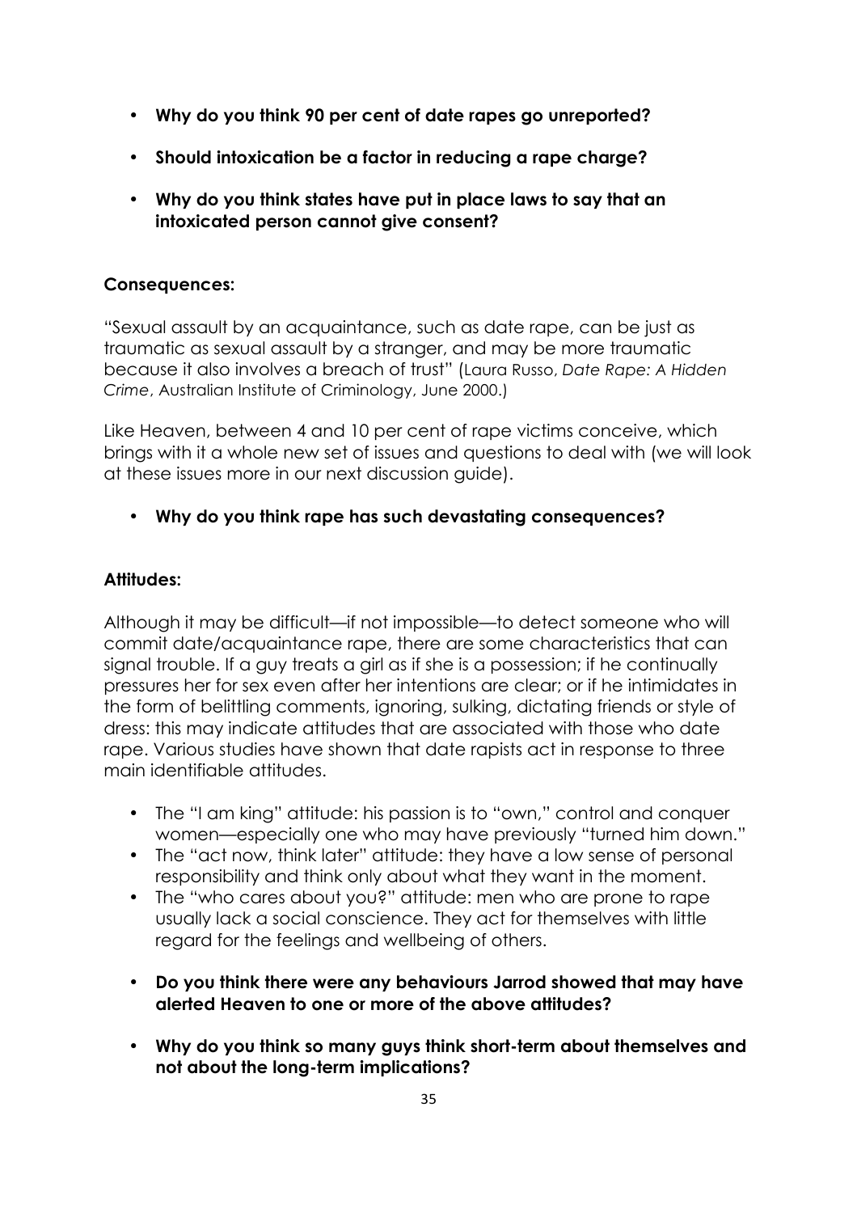- **Why do you think 90 per cent of date rapes go unreported?**
- **Should intoxication be a factor in reducing a rape charge?**
- **Why do you think states have put in place laws to say that an intoxicated person cannot give consent?**

**Consequences:**

"Sexual assault by an acquaintance, such as date rape, can be just as traumatic as sexual assault by a stranger, and may be more traumatic because it also involves a breach of trust" (Laura Russo, *Date Rape: A Hidden Crime*, Australian Institute of Criminology, June 2000.)

Like Heaven, between 4 and 10 per cent of rape victims conceive, which brings with it a whole new set of issues and questions to deal with (we will look at these issues more in our next discussion guide).

- **Why do you think rape has such devastating consequences?**

**Attitudes:**

Although it may be difficult—if not impossible—to detect someone who will commit date/acquaintance rape, there are some characteristics that can signal trouble. If a guy treats a girl as if she is a possession; if he continually pressures her for sex even after her intentions are clear; or if he intimidates in the form of belittling comments, ignoring, sulking, dictating friends or style of dress: this may indicate attitudes that are associated with those who date rape. Various studies have shown that date rapists act in response to three main identifiable attitudes.

- The "I am king" attitude: his passion is to "own," control and conquer women—especially one who may have previously "turned him down."
- The "act now, think later" attitude: they have a low sense of personal responsibility and think only about what they want in the moment.
- The "who cares about you?" attitude: men who are prone to rape usually lack a social conscience. They act for themselves with little regard for the feelings and wellbeing of others.

- **Do you think there were any behaviours Jarrod showed that may have alerted Heaven to one or more of the above attitudes?**
- **Why do you think so many guys think short-term about themselves and not about the long-term implications?**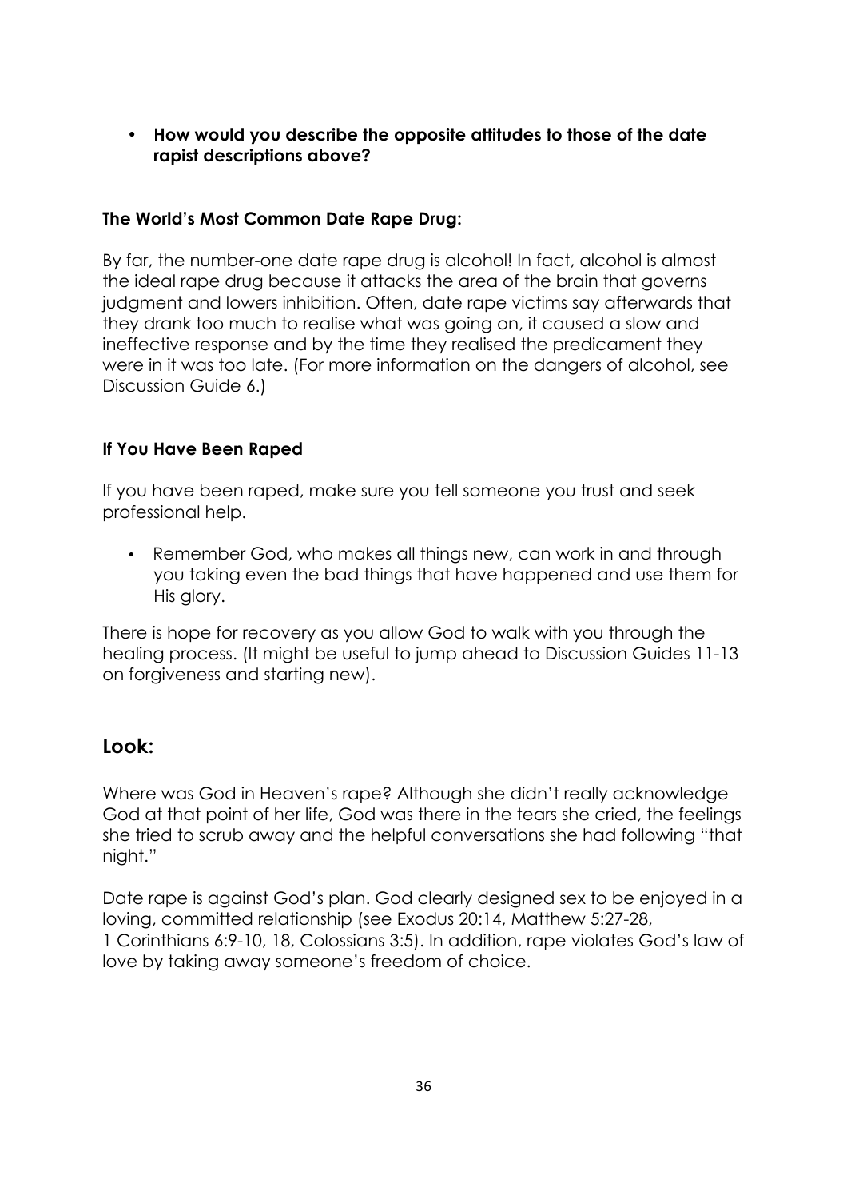- **How would you describe the opposite attitudes to those of the date rapist descriptions above?**

**The World's Most Common Date Rape Drug:**

By far, the number-one date rape drug is alcohol! In fact, alcohol is almost the ideal rape drug because it attacks the area of the brain that governs judgment and lowers inhibition. Often, date rape victims say afterwards that they drank too much to realise what was going on, it caused a slow and ineffective response and by the time they realised the predicament they were in it was too late. (For more information on the dangers of alcohol, see Discussion Guide 6.)

**If You Have Been Raped**

If you have been raped, make sure you tell someone you trust and seek professional help.

- Remember God, who makes all things new, can work in and through you taking even the bad things that have happened and use them for His glory.

There is hope for recovery as you allow God to walk with you through the healing process. (It might be useful to jump ahead to Discussion Guides 11-13 on forgiveness and starting new).

## Look:

Where was God in Heaven's rape? Although she didn't really acknowledge God at that point of her life, God was there in the tears she cried, the feelings she tried to scrub away and the helpful conversations she had following "that night."

Date rape is against God's plan. God clearly designed sex to be enjoyed in a loving, committed relationship (see Exodus 20:14, Matthew 5:27-28, 1 Corinthians 6:9-10, 18, Colossians 3:5). In addition, rape violates God's law of love by taking away someone's freedom of choice.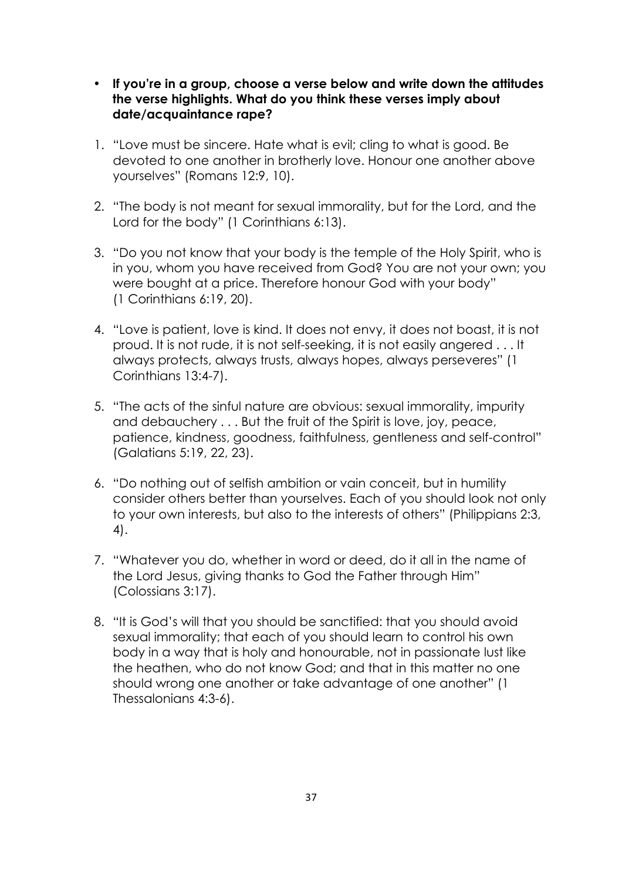- **If you're in a group, choose a verse below and write down the attitudes the verse highlights. What do you think these verses imply about date/acquaintance rape?**

1. "Love must be sincere. Hate what is evil; cling to what is good. Be devoted to one another in brotherly love. Honour one another above yourselves" (Romans 12:9, 10).

2. "The body is not meant for sexual immorality, but for the Lord, and the Lord for the body" (1 Corinthians 6:13).

3. "Do you not know that your body is the temple of the Holy Spirit, who is in you, whom you have received from God? You are not your own; you were bought at a price. Therefore honour God with your body" (1 Corinthians 6:19, 20).

4. "Love is patient, love is kind. It does not envy, it does not boast, it is not proud. It is not rude, it is not self-seeking, it is not easily angered . . . It always protects, always trusts, always hopes, always perseveres" (1 Corinthians 13:4-7).

5. "The acts of the sinful nature are obvious: sexual immorality, impurity and debauchery . . . But the fruit of the Spirit is love, joy, peace, patience, kindness, goodness, faithfulness, gentleness and self-control" (Galatians 5:19, 22, 23).

6. "Do nothing out of selfish ambition or vain conceit, but in humility consider others better than yourselves. Each of you should look not only to your own interests, but also to the interests of others" (Philippians 2:3, 4).

7. "Whatever you do, whether in word or deed, do it all in the name of the Lord Jesus, giving thanks to God the Father through Him" (Colossians 3:17).

8. "It is God's will that you should be sanctified: that you should avoid sexual immorality; that each of you should learn to control his own body in a way that is holy and honourable, not in passionate lust like the heathen, who do not know God; and that in this matter no one should wrong one another or take advantage of one another" (1 Thessalonians 4:3-6).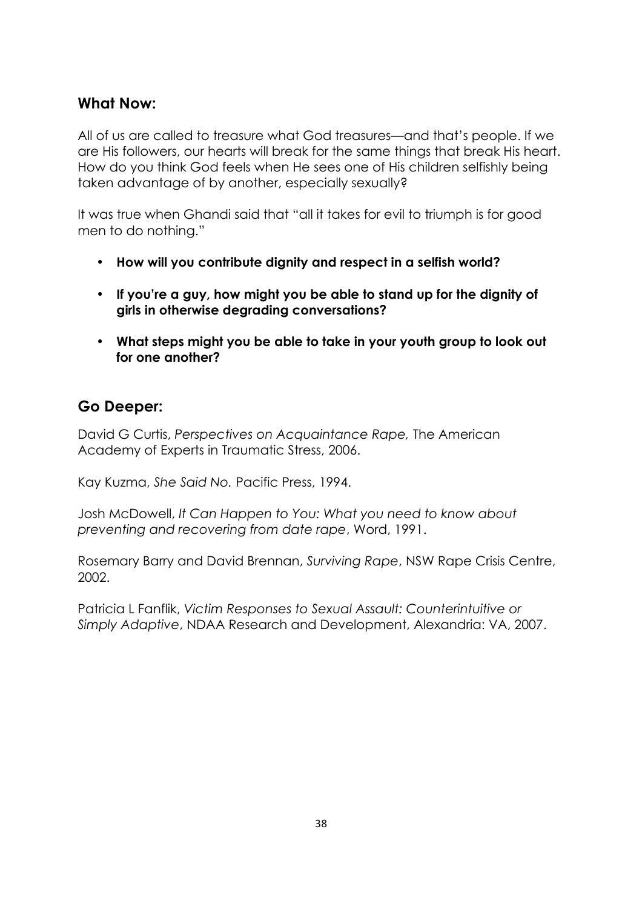## What Now:

All of us are called to treasure what God treasures—and that's people. If we are His followers, our hearts will break for the same things that break His heart. How do you think God feels when He sees one of His children selfishly being taken advantage of by another, especially sexually?

It was true when Ghandi said that "all it takes for evil to triumph is for good men to do nothing."

- **How will you contribute dignity and respect in a selfish world?**
- **If you're a guy, how might you be able to stand up for the dignity of girls in otherwise degrading conversations?**
- **What steps might you be able to take in your youth group to look out for one another?**

## Go Deeper:

David G Curtis, *Perspectives on Acquaintance Rape,* The American Academy of Experts in Traumatic Stress, 2006.

Kay Kuzma, *She Said No.* Pacific Press, 1994.

Josh McDowell, *It Can Happen to You: What you need to know about preventing and recovering from date rape*, Word, 1991.

Rosemary Barry and David Brennan, *Surviving Rape*, NSW Rape Crisis Centre, 2002.

Patricia L Fanflik, *Victim Responses to Sexual Assault: Counterintuitive or Simply Adaptive*, NDAA Research and Development, Alexandria: VA, 2007.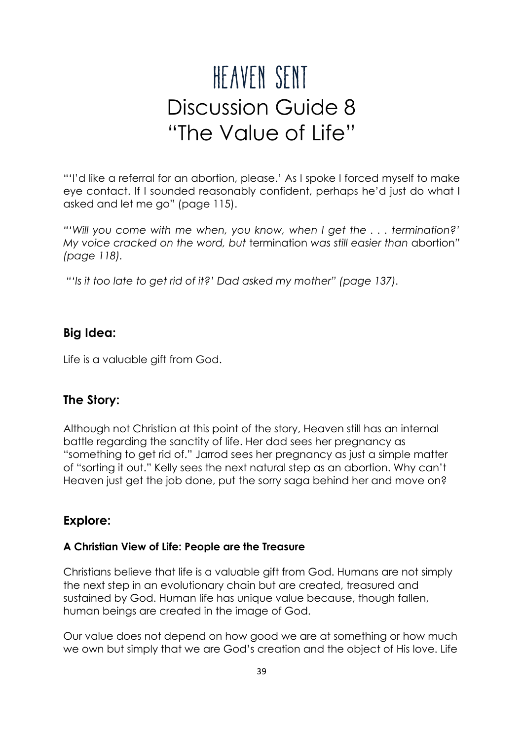# Heaven Sent
# Discussion Guide 8
# "The Value of Life"

"'I'd like a referral for an abortion, please.' As I spoke I forced myself to make eye contact. If I sounded reasonably confident, perhaps he'd just do what I asked and let me go" (page 115).

*"'Will you come with me when, you know, when I get the . . . termination?' My voice cracked on the word, but* termination *was still easier than* abortion*" (page 118).*

*"'Is it too late to get rid of it?' Dad asked my mother" (page 137).*

## Big Idea:

Life is a valuable gift from God.

## The Story:

Although not Christian at this point of the story, Heaven still has an internal battle regarding the sanctity of life. Her dad sees her pregnancy as "something to get rid of." Jarrod sees her pregnancy as just a simple matter of "sorting it out." Kelly sees the next natural step as an abortion. Why can't Heaven just get the job done, put the sorry saga behind her and move on?

## Explore:

### A Christian View of Life: People are the Treasure

Christians believe that life is a valuable gift from God. Humans are not simply the next step in an evolutionary chain but are created, treasured and sustained by God. Human life has unique value because, though fallen, human beings are created in the image of God.

Our value does not depend on how good we are at something or how much we own but simply that we are God's creation and the object of His love. Life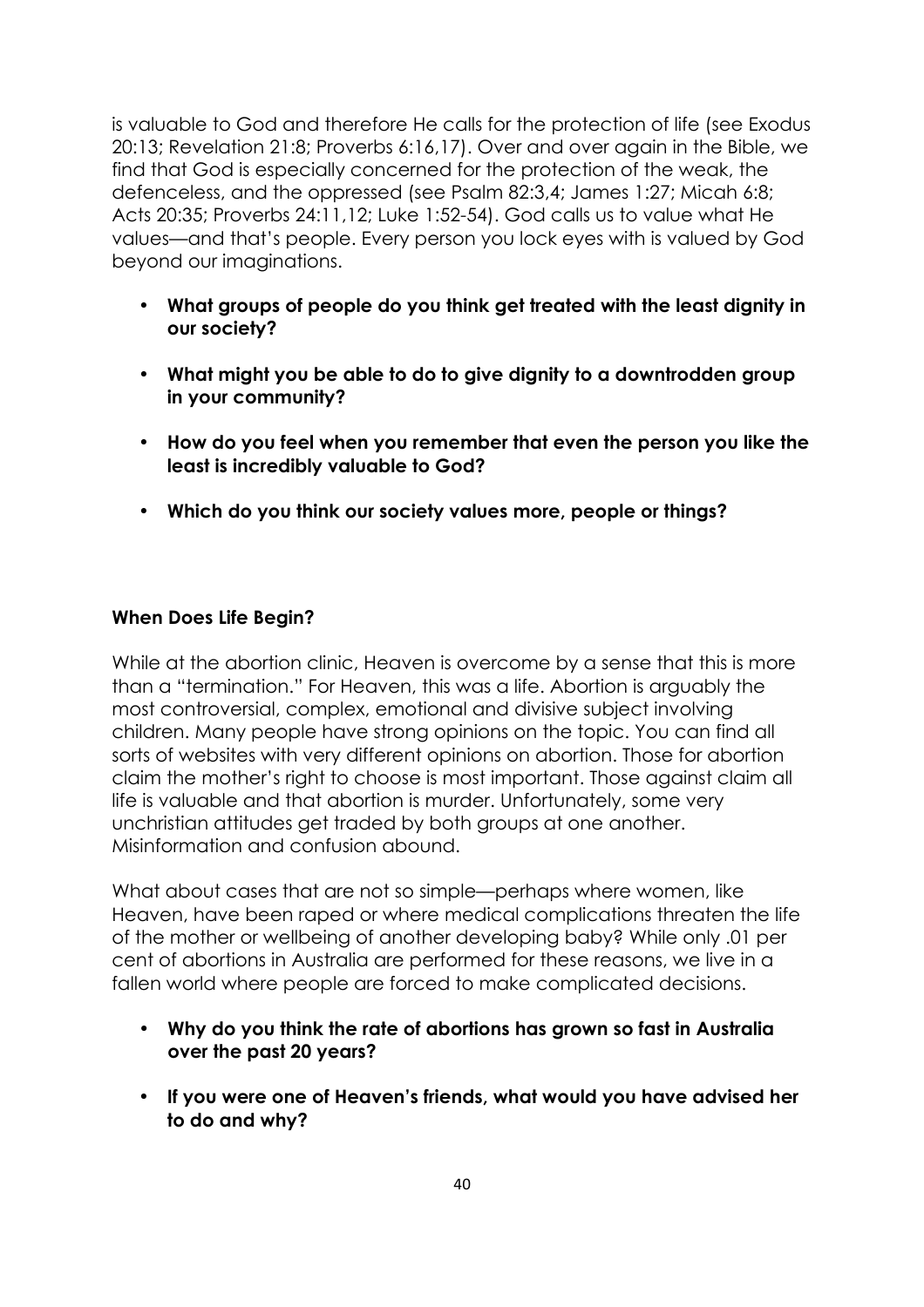is valuable to God and therefore He calls for the protection of life (see Exodus 20:13; Revelation 21:8; Proverbs 6:16,17). Over and over again in the Bible, we find that God is especially concerned for the protection of the weak, the defenceless, and the oppressed (see Psalm 82:3,4; James 1:27; Micah 6:8; Acts 20:35; Proverbs 24:11,12; Luke 1:52-54). God calls us to value what He values—and that's people. Every person you lock eyes with is valued by God beyond our imaginations.

- **What groups of people do you think get treated with the least dignity in our society?**
- **What might you be able to do to give dignity to a downtrodden group in your community?**
- **How do you feel when you remember that even the person you like the least is incredibly valuable to God?**
- **Which do you think our society values more, people or things?**

### When Does Life Begin?

While at the abortion clinic, Heaven is overcome by a sense that this is more than a "termination." For Heaven, this was a life. Abortion is arguably the most controversial, complex, emotional and divisive subject involving children. Many people have strong opinions on the topic. You can find all sorts of websites with very different opinions on abortion. Those for abortion claim the mother's right to choose is most important. Those against claim all life is valuable and that abortion is murder. Unfortunately, some very unchristian attitudes get traded by both groups at one another. Misinformation and confusion abound.

What about cases that are not so simple—perhaps where women, like Heaven, have been raped or where medical complications threaten the life of the mother or wellbeing of another developing baby? While only .01 per cent of abortions in Australia are performed for these reasons, we live in a fallen world where people are forced to make complicated decisions.

- **Why do you think the rate of abortions has grown so fast in Australia over the past 20 years?**
- **If you were one of Heaven's friends, what would you have advised her to do and why?**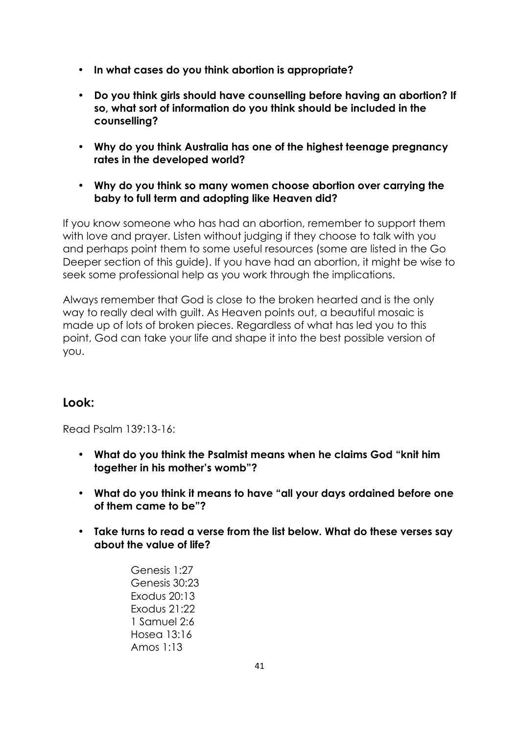- **In what cases do you think abortion is appropriate?**

- **Do you think girls should have counselling before having an abortion? If so, what sort of information do you think should be included in the counselling?**

- **Why do you think Australia has one of the highest teenage pregnancy rates in the developed world?**

- **Why do you think so many women choose abortion over carrying the baby to full term and adopting like Heaven did?**

If you know someone who has had an abortion, remember to support them with love and prayer. Listen without judging if they choose to talk with you and perhaps point them to some useful resources (some are listed in the Go Deeper section of this guide). If you have had an abortion, it might be wise to seek some professional help as you work through the implications.

Always remember that God is close to the broken hearted and is the only way to really deal with guilt. As Heaven points out, a beautiful mosaic is made up of lots of broken pieces. Regardless of what has led you to this point, God can take your life and shape it into the best possible version of you.

## Look:

Read Psalm 139:13-16:

- **What do you think the Psalmist means when he claims God "knit him together in his mother's womb"?**

- **What do you think it means to have "all your days ordained before one of them came to be"?**

- **Take turns to read a verse from the list below. What do these verses say about the value of life?**

  Genesis 1:27
  Genesis 30:23
  Exodus 20:13
  Exodus 21:22
  1 Samuel 2:6
  Hosea 13:16
  Amos 1:13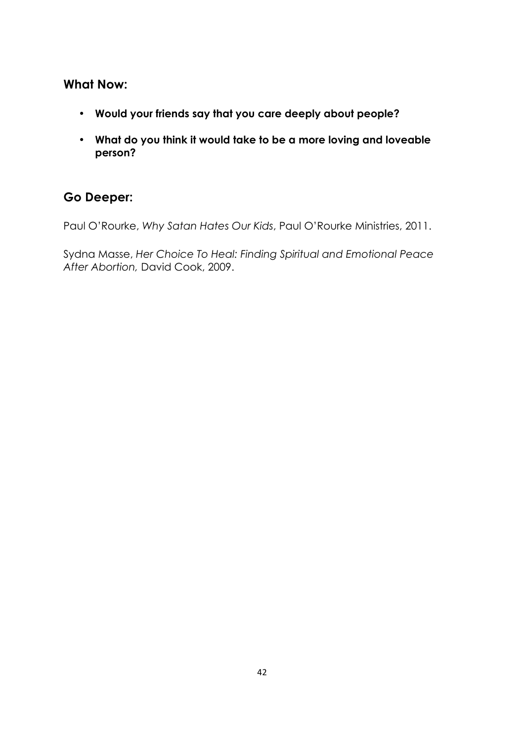## What Now:

- **Would your friends say that you care deeply about people?**
- **What do you think it would take to be a more loving and loveable person?**

## Go Deeper:

Paul O'Rourke, *Why Satan Hates Our Kids*, Paul O'Rourke Ministries, 2011.

Sydna Masse, *Her Choice To Heal: Finding Spiritual and Emotional Peace After Abortion,* David Cook, 2009.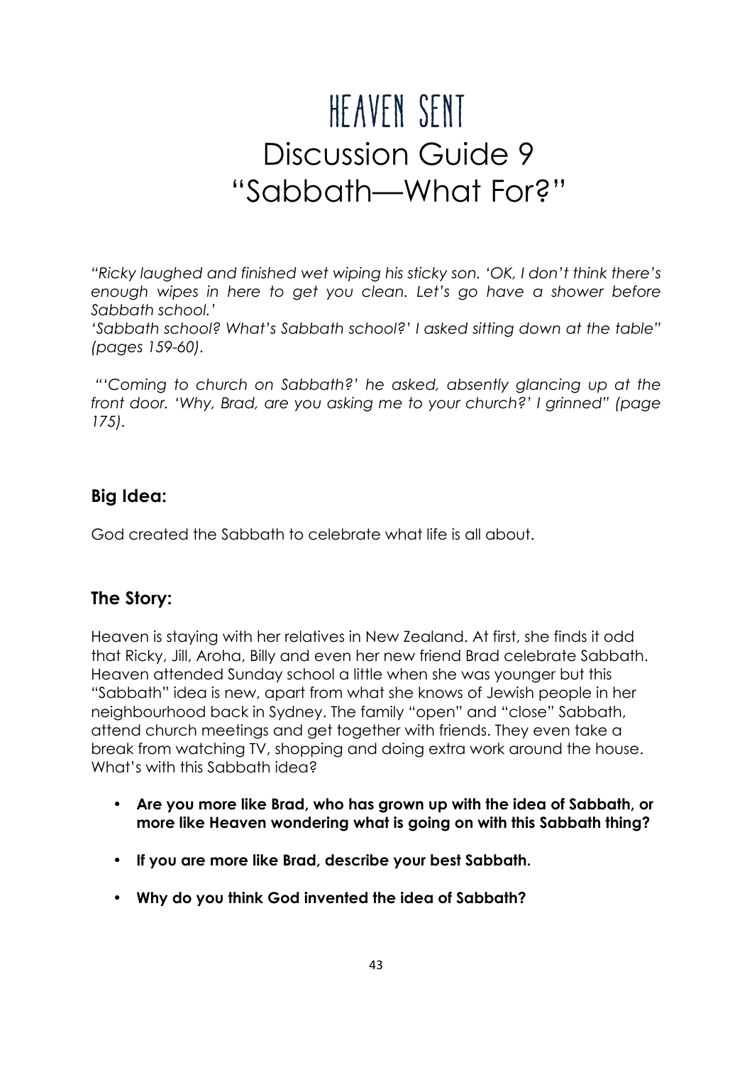# HEAVEN SENT

# Discussion Guide 9
# "Sabbath—What For?"

*"Ricky laughed and finished wet wiping his sticky son. 'OK, I don't think there's enough wipes in here to get you clean. Let's go have a shower before Sabbath school.'*
*'Sabbath school? What's Sabbath school?' I asked sitting down at the table" (pages 159-60).*

*"'Coming to church on Sabbath?' he asked, absently glancing up at the front door. 'Why, Brad, are you asking me to your church?' I grinned" (page 175).*

## Big Idea:

God created the Sabbath to celebrate what life is all about.

## The Story:

Heaven is staying with her relatives in New Zealand. At first, she finds it odd that Ricky, Jill, Aroha, Billy and even her new friend Brad celebrate Sabbath. Heaven attended Sunday school a little when she was younger but this "Sabbath" idea is new, apart from what she knows of Jewish people in her neighbourhood back in Sydney. The family "open" and "close" Sabbath, attend church meetings and get together with friends. They even take a break from watching TV, shopping and doing extra work around the house. What's with this Sabbath idea?

- **Are you more like Brad, who has grown up with the idea of Sabbath, or more like Heaven wondering what is going on with this Sabbath thing?**
- **If you are more like Brad, describe your best Sabbath.**
- **Why do you think God invented the idea of Sabbath?**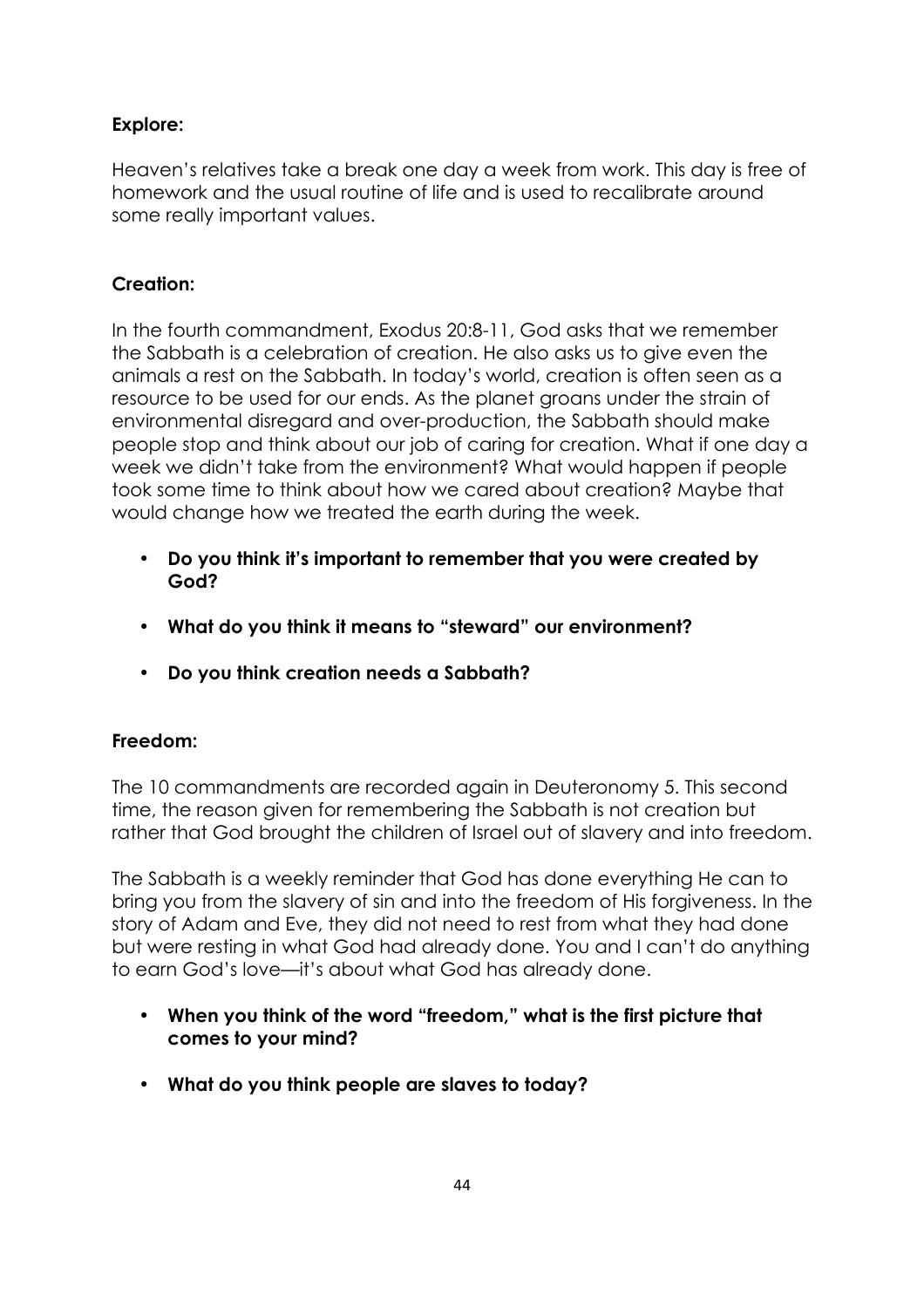**Explore:**

Heaven's relatives take a break one day a week from work. This day is free of homework and the usual routine of life and is used to recalibrate around some really important values.

**Creation:**

In the fourth commandment, Exodus 20:8-11, God asks that we remember the Sabbath is a celebration of creation. He also asks us to give even the animals a rest on the Sabbath. In today's world, creation is often seen as a resource to be used for our ends. As the planet groans under the strain of environmental disregard and over-production, the Sabbath should make people stop and think about our job of caring for creation. What if one day a week we didn't take from the environment? What would happen if people took some time to think about how we cared about creation? Maybe that would change how we treated the earth during the week.

- **Do you think it's important to remember that you were created by God?**
- **What do you think it means to "steward" our environment?**
- **Do you think creation needs a Sabbath?**

**Freedom:**

The 10 commandments are recorded again in Deuteronomy 5. This second time, the reason given for remembering the Sabbath is not creation but rather that God brought the children of Israel out of slavery and into freedom.

The Sabbath is a weekly reminder that God has done everything He can to bring you from the slavery of sin and into the freedom of His forgiveness. In the story of Adam and Eve, they did not need to rest from what they had done but were resting in what God had already done. You and I can't do anything to earn God's love—it's about what God has already done.

- **When you think of the word "freedom," what is the first picture that comes to your mind?**
- **What do you think people are slaves to today?**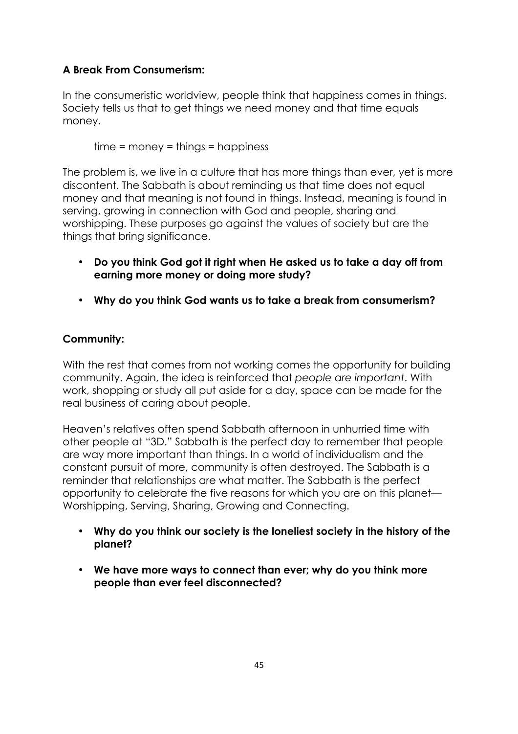**A Break From Consumerism:**

In the consumeristic worldview, people think that happiness comes in things. Society tells us that to get things we need money and that time equals money.

time = money = things = happiness

The problem is, we live in a culture that has more things than ever, yet is more discontent. The Sabbath is about reminding us that time does not equal money and that meaning is not found in things. Instead, meaning is found in serving, growing in connection with God and people, sharing and worshipping. These purposes go against the values of society but are the things that bring significance.

- **Do you think God got it right when He asked us to take a day off from earning more money or doing more study?**
- **Why do you think God wants us to take a break from consumerism?**

**Community:**

With the rest that comes from not working comes the opportunity for building community. Again, the idea is reinforced that *people are important*. With work, shopping or study all put aside for a day, space can be made for the real business of caring about people.

Heaven's relatives often spend Sabbath afternoon in unhurried time with other people at "3D." Sabbath is the perfect day to remember that people are way more important than things. In a world of individualism and the constant pursuit of more, community is often destroyed. The Sabbath is a reminder that relationships are what matter. The Sabbath is the perfect opportunity to celebrate the five reasons for which you are on this planet—Worshipping, Serving, Sharing, Growing and Connecting.

- **Why do you think our society is the loneliest society in the history of the planet?**
- **We have more ways to connect than ever; why do you think more people than ever feel disconnected?**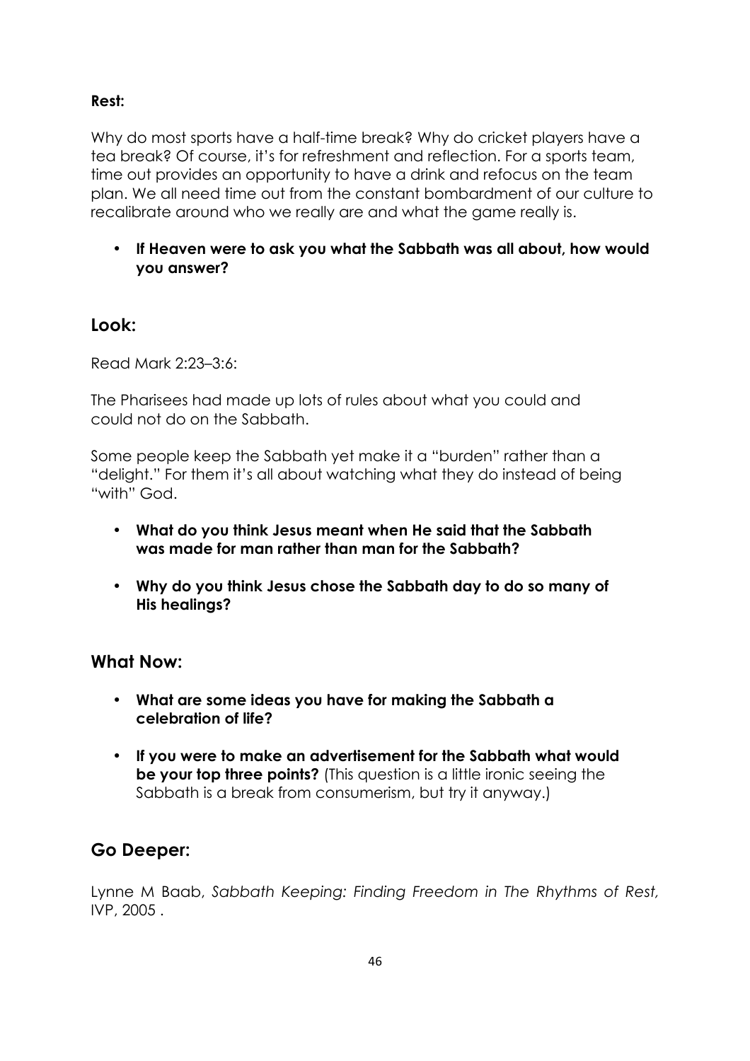**Rest:**

Why do most sports have a half-time break? Why do cricket players have a tea break? Of course, it's for refreshment and reflection. For a sports team, time out provides an opportunity to have a drink and refocus on the team plan. We all need time out from the constant bombardment of our culture to recalibrate around who we really are and what the game really is.

- **If Heaven were to ask you what the Sabbath was all about, how would you answer?**

## Look:

Read Mark 2:23–3:6:

The Pharisees had made up lots of rules about what you could and could not do on the Sabbath.

Some people keep the Sabbath yet make it a "burden" rather than a "delight." For them it's all about watching what they do instead of being "with" God.

- **What do you think Jesus meant when He said that the Sabbath was made for man rather than man for the Sabbath?**
- **Why do you think Jesus chose the Sabbath day to do so many of His healings?**

## What Now:

- **What are some ideas you have for making the Sabbath a celebration of life?**
- **If you were to make an advertisement for the Sabbath what would be your top three points?** (This question is a little ironic seeing the Sabbath is a break from consumerism, but try it anyway.)

## Go Deeper:

Lynne M Baab, *Sabbath Keeping: Finding Freedom in The Rhythms of Rest,* IVP, 2005 .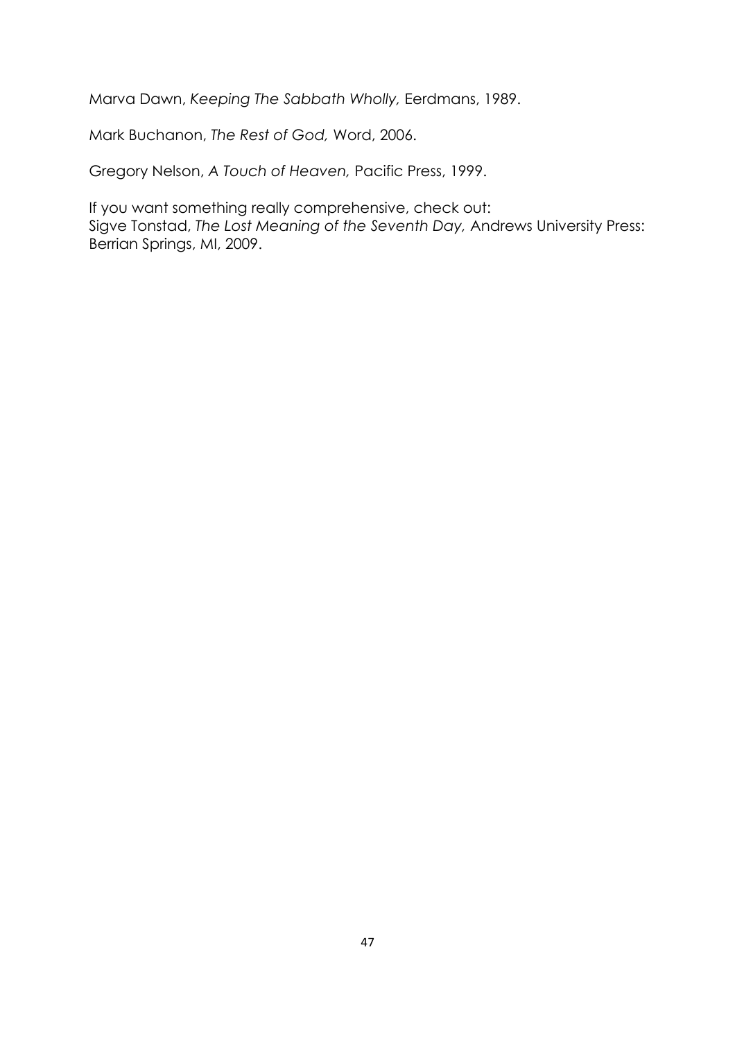Marva Dawn, *Keeping The Sabbath Wholly,* Eerdmans, 1989.

Mark Buchanon, *The Rest of God,* Word, 2006.

Gregory Nelson, *A Touch of Heaven,* Pacific Press, 1999.

If you want something really comprehensive, check out:
Sigve Tonstad, *The Lost Meaning of the Seventh Day,* Andrews University Press: Berrian Springs, MI, 2009.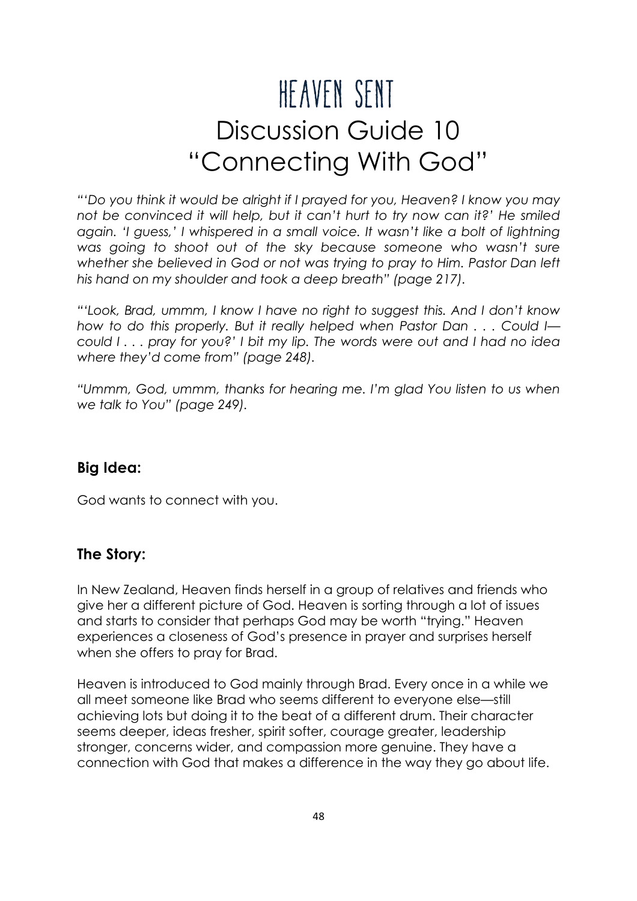# Heaven Sent

# Discussion Guide 10
# "Connecting With God"

*"'Do you think it would be alright if I prayed for you, Heaven? I know you may not be convinced it will help, but it can't hurt to try now can it?' He smiled again. 'I guess,' I whispered in a small voice. It wasn't like a bolt of lightning was going to shoot out of the sky because someone who wasn't sure whether she believed in God or not was trying to pray to Him. Pastor Dan left his hand on my shoulder and took a deep breath" (page 217).*

*"'Look, Brad, ummm, I know I have no right to suggest this. And I don't know how to do this properly. But it really helped when Pastor Dan . . . Could I—could I . . . pray for you?' I bit my lip. The words were out and I had no idea where they'd come from" (page 248).*

*"Ummm, God, ummm, thanks for hearing me. I'm glad You listen to us when we talk to You" (page 249).*

## Big Idea:

God wants to connect with you.

## The Story:

In New Zealand, Heaven finds herself in a group of relatives and friends who give her a different picture of God. Heaven is sorting through a lot of issues and starts to consider that perhaps God may be worth "trying." Heaven experiences a closeness of God's presence in prayer and surprises herself when she offers to pray for Brad.

Heaven is introduced to God mainly through Brad. Every once in a while we all meet someone like Brad who seems different to everyone else—still achieving lots but doing it to the beat of a different drum. Their character seems deeper, ideas fresher, spirit softer, courage greater, leadership stronger, concerns wider, and compassion more genuine. They have a connection with God that makes a difference in the way they go about life.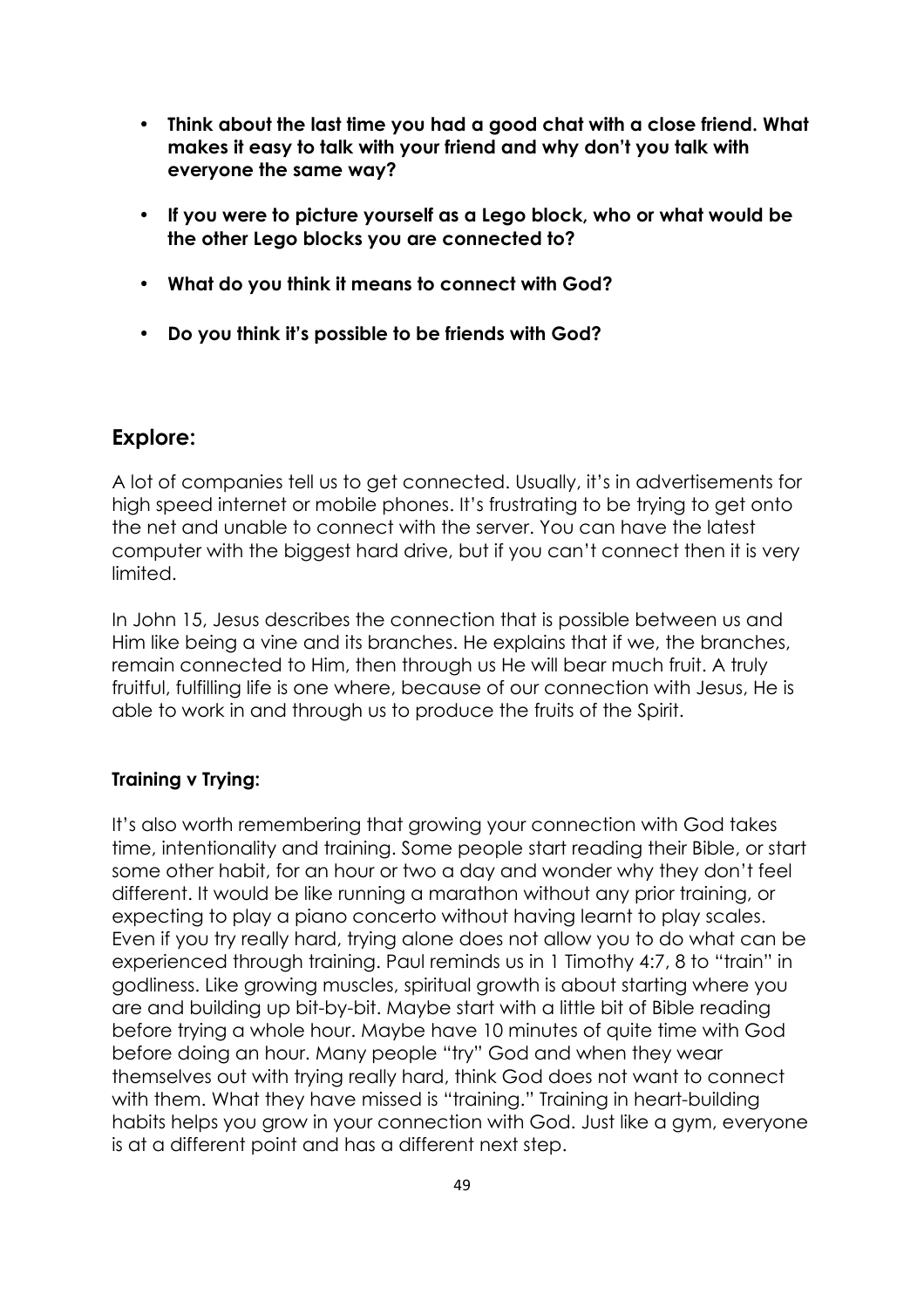- **Think about the last time you had a good chat with a close friend. What makes it easy to talk with your friend and why don't you talk with everyone the same way?**

- **If you were to picture yourself as a Lego block, who or what would be the other Lego blocks you are connected to?**

- **What do you think it means to connect with God?**

- **Do you think it's possible to be friends with God?**

## Explore:

A lot of companies tell us to get connected. Usually, it's in advertisements for high speed internet or mobile phones. It's frustrating to be trying to get onto the net and unable to connect with the server. You can have the latest computer with the biggest hard drive, but if you can't connect then it is very limited.

In John 15, Jesus describes the connection that is possible between us and Him like being a vine and its branches. He explains that if we, the branches, remain connected to Him, then through us He will bear much fruit. A truly fruitful, fulfilling life is one where, because of our connection with Jesus, He is able to work in and through us to produce the fruits of the Spirit.

**Training v Trying:**

It's also worth remembering that growing your connection with God takes time, intentionality and training. Some people start reading their Bible, or start some other habit, for an hour or two a day and wonder why they don't feel different. It would be like running a marathon without any prior training, or expecting to play a piano concerto without having learnt to play scales. Even if you try really hard, trying alone does not allow you to do what can be experienced through training. Paul reminds us in 1 Timothy 4:7, 8 to "train" in godliness. Like growing muscles, spiritual growth is about starting where you are and building up bit-by-bit. Maybe start with a little bit of Bible reading before trying a whole hour. Maybe have 10 minutes of quite time with God before doing an hour. Many people "try" God and when they wear themselves out with trying really hard, think God does not want to connect with them. What they have missed is "training." Training in heart-building habits helps you grow in your connection with God. Just like a gym, everyone is at a different point and has a different next step.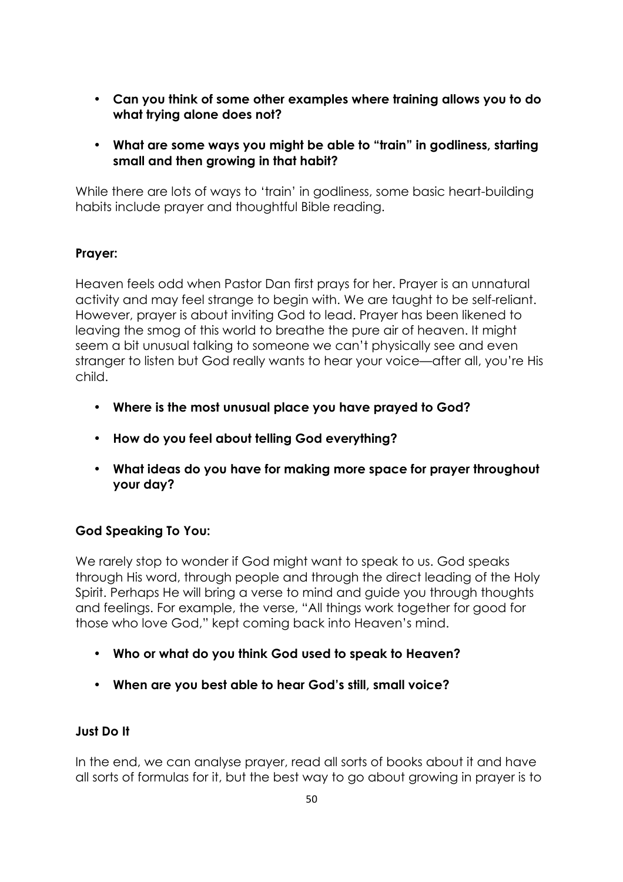- **Can you think of some other examples where training allows you to do what trying alone does not?**

- **What are some ways you might be able to "train" in godliness, starting small and then growing in that habit?**

While there are lots of ways to 'train' in godliness, some basic heart-building habits include prayer and thoughtful Bible reading.

**Prayer:**

Heaven feels odd when Pastor Dan first prays for her. Prayer is an unnatural activity and may feel strange to begin with. We are taught to be self-reliant. However, prayer is about inviting God to lead. Prayer has been likened to leaving the smog of this world to breathe the pure air of heaven. It might seem a bit unusual talking to someone we can't physically see and even stranger to listen but God really wants to hear your voice—after all, you're His child.

- **Where is the most unusual place you have prayed to God?**

- **How do you feel about telling God everything?**

- **What ideas do you have for making more space for prayer throughout your day?**

**God Speaking To You:**

We rarely stop to wonder if God might want to speak to us. God speaks through His word, through people and through the direct leading of the Holy Spirit. Perhaps He will bring a verse to mind and guide you through thoughts and feelings. For example, the verse, "All things work together for good for those who love God," kept coming back into Heaven's mind.

- **Who or what do you think God used to speak to Heaven?**

- **When are you best able to hear God's still, small voice?**

**Just Do It**

In the end, we can analyse prayer, read all sorts of books about it and have all sorts of formulas for it, but the best way to go about growing in prayer is to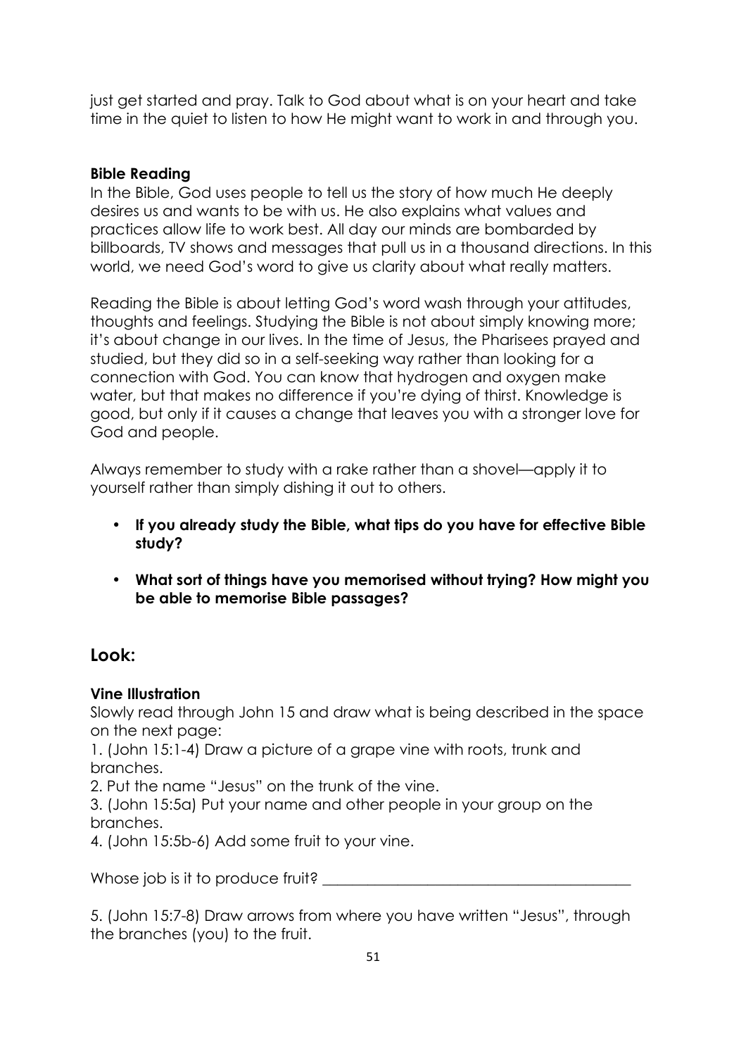just get started and pray. Talk to God about what is on your heart and take time in the quiet to listen to how He might want to work in and through you.

**Bible Reading**

In the Bible, God uses people to tell us the story of how much He deeply desires us and wants to be with us. He also explains what values and practices allow life to work best. All day our minds are bombarded by billboards, TV shows and messages that pull us in a thousand directions. In this world, we need God's word to give us clarity about what really matters.

Reading the Bible is about letting God's word wash through your attitudes, thoughts and feelings. Studying the Bible is not about simply knowing more; it's about change in our lives. In the time of Jesus, the Pharisees prayed and studied, but they did so in a self-seeking way rather than looking for a connection with God. You can know that hydrogen and oxygen make water, but that makes no difference if you're dying of thirst. Knowledge is good, but only if it causes a change that leaves you with a stronger love for God and people.

Always remember to study with a rake rather than a shovel—apply it to yourself rather than simply dishing it out to others.

- **If you already study the Bible, what tips do you have for effective Bible study?**
- **What sort of things have you memorised without trying? How might you be able to memorise Bible passages?**

## Look:

**Vine Illustration**

Slowly read through John 15 and draw what is being described in the space on the next page:

1. (John 15:1-4) Draw a picture of a grape vine with roots, trunk and branches.
2. Put the name "Jesus" on the trunk of the vine.
3. (John 15:5a) Put your name and other people in your group on the branches.
4. (John 15:5b-6) Add some fruit to your vine.

Whose job is it to produce fruit? ________________________________________

5. (John 15:7-8) Draw arrows from where you have written "Jesus", through the branches (you) to the fruit.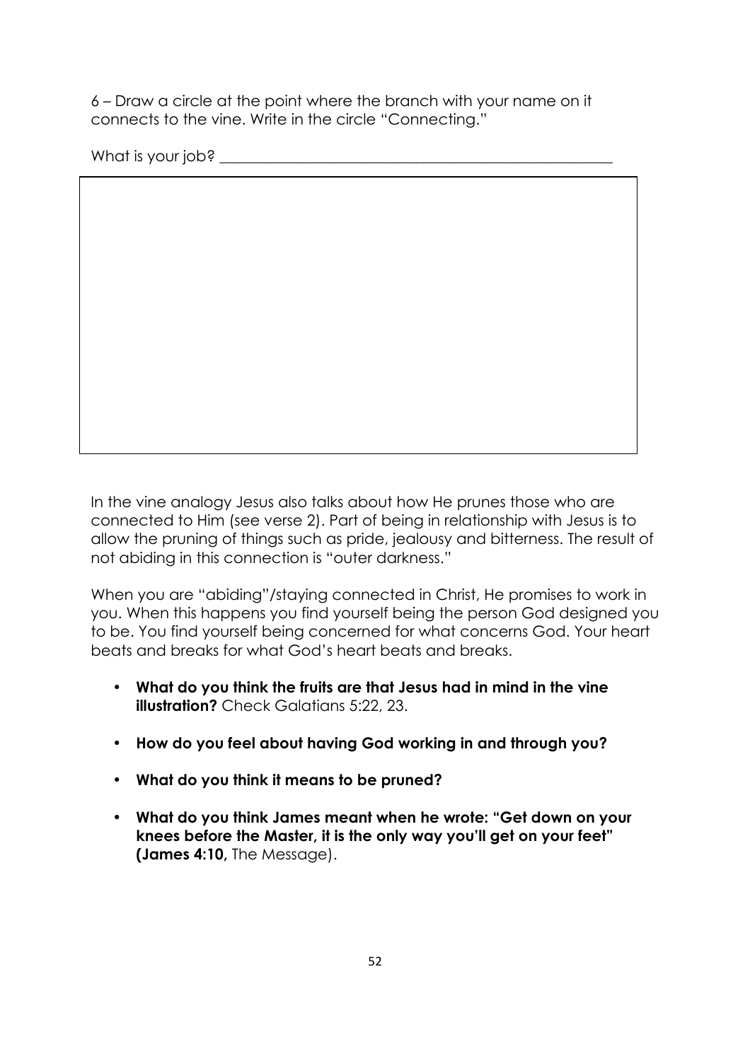6 – Draw a circle at the point where the branch with your name on it connects to the vine. Write in the circle "Connecting."

What is your job? ________________________________________________

In the vine analogy Jesus also talks about how He prunes those who are connected to Him (see verse 2). Part of being in relationship with Jesus is to allow the pruning of things such as pride, jealousy and bitterness. The result of not abiding in this connection is "outer darkness."

When you are "abiding"/staying connected in Christ, He promises to work in you. When this happens you find yourself being the person God designed you to be. You find yourself being concerned for what concerns God. Your heart beats and breaks for what God's heart beats and breaks.

- **What do you think the fruits are that Jesus had in mind in the vine illustration?** Check Galatians 5:22, 23.
- **How do you feel about having God working in and through you?**
- **What do you think it means to be pruned?**
- **What do you think James meant when he wrote: "Get down on your knees before the Master, it is the only way you'll get on your feet" (James 4:10,** *The* Message).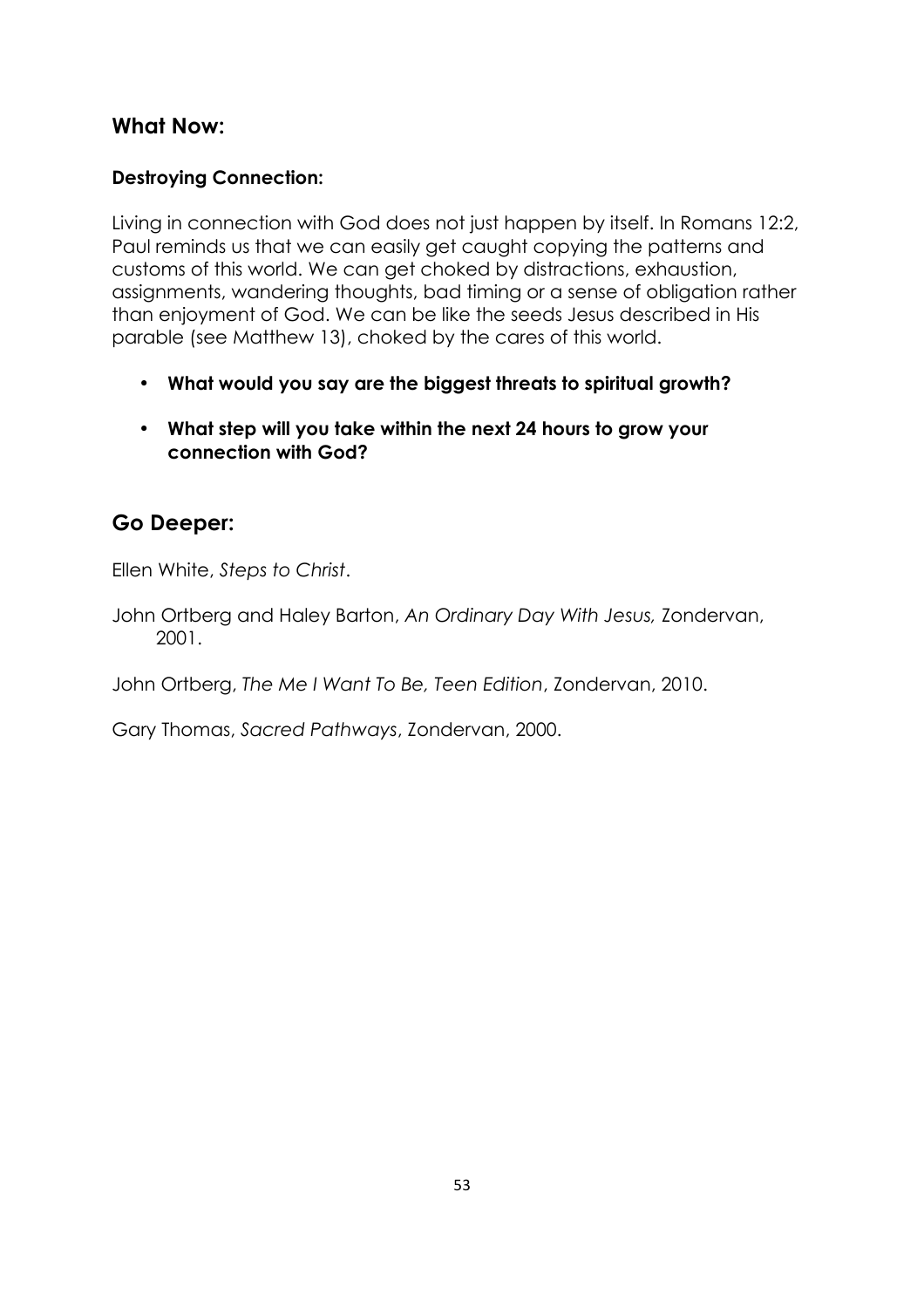## What Now:

### Destroying Connection:

Living in connection with God does not just happen by itself. In Romans 12:2, Paul reminds us that we can easily get caught copying the patterns and customs of this world. We can get choked by distractions, exhaustion, assignments, wandering thoughts, bad timing or a sense of obligation rather than enjoyment of God. We can be like the seeds Jesus described in His parable (see Matthew 13), choked by the cares of this world.

- **What would you say are the biggest threats to spiritual growth?**
- **What step will you take within the next 24 hours to grow your connection with God?**

## Go Deeper:

Ellen White, *Steps to Christ*.

John Ortberg and Haley Barton, *An Ordinary Day With Jesus,* Zondervan, 2001.

John Ortberg, *The Me I Want To Be, Teen Edition*, Zondervan, 2010.

Gary Thomas, *Sacred Pathways*, Zondervan, 2000.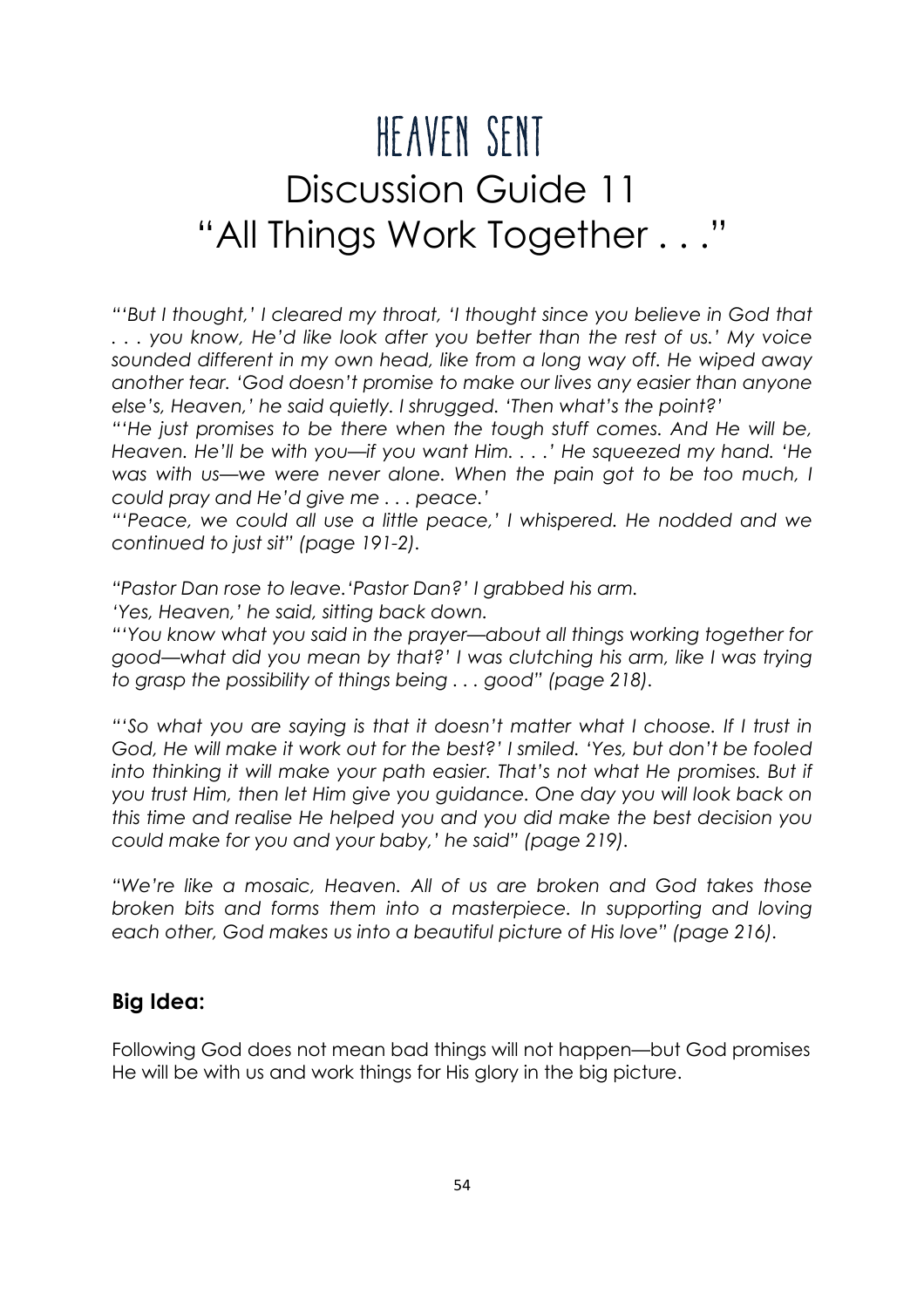# Heaven Sent

## Discussion Guide 11
## "All Things Work Together . . ."

*"'But I thought,' I cleared my throat, 'I thought since you believe in God that . . . you know, He'd like look after you better than the rest of us.' My voice sounded different in my own head, like from a long way off. He wiped away another tear. 'God doesn't promise to make our lives any easier than anyone else's, Heaven,' he said quietly. I shrugged. 'Then what's the point?'*

*"'He just promises to be there when the tough stuff comes. And He will be, Heaven. He'll be with you—if you want Him. . . .' He squeezed my hand. 'He was with us—we were never alone. When the pain got to be too much, I could pray and He'd give me . . . peace.'*

*"'Peace, we could all use a little peace,' I whispered. He nodded and we continued to just sit" (page 191-2).*

*"Pastor Dan rose to leave.'Pastor Dan?' I grabbed his arm.*

*'Yes, Heaven,' he said, sitting back down.*

*"'You know what you said in the prayer—about all things working together for good—what did you mean by that?' I was clutching his arm, like I was trying to grasp the possibility of things being . . . good" (page 218).*

*"'So what you are saying is that it doesn't matter what I choose. If I trust in God, He will make it work out for the best?' I smiled. 'Yes, but don't be fooled into thinking it will make your path easier. That's not what He promises. But if you trust Him, then let Him give you guidance. One day you will look back on this time and realise He helped you and you did make the best decision you could make for you and your baby,' he said" (page 219).*

*"We're like a mosaic, Heaven. All of us are broken and God takes those broken bits and forms them into a masterpiece. In supporting and loving each other, God makes us into a beautiful picture of His love" (page 216).*

### Big Idea:

Following God does not mean bad things will not happen—but God promises He will be with us and work things for His glory in the big picture.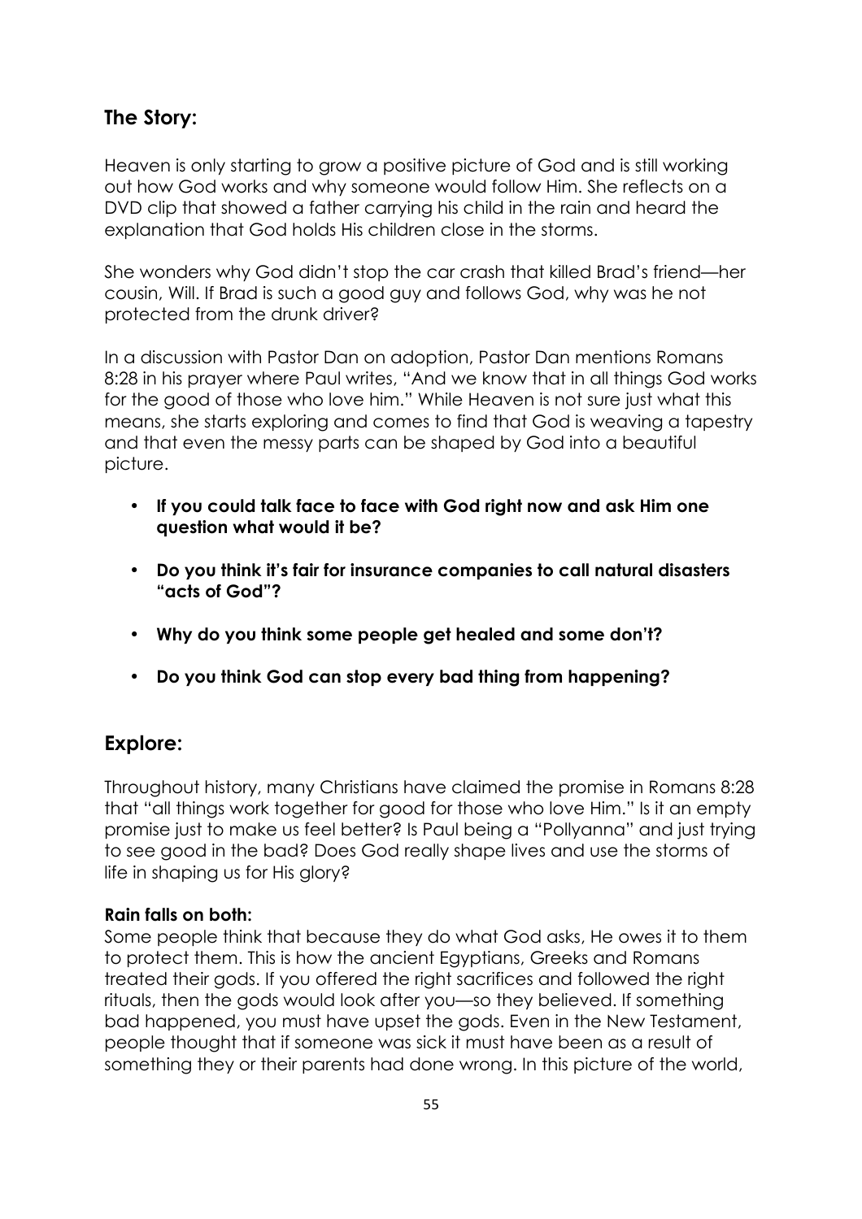## The Story:

Heaven is only starting to grow a positive picture of God and is still working out how God works and why someone would follow Him. She reflects on a DVD clip that showed a father carrying his child in the rain and heard the explanation that God holds His children close in the storms.

She wonders why God didn't stop the car crash that killed Brad's friend—her cousin, Will. If Brad is such a good guy and follows God, why was he not protected from the drunk driver?

In a discussion with Pastor Dan on adoption, Pastor Dan mentions Romans 8:28 in his prayer where Paul writes, "And we know that in all things God works for the good of those who love him." While Heaven is not sure just what this means, she starts exploring and comes to find that God is weaving a tapestry and that even the messy parts can be shaped by God into a beautiful picture.

- **If you could talk face to face with God right now and ask Him one question what would it be?**
- **Do you think it's fair for insurance companies to call natural disasters "acts of God"?**
- **Why do you think some people get healed and some don't?**
- **Do you think God can stop every bad thing from happening?**

## Explore:

Throughout history, many Christians have claimed the promise in Romans 8:28 that "all things work together for good for those who love Him." Is it an empty promise just to make us feel better? Is Paul being a "Pollyanna" and just trying to see good in the bad? Does God really shape lives and use the storms of life in shaping us for His glory?

**Rain falls on both:**
Some people think that because they do what God asks, He owes it to them to protect them. This is how the ancient Egyptians, Greeks and Romans treated their gods. If you offered the right sacrifices and followed the right rituals, then the gods would look after you—so they believed. If something bad happened, you must have upset the gods. Even in the New Testament, people thought that if someone was sick it must have been as a result of something they or their parents had done wrong. In this picture of the world,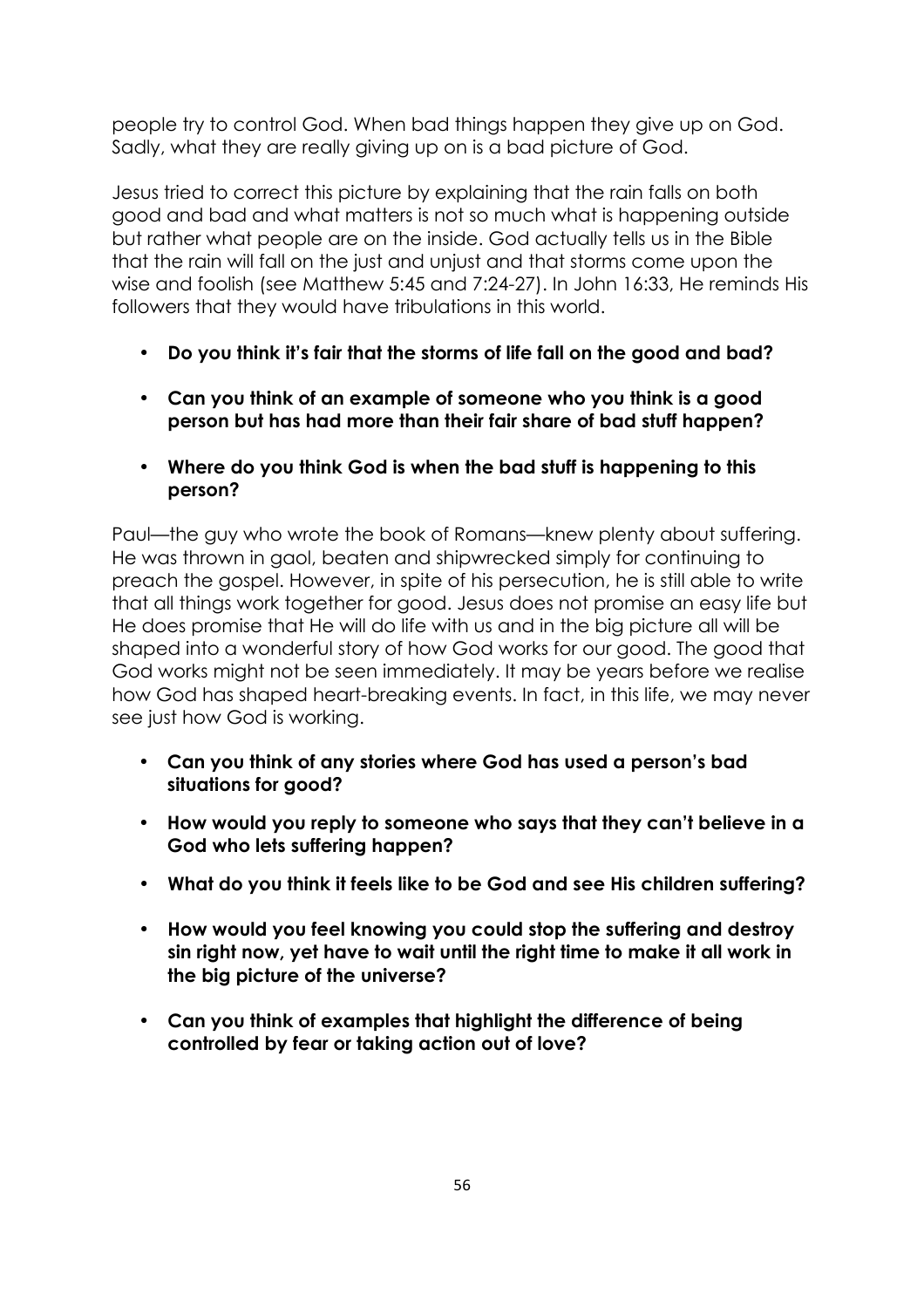people try to control God. When bad things happen they give up on God. Sadly, what they are really giving up on is a bad picture of God.

Jesus tried to correct this picture by explaining that the rain falls on both good and bad and what matters is not so much what is happening outside but rather what people are on the inside. God actually tells us in the Bible that the rain will fall on the just and unjust and that storms come upon the wise and foolish (see Matthew 5:45 and 7:24-27). In John 16:33, He reminds His followers that they would have tribulations in this world.

- **Do you think it's fair that the storms of life fall on the good and bad?**
- **Can you think of an example of someone who you think is a good person but has had more than their fair share of bad stuff happen?**
- **Where do you think God is when the bad stuff is happening to this person?**

Paul—the guy who wrote the book of Romans—knew plenty about suffering. He was thrown in gaol, beaten and shipwrecked simply for continuing to preach the gospel. However, in spite of his persecution, he is still able to write that all things work together for good. Jesus does not promise an easy life but He does promise that He will do life with us and in the big picture all will be shaped into a wonderful story of how God works for our good. The good that God works might not be seen immediately. It may be years before we realise how God has shaped heart-breaking events. In fact, in this life, we may never see just how God is working.

- **Can you think of any stories where God has used a person's bad situations for good?**
- **How would you reply to someone who says that they can't believe in a God who lets suffering happen?**
- **What do you think it feels like to be God and see His children suffering?**
- **How would you feel knowing you could stop the suffering and destroy sin right now, yet have to wait until the right time to make it all work in the big picture of the universe?**
- **Can you think of examples that highlight the difference of being controlled by fear or taking action out of love?**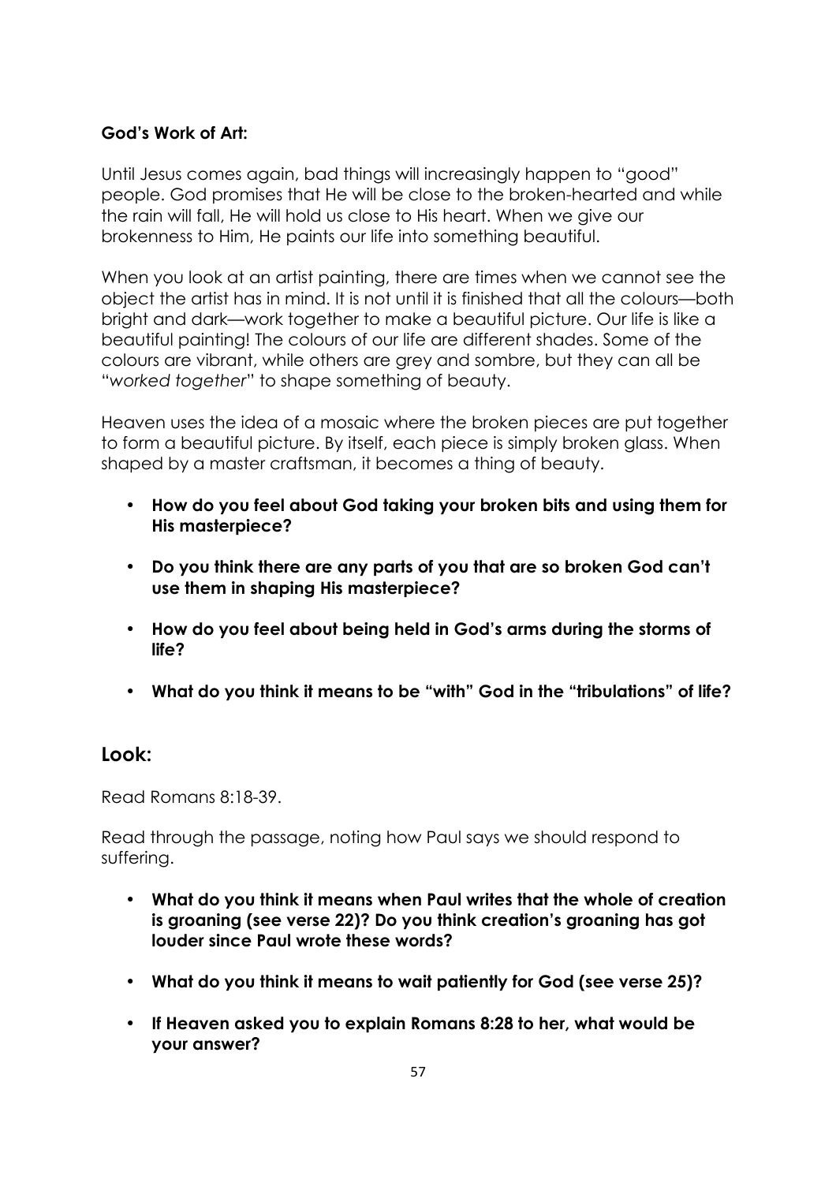**God's Work of Art:**

Until Jesus comes again, bad things will increasingly happen to "good" people. God promises that He will be close to the broken-hearted and while the rain will fall, He will hold us close to His heart. When we give our brokenness to Him, He paints our life into something beautiful.

When you look at an artist painting, there are times when we cannot see the object the artist has in mind. It is not until it is finished that all the colours—both bright and dark—work together to make a beautiful picture. Our life is like a beautiful painting! The colours of our life are different shades. Some of the colours are vibrant, while others are grey and sombre, but they can all be "*worked together*" to shape something of beauty.

Heaven uses the idea of a mosaic where the broken pieces are put together to form a beautiful picture. By itself, each piece is simply broken glass. When shaped by a master craftsman, it becomes a thing of beauty.

- **How do you feel about God taking your broken bits and using them for His masterpiece?**
- **Do you think there are any parts of you that are so broken God can't use them in shaping His masterpiece?**
- **How do you feel about being held in God's arms during the storms of life?**
- **What do you think it means to be "with" God in the "tribulations" of life?**

## Look:

Read Romans 8:18-39.

Read through the passage, noting how Paul says we should respond to suffering.

- **What do you think it means when Paul writes that the whole of creation is groaning (see verse 22)? Do you think creation's groaning has got louder since Paul wrote these words?**
- **What do you think it means to wait patiently for God (see verse 25)?**
- **If Heaven asked you to explain Romans 8:28 to her, what would be your answer?**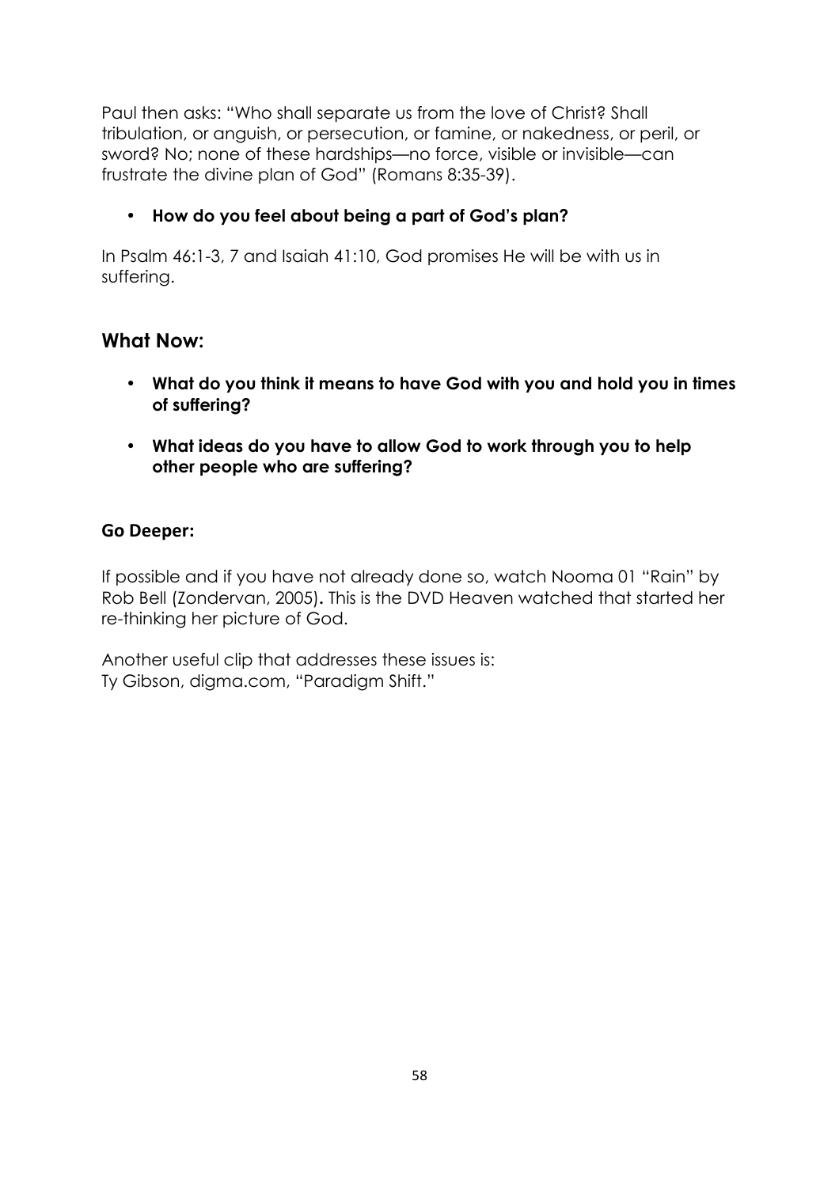Paul then asks: "Who shall separate us from the love of Christ? Shall tribulation, or anguish, or persecution, or famine, or nakedness, or peril, or sword? No; none of these hardships—no force, visible or invisible—can frustrate the divine plan of God" (Romans 8:35-39).

- **How do you feel about being a part of God's plan?**

In Psalm 46:1-3, 7 and Isaiah 41:10, God promises He will be with us in suffering.

## What Now:

- **What do you think it means to have God with you and hold you in times of suffering?**
- **What ideas do you have to allow God to work through you to help other people who are suffering?**

### Go Deeper:

If possible and if you have not already done so, watch Nooma 01 "Rain" by Rob Bell (Zondervan, 2005)**.** This is the DVD Heaven watched that started her re-thinking her picture of God.

Another useful clip that addresses these issues is:
Ty Gibson, digma.com, "Paradigm Shift."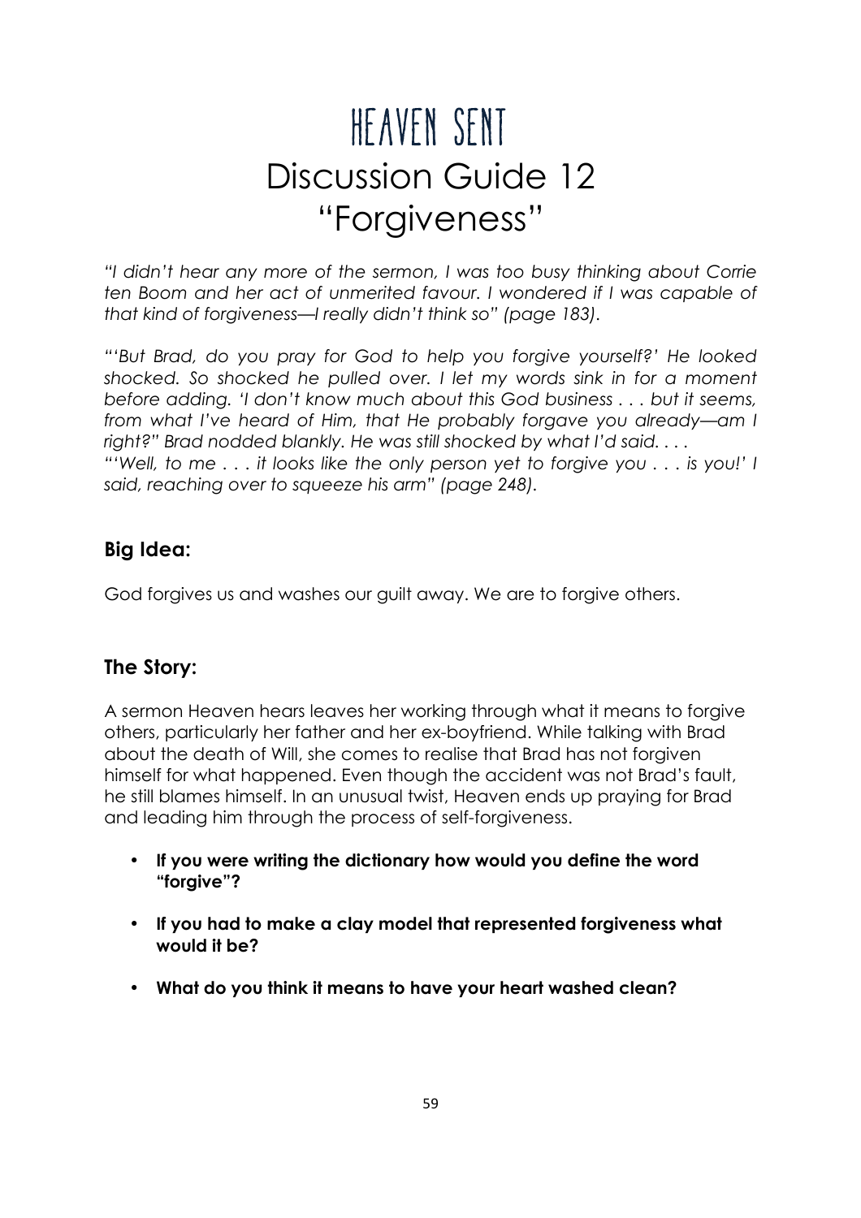# Heaven Sent

# Discussion Guide 12 "Forgiveness"

*"I didn't hear any more of the sermon, I was too busy thinking about Corrie ten Boom and her act of unmerited favour. I wondered if I was capable of that kind of forgiveness—I really didn't think so" (page 183).*

*"'But Brad, do you pray for God to help you forgive yourself?' He looked shocked. So shocked he pulled over. I let my words sink in for a moment before adding. 'I don't know much about this God business . . . but it seems, from what I've heard of Him, that He probably forgave you already—am I right?" Brad nodded blankly. He was still shocked by what I'd said. . . .*
*"'Well, to me . . . it looks like the only person yet to forgive you . . . is you!' I said, reaching over to squeeze his arm" (page 248).*

## Big Idea:

God forgives us and washes our guilt away. We are to forgive others.

## The Story:

A sermon Heaven hears leaves her working through what it means to forgive others, particularly her father and her ex-boyfriend. While talking with Brad about the death of Will, she comes to realise that Brad has not forgiven himself for what happened. Even though the accident was not Brad's fault, he still blames himself. In an unusual twist, Heaven ends up praying for Brad and leading him through the process of self-forgiveness.

- **If you were writing the dictionary how would you define the word "forgive"?**
- **If you had to make a clay model that represented forgiveness what would it be?**
- **What do you think it means to have your heart washed clean?**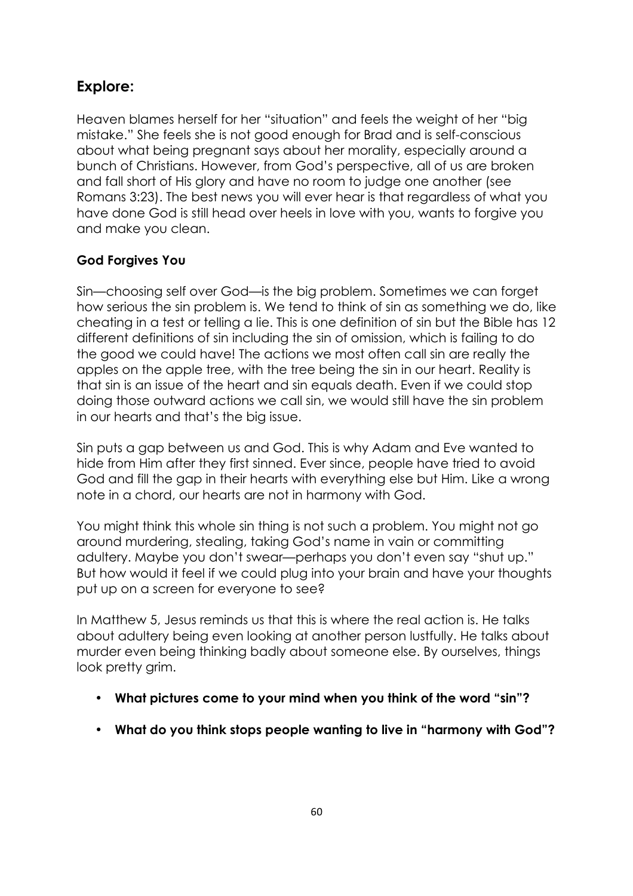## Explore:

Heaven blames herself for her "situation" and feels the weight of her "big mistake." She feels she is not good enough for Brad and is self-conscious about what being pregnant says about her morality, especially around a bunch of Christians. However, from God's perspective, all of us are broken and fall short of His glory and have no room to judge one another (see Romans 3:23). The best news you will ever hear is that regardless of what you have done God is still head over heels in love with you, wants to forgive you and make you clean.

**God Forgives You**

Sin—choosing self over God—is the big problem. Sometimes we can forget how serious the sin problem is. We tend to think of sin as something we do, like cheating in a test or telling a lie. This is one definition of sin but the Bible has 12 different definitions of sin including the sin of omission, which is failing to do the good we could have! The actions we most often call sin are really the apples on the apple tree, with the tree being the sin in our heart. Reality is that sin is an issue of the heart and sin equals death. Even if we could stop doing those outward actions we call sin, we would still have the sin problem in our hearts and that's the big issue.

Sin puts a gap between us and God. This is why Adam and Eve wanted to hide from Him after they first sinned. Ever since, people have tried to avoid God and fill the gap in their hearts with everything else but Him. Like a wrong note in a chord, our hearts are not in harmony with God.

You might think this whole sin thing is not such a problem. You might not go around murdering, stealing, taking God's name in vain or committing adultery. Maybe you don't swear—perhaps you don't even say "shut up." But how would it feel if we could plug into your brain and have your thoughts put up on a screen for everyone to see?

In Matthew 5, Jesus reminds us that this is where the real action is. He talks about adultery being even looking at another person lustfully. He talks about murder even being thinking badly about someone else. By ourselves, things look pretty grim.

- **What pictures come to your mind when you think of the word "sin"?**
- **What do you think stops people wanting to live in "harmony with God"?**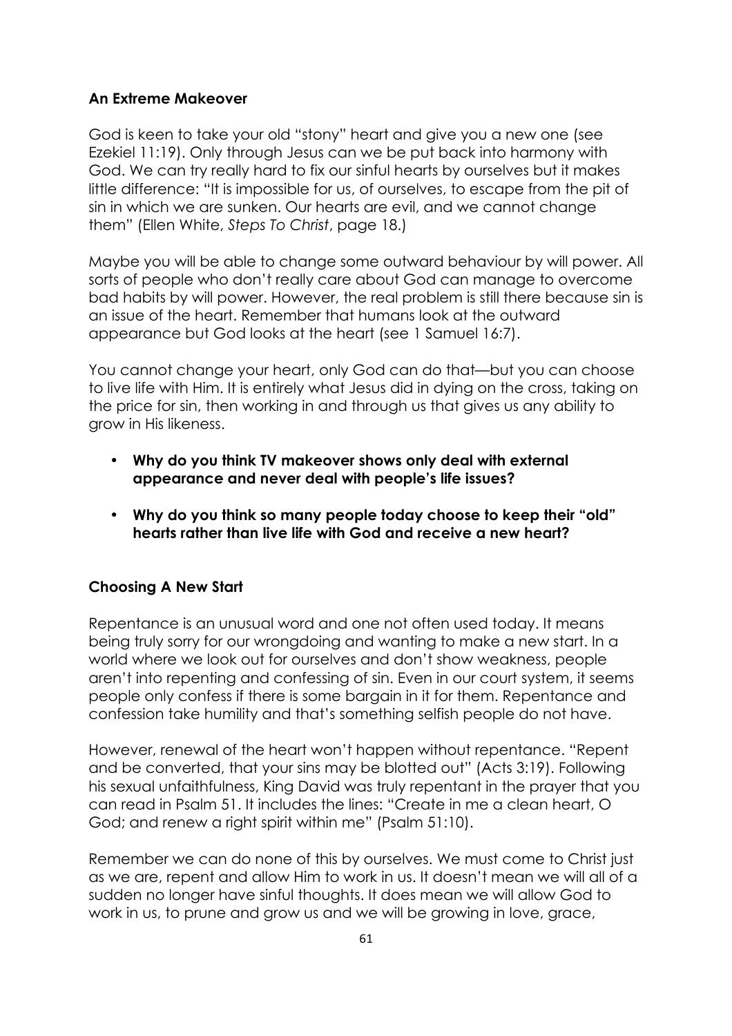**An Extreme Makeover**

God is keen to take your old "stony" heart and give you a new one (see Ezekiel 11:19). Only through Jesus can we be put back into harmony with God. We can try really hard to fix our sinful hearts by ourselves but it makes little difference: "It is impossible for us, of ourselves, to escape from the pit of sin in which we are sunken. Our hearts are evil, and we cannot change them" (Ellen White, *Steps To Christ*, page 18.)

Maybe you will be able to change some outward behaviour by will power. All sorts of people who don't really care about God can manage to overcome bad habits by will power. However, the real problem is still there because sin is an issue of the heart. Remember that humans look at the outward appearance but God looks at the heart (see 1 Samuel 16:7).

You cannot change your heart, only God can do that—but you can choose to live life with Him. It is entirely what Jesus did in dying on the cross, taking on the price for sin, then working in and through us that gives us any ability to grow in His likeness.

- **Why do you think TV makeover shows only deal with external appearance and never deal with people's life issues?**
- **Why do you think so many people today choose to keep their "old" hearts rather than live life with God and receive a new heart?**

**Choosing A New Start**

Repentance is an unusual word and one not often used today. It means being truly sorry for our wrongdoing and wanting to make a new start. In a world where we look out for ourselves and don't show weakness, people aren't into repenting and confessing of sin. Even in our court system, it seems people only confess if there is some bargain in it for them. Repentance and confession take humility and that's something selfish people do not have.

However, renewal of the heart won't happen without repentance. "Repent and be converted, that your sins may be blotted out" (Acts 3:19). Following his sexual unfaithfulness, King David was truly repentant in the prayer that you can read in Psalm 51. It includes the lines: "Create in me a clean heart, O God; and renew a right spirit within me" (Psalm 51:10).

Remember we can do none of this by ourselves. We must come to Christ just as we are, repent and allow Him to work in us. It doesn't mean we will all of a sudden no longer have sinful thoughts. It does mean we will allow God to work in us, to prune and grow us and we will be growing in love, grace,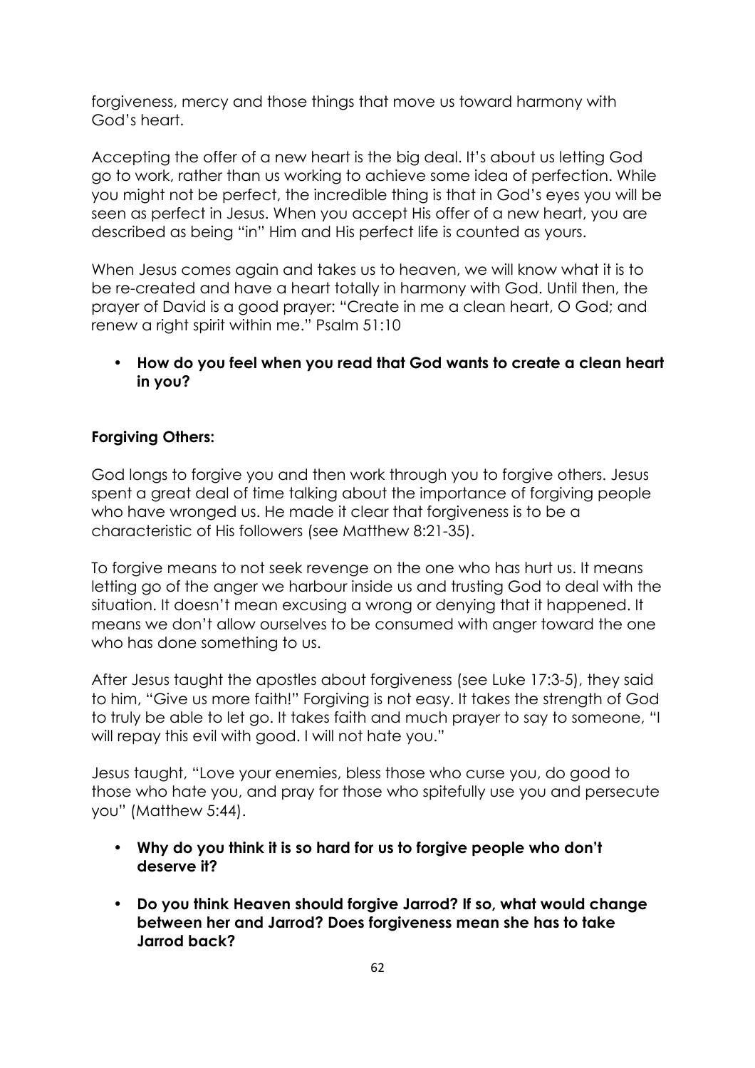forgiveness, mercy and those things that move us toward harmony with God's heart.

Accepting the offer of a new heart is the big deal. It's about us letting God go to work, rather than us working to achieve some idea of perfection. While you might not be perfect, the incredible thing is that in God's eyes you will be seen as perfect in Jesus. When you accept His offer of a new heart, you are described as being "in" Him and His perfect life is counted as yours.

When Jesus comes again and takes us to heaven, we will know what it is to be re-created and have a heart totally in harmony with God. Until then, the prayer of David is a good prayer: "Create in me a clean heart, O God; and renew a right spirit within me." Psalm 51:10

- **How do you feel when you read that God wants to create a clean heart in you?**

**Forgiving Others:**

God longs to forgive you and then work through you to forgive others. Jesus spent a great deal of time talking about the importance of forgiving people who have wronged us. He made it clear that forgiveness is to be a characteristic of His followers (see Matthew 8:21-35).

To forgive means to not seek revenge on the one who has hurt us. It means letting go of the anger we harbour inside us and trusting God to deal with the situation. It doesn't mean excusing a wrong or denying that it happened. It means we don't allow ourselves to be consumed with anger toward the one who has done something to us.

After Jesus taught the apostles about forgiveness (see Luke 17:3-5), they said to him, "Give us more faith!" Forgiving is not easy. It takes the strength of God to truly be able to let go. It takes faith and much prayer to say to someone, "I will repay this evil with good. I will not hate you."

Jesus taught, "Love your enemies, bless those who curse you, do good to those who hate you, and pray for those who spitefully use you and persecute you" (Matthew 5:44).

- **Why do you think it is so hard for us to forgive people who don't deserve it?**
- **Do you think Heaven should forgive Jarrod? If so, what would change between her and Jarrod? Does forgiveness mean she has to take Jarrod back?**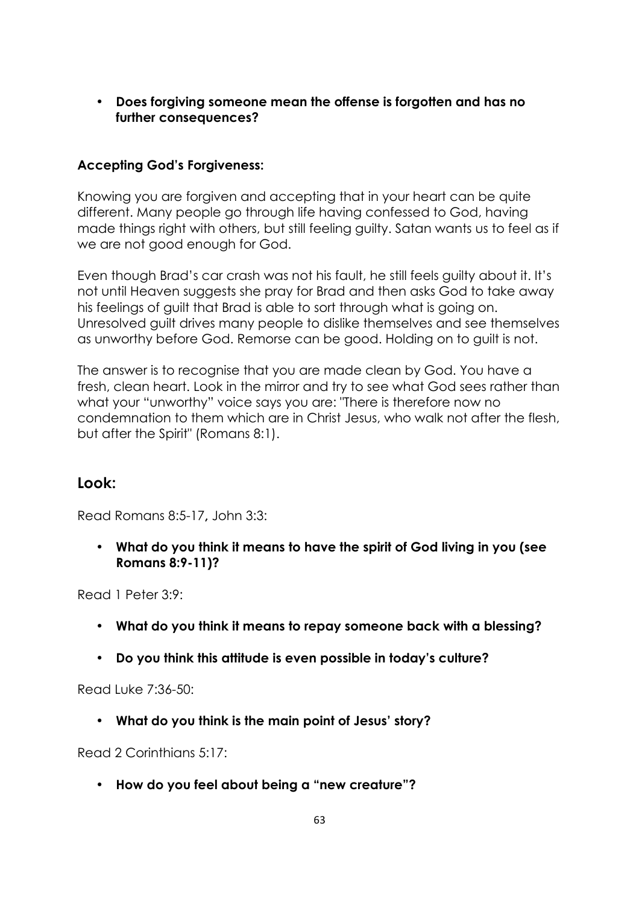- **Does forgiving someone mean the offense is forgotten and has no further consequences?**

**Accepting God's Forgiveness:**

Knowing you are forgiven and accepting that in your heart can be quite different. Many people go through life having confessed to God, having made things right with others, but still feeling guilty. Satan wants us to feel as if we are not good enough for God.

Even though Brad's car crash was not his fault, he still feels guilty about it. It's not until Heaven suggests she pray for Brad and then asks God to take away his feelings of guilt that Brad is able to sort through what is going on. Unresolved guilt drives many people to dislike themselves and see themselves as unworthy before God. Remorse can be good. Holding on to guilt is not.

The answer is to recognise that you are made clean by God. You have a fresh, clean heart. Look in the mirror and try to see what God sees rather than what your "unworthy" voice says you are: "There is therefore now no condemnation to them which are in Christ Jesus, who walk not after the flesh, but after the Spirit" (Romans 8:1).

## Look:

Read Romans 8:5-17**,** John 3:3:

- **What do you think it means to have the spirit of God living in you (see Romans 8:9-11)?**

Read 1 Peter 3:9:

- **What do you think it means to repay someone back with a blessing?**
- **Do you think this attitude is even possible in today's culture?**

Read Luke 7:36-50:

- **What do you think is the main point of Jesus' story?**

Read 2 Corinthians 5:17:

- **How do you feel about being a "new creature"?**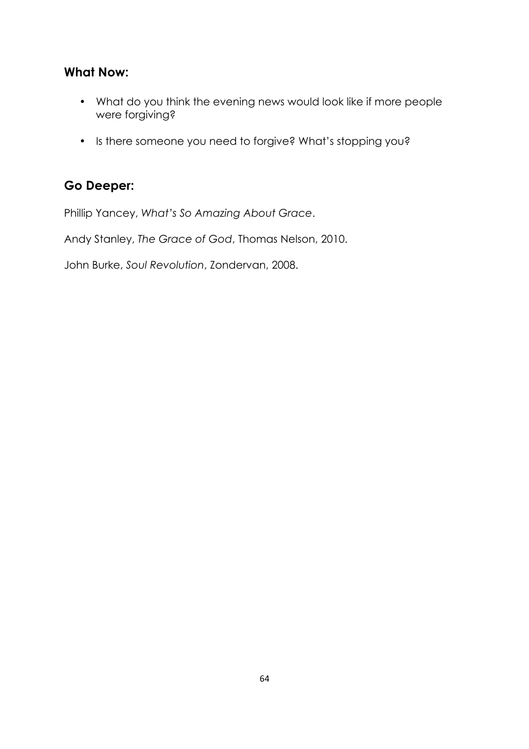## What Now:

- What do you think the evening news would look like if more people were forgiving?
- Is there someone you need to forgive? What's stopping you?

## Go Deeper:

Phillip Yancey, *What's So Amazing About Grace*.

Andy Stanley, *The Grace of God*, Thomas Nelson, 2010.

John Burke, *Soul Revolution*, Zondervan, 2008.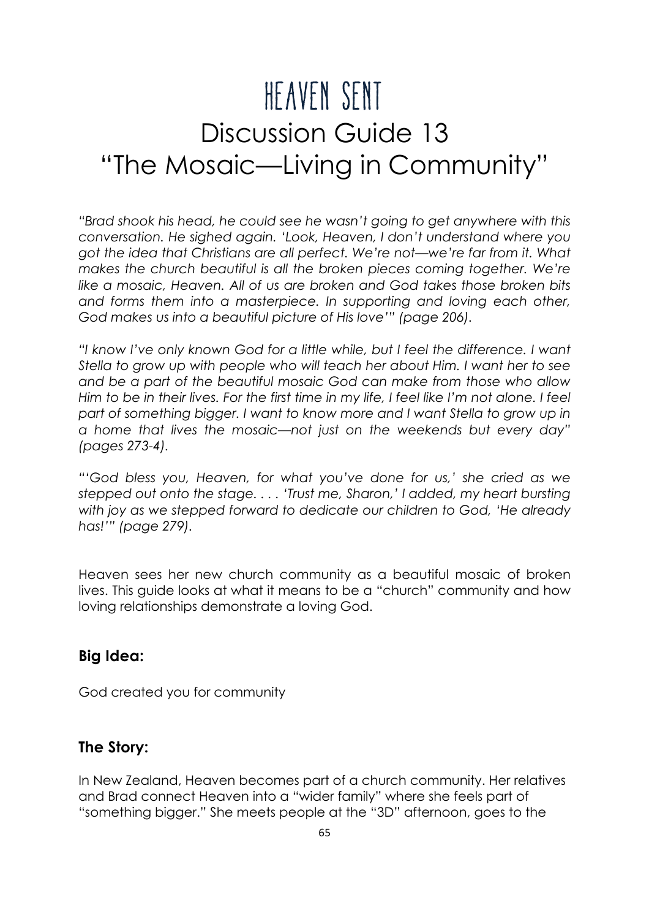# HEAVEN SENT

## Discussion Guide 13
## "The Mosaic—Living in Community"

*"Brad shook his head, he could see he wasn't going to get anywhere with this conversation. He sighed again. 'Look, Heaven, I don't understand where you got the idea that Christians are all perfect. We're not—we're far from it. What makes the church beautiful is all the broken pieces coming together. We're like a mosaic, Heaven. All of us are broken and God takes those broken bits and forms them into a masterpiece. In supporting and loving each other, God makes us into a beautiful picture of His love'" (page 206).*

*"I know I've only known God for a little while, but I feel the difference. I want Stella to grow up with people who will teach her about Him. I want her to see and be a part of the beautiful mosaic God can make from those who allow Him to be in their lives. For the first time in my life, I feel like I'm not alone. I feel part of something bigger. I want to know more and I want Stella to grow up in a home that lives the mosaic—not just on the weekends but every day" (pages 273-4).*

*"'God bless you, Heaven, for what you've done for us,' she cried as we stepped out onto the stage. . . . 'Trust me, Sharon,' I added, my heart bursting with joy as we stepped forward to dedicate our children to God, 'He already has!'" (page 279).*

Heaven sees her new church community as a beautiful mosaic of broken lives. This guide looks at what it means to be a "church" community and how loving relationships demonstrate a loving God.

### Big Idea:

God created you for community

### The Story:

In New Zealand, Heaven becomes part of a church community. Her relatives and Brad connect Heaven into a "wider family" where she feels part of "something bigger." She meets people at the "3D" afternoon, goes to the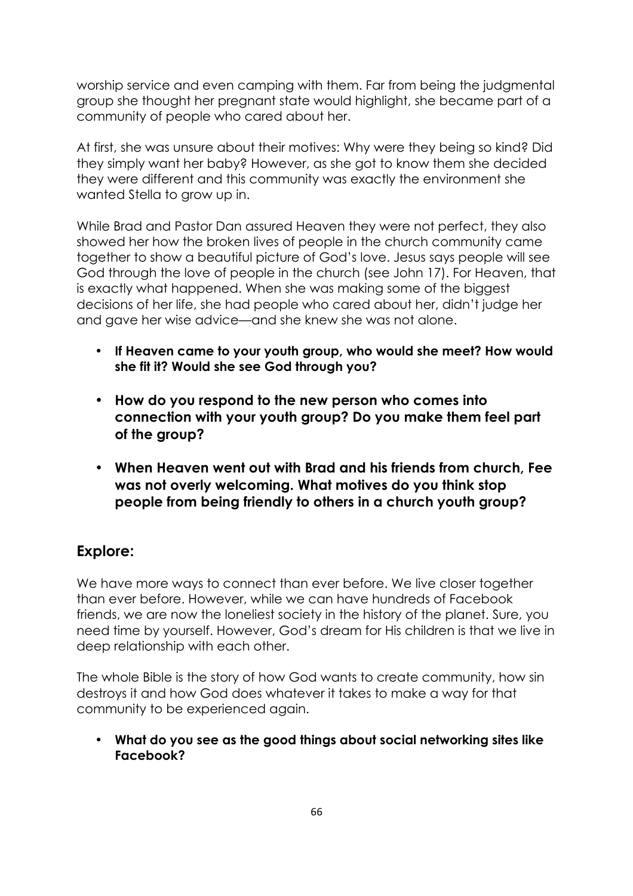worship service and even camping with them. Far from being the judgmental group she thought her pregnant state would highlight, she became part of a community of people who cared about her.

At first, she was unsure about their motives: Why were they being so kind? Did they simply want her baby? However, as she got to know them she decided they were different and this community was exactly the environment she wanted Stella to grow up in.

While Brad and Pastor Dan assured Heaven they were not perfect, they also showed her how the broken lives of people in the church community came together to show a beautiful picture of God's love. Jesus says people will see God through the love of people in the church (see John 17). For Heaven, that is exactly what happened. When she was making some of the biggest decisions of her life, she had people who cared about her, didn't judge her and gave her wise advice—and she knew she was not alone.

- **If Heaven came to your youth group, who would she meet? How would she fit it? Would she see God through you?**
- **How do you respond to the new person who comes into connection with your youth group? Do you make them feel part of the group?**
- **When Heaven went out with Brad and his friends from church, Fee was not overly welcoming. What motives do you think stop people from being friendly to others in a church youth group?**

## Explore:

We have more ways to connect than ever before. We live closer together than ever before. However, while we can have hundreds of Facebook friends, we are now the loneliest society in the history of the planet. Sure, you need time by yourself. However, God's dream for His children is that we live in deep relationship with each other.

The whole Bible is the story of how God wants to create community, how sin destroys it and how God does whatever it takes to make a way for that community to be experienced again.

- **What do you see as the good things about social networking sites like Facebook?**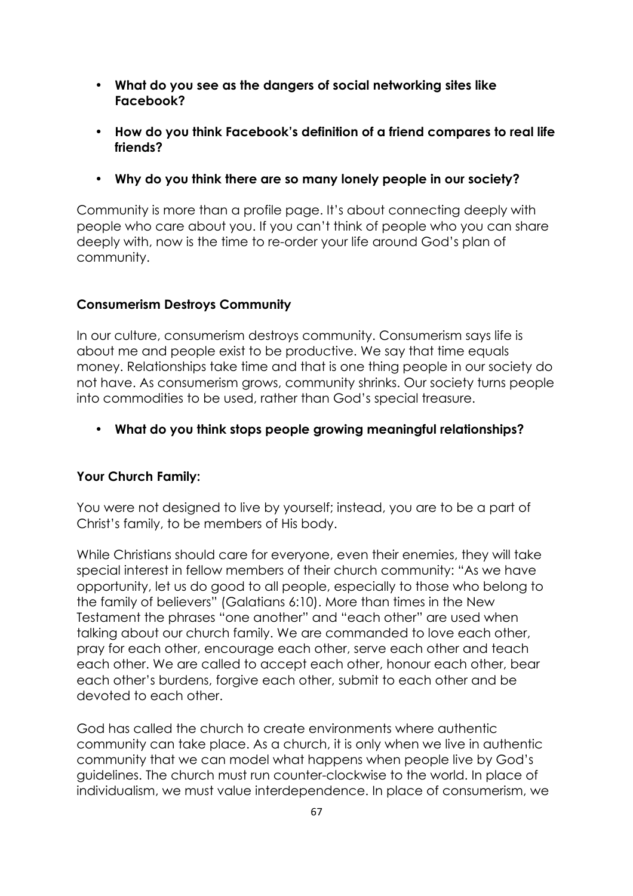- **What do you see as the dangers of social networking sites like Facebook?**
- **How do you think Facebook's definition of a friend compares to real life friends?**
- **Why do you think there are so many lonely people in our society?**

Community is more than a profile page. It's about connecting deeply with people who care about you. If you can't think of people who you can share deeply with, now is the time to re-order your life around God's plan of community.

**Consumerism Destroys Community**

In our culture, consumerism destroys community. Consumerism says life is about me and people exist to be productive. We say that time equals money. Relationships take time and that is one thing people in our society do not have. As consumerism grows, community shrinks. Our society turns people into commodities to be used, rather than God's special treasure.

- **What do you think stops people growing meaningful relationships?**

**Your Church Family:**

You were not designed to live by yourself; instead, you are to be a part of Christ's family, to be members of His body.

While Christians should care for everyone, even their enemies, they will take special interest in fellow members of their church community: "As we have opportunity, let us do good to all people, especially to those who belong to the family of believers" (Galatians 6:10). More than times in the New Testament the phrases "one another" and "each other" are used when talking about our church family. We are commanded to love each other, pray for each other, encourage each other, serve each other and teach each other. We are called to accept each other, honour each other, bear each other's burdens, forgive each other, submit to each other and be devoted to each other.

God has called the church to create environments where authentic community can take place. As a church, it is only when we live in authentic community that we can model what happens when people live by God's guidelines. The church must run counter-clockwise to the world. In place of individualism, we must value interdependence. In place of consumerism, we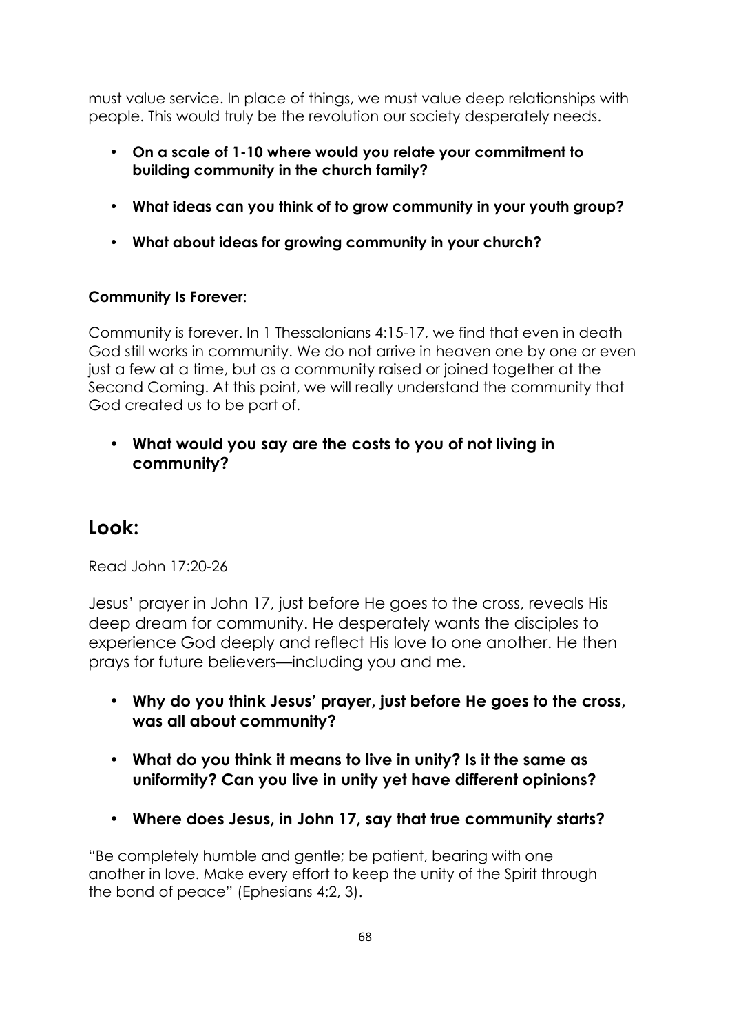must value service. In place of things, we must value deep relationships with people. This would truly be the revolution our society desperately needs.

- **On a scale of 1-10 where would you relate your commitment to building community in the church family?**
- **What ideas can you think of to grow community in your youth group?**
- **What about ideas for growing community in your church?**

**Community Is Forever:**

Community is forever. In 1 Thessalonians 4:15-17, we find that even in death God still works in community. We do not arrive in heaven one by one or even just a few at a time, but as a community raised or joined together at the Second Coming. At this point, we will really understand the community that God created us to be part of.

- **What would you say are the costs to you of not living in community?**

## Look:

Read John 17:20-26

Jesus' prayer in John 17, just before He goes to the cross, reveals His deep dream for community. He desperately wants the disciples to experience God deeply and reflect His love to one another. He then prays for future believers—including you and me.

- **Why do you think Jesus' prayer, just before He goes to the cross, was all about community?**
- **What do you think it means to live in unity? Is it the same as uniformity? Can you live in unity yet have different opinions?**
- **Where does Jesus, in John 17, say that true community starts?**

"Be completely humble and gentle; be patient, bearing with one another in love. Make every effort to keep the unity of the Spirit through the bond of peace" (Ephesians 4:2, 3).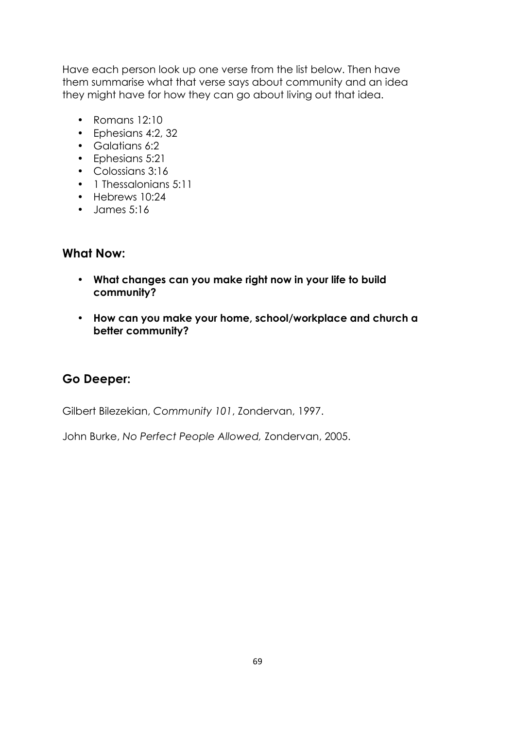Have each person look up one verse from the list below. Then have them summarise what that verse says about community and an idea they might have for how they can go about living out that idea.

- Romans 12:10
- Ephesians 4:2, 32
- Galatians 6:2
- Ephesians 5:21
- Colossians 3:16
- 1 Thessalonians 5:11
- Hebrews 10:24
- James 5:16

## What Now:

- **What changes can you make right now in your life to build community?**

- **How can you make your home, school/workplace and church a better community?**

## Go Deeper:

Gilbert Bilezekian, *Community 101*, Zondervan, 1997.

John Burke, *No Perfect People Allowed,* Zondervan, 2005.